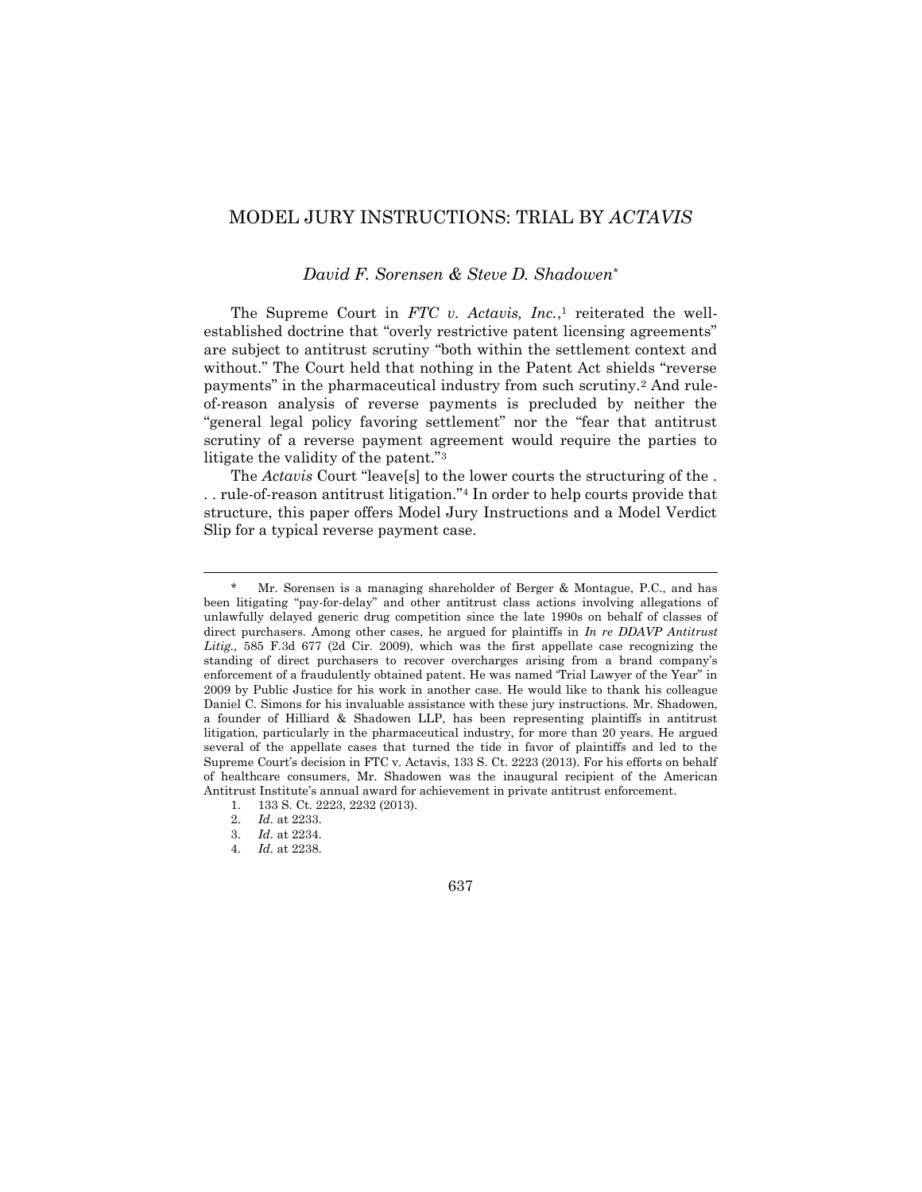# MODEL JURY INSTRUCTIONS: TRIAL BY *ACTAVIS*

*David F. Sorensen & Steve D. Shadowen*\*

The Supreme Court in *FTC v. Actavis, Inc.*,[1] reiterated the well-established doctrine that "overly restrictive patent licensing agreements" are subject to antitrust scrutiny "both within the settlement context and without." The Court held that nothing in the Patent Act shields "reverse payments" in the pharmaceutical industry from such scrutiny.[2] And rule-of-reason analysis of reverse payments is precluded by neither the "general legal policy favoring settlement" nor the "fear that antitrust scrutiny of a reverse payment agreement would require the parties to litigate the validity of the patent."[3]

The *Actavis* Court "leave[s] to the lower courts the structuring of the . . . rule-of-reason antitrust litigation."[4] In order to help courts provide that structure, this paper offers Model Jury Instructions and a Model Verdict Slip for a typical reverse payment case.

---

\* Mr. Sorensen is a managing shareholder of Berger & Montague, P.C., and has been litigating "pay-for-delay" and other antitrust class actions involving allegations of unlawfully delayed generic drug competition since the late 1990s on behalf of classes of direct purchasers. Among other cases, he argued for plaintiffs in *In re DDAVP Antitrust Litig.,* 585 F.3d 677 (2d Cir. 2009), which was the first appellate case recognizing the standing of direct purchasers to recover overcharges arising from a brand company's enforcement of a fraudulently obtained patent. He was named 'Trial Lawyer of the Year" in 2009 by Public Justice for his work in another case. He would like to thank his colleague Daniel C. Simons for his invaluable assistance with these jury instructions. Mr. Shadowen, a founder of Hilliard & Shadowen LLP, has been representing plaintiffs in antitrust litigation, particularly in the pharmaceutical industry, for more than 20 years. He argued several of the appellate cases that turned the tide in favor of plaintiffs and led to the Supreme Court's decision in FTC v. Actavis, 133 S. Ct. 2223 (2013). For his efforts on behalf of healthcare consumers, Mr. Shadowen was the inaugural recipient of the American Antitrust Institute's annual award for achievement in private antitrust enforcement.

1. 133 S. Ct. 2223, 2232 (2013).
2. *Id.* at 2233.
3. *Id.* at 2234.
4. *Id.* at 2238.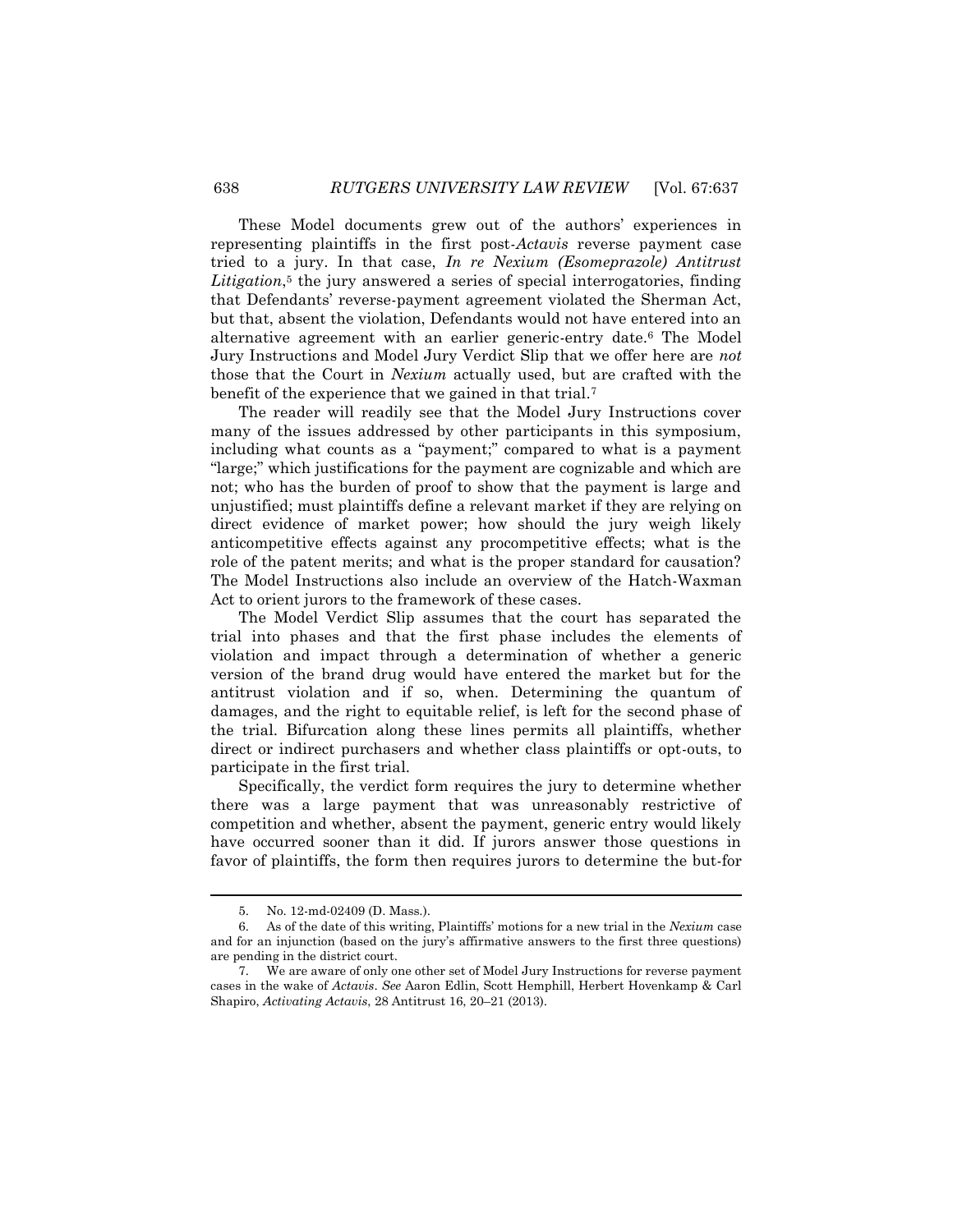These Model documents grew out of the authors' experiences in representing plaintiffs in the first post-*Actavis* reverse payment case tried to a jury. In that case, *In re Nexium (Esomeprazole) Antitrust Litigation*,[5] the jury answered a series of special interrogatories, finding that Defendants' reverse-payment agreement violated the Sherman Act, but that, absent the violation, Defendants would not have entered into an alternative agreement with an earlier generic-entry date.[6] The Model Jury Instructions and Model Jury Verdict Slip that we offer here are *not* those that the Court in *Nexium* actually used, but are crafted with the benefit of the experience that we gained in that trial.[7]

The reader will readily see that the Model Jury Instructions cover many of the issues addressed by other participants in this symposium, including what counts as a "payment;" compared to what is a payment "large;" which justifications for the payment are cognizable and which are not; who has the burden of proof to show that the payment is large and unjustified; must plaintiffs define a relevant market if they are relying on direct evidence of market power; how should the jury weigh likely anticompetitive effects against any procompetitive effects; what is the role of the patent merits; and what is the proper standard for causation? The Model Instructions also include an overview of the Hatch-Waxman Act to orient jurors to the framework of these cases.

The Model Verdict Slip assumes that the court has separated the trial into phases and that the first phase includes the elements of violation and impact through a determination of whether a generic version of the brand drug would have entered the market but for the antitrust violation and if so, when. Determining the quantum of damages, and the right to equitable relief, is left for the second phase of the trial. Bifurcation along these lines permits all plaintiffs, whether direct or indirect purchasers and whether class plaintiffs or opt-outs, to participate in the first trial.

Specifically, the verdict form requires the jury to determine whether there was a large payment that was unreasonably restrictive of competition and whether, absent the payment, generic entry would likely have occurred sooner than it did. If jurors answer those questions in favor of plaintiffs, the form then requires jurors to determine the but-for

---

5. No. 12-md-02409 (D. Mass.).

6. As of the date of this writing, Plaintiffs' motions for a new trial in the *Nexium* case and for an injunction (based on the jury's affirmative answers to the first three questions) are pending in the district court.

7. We are aware of only one other set of Model Jury Instructions for reverse payment cases in the wake of *Actavis*. *See* Aaron Edlin, Scott Hemphill, Herbert Hovenkamp & Carl Shapiro, *Activating Actavis*, 28 Antitrust 16, 20–21 (2013).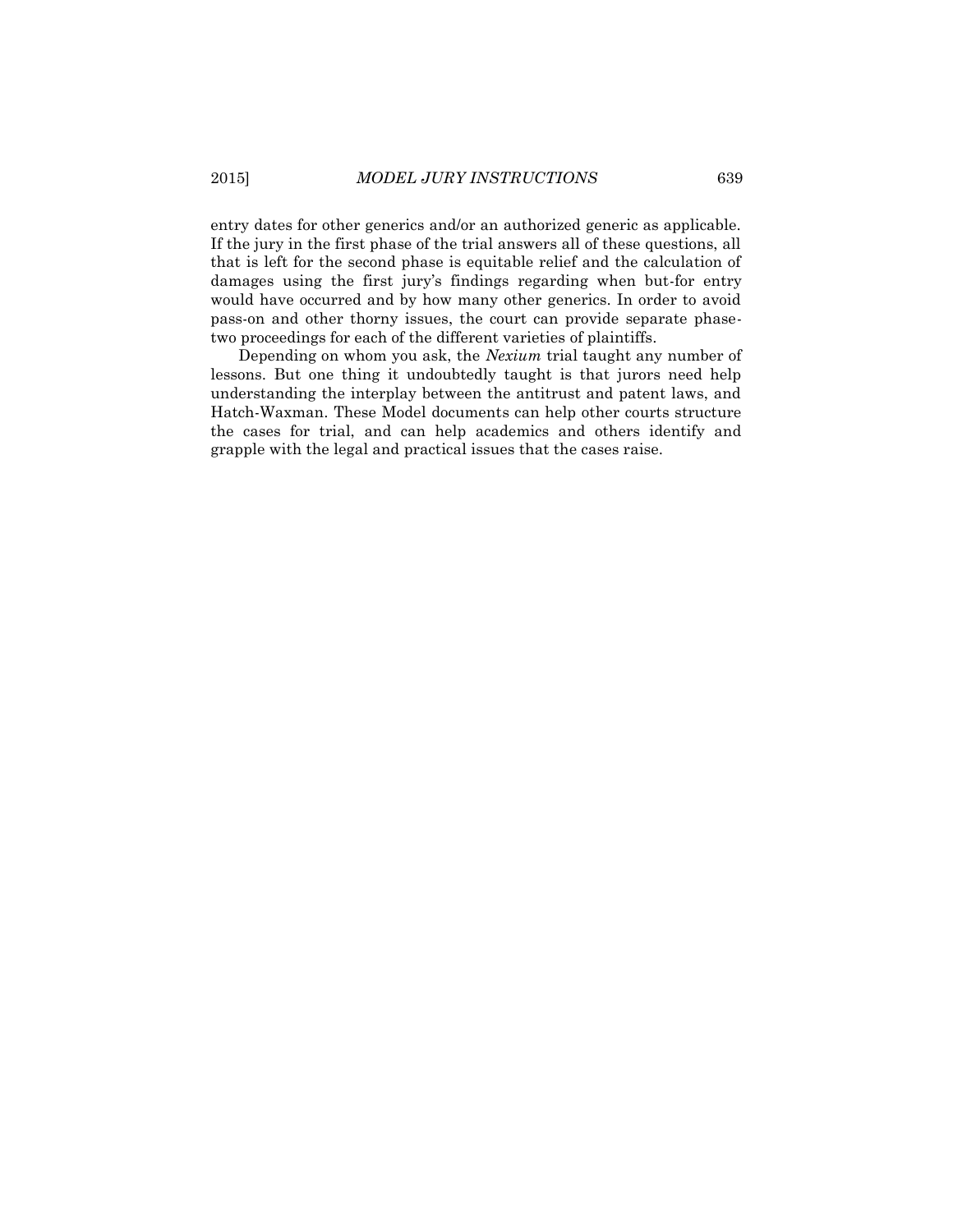entry dates for other generics and/or an authorized generic as applicable. If the jury in the first phase of the trial answers all of these questions, all that is left for the second phase is equitable relief and the calculation of damages using the first jury's findings regarding when but-for entry would have occurred and by how many other generics. In order to avoid pass-on and other thorny issues, the court can provide separate phase-two proceedings for each of the different varieties of plaintiffs.

Depending on whom you ask, the *Nexium* trial taught any number of lessons. But one thing it undoubtedly taught is that jurors need help understanding the interplay between the antitrust and patent laws, and Hatch-Waxman. These Model documents can help other courts structure the cases for trial, and can help academics and others identify and grapple with the legal and practical issues that the cases raise.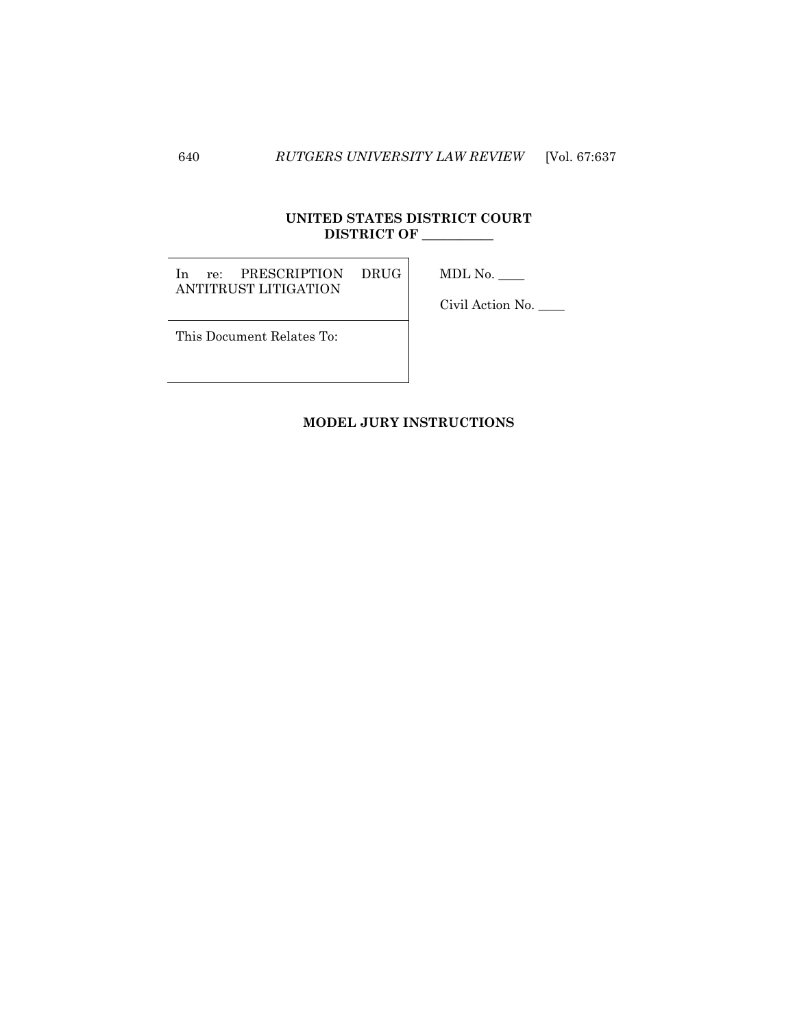**UNITED STATES DISTRICT COURT**
**DISTRICT OF \_\_\_\_\_\_\_\_\_\_**

| | |
|---|---|
| In re: PRESCRIPTION DRUG ANTITRUST LITIGATION | MDL No. \_\_\_\_<br><br>Civil Action No. \_\_\_\_ |
| This Document Relates To: | |

**MODEL JURY INSTRUCTIONS**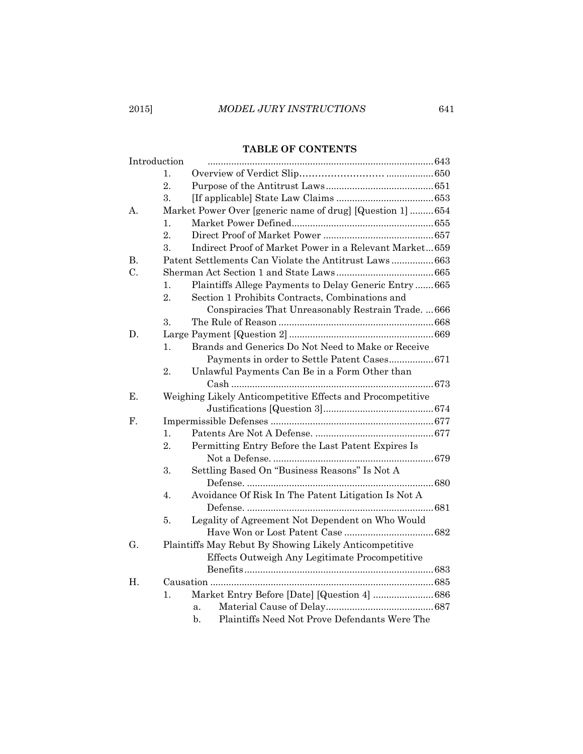**TABLE OF CONTENTS**

Introduction .......................................................................................643

1. Overview of Verdict Slip..........................................................650
2. Purpose of the Antitrust Laws.................................................651
3. [If applicable] State Law Claims .............................................653

A. Market Power Over [generic name of drug] [Question 1] .........654

1. Market Power Defined..............................................................655
2. Direct Proof of Market Power ..................................................657
3. Indirect Proof of Market Power in a Relevant Market...659

B. Patent Settlements Can Violate the Antitrust Laws ................663

C. Sherman Act Section 1 and State Laws.....................................665

1. Plaintiffs Allege Payments to Delay Generic Entry .......665
2. Section 1 Prohibits Contracts, Combinations and Conspiracies That Unreasonably Restrain Trade. ...666
3. The Rule of Reason ...................................................................668

D. Large Payment [Question 2] .......................................................669

1. Brands and Generics Do Not Need to Make or Receive Payments in order to Settle Patent Cases.................671
2. Unlawful Payments Can Be in a Form Other than Cash ...........................................................................................673

E. Weighing Likely Anticompetitive Effects and Procompetitive Justifications [Question 3]..........................................674

F. Impermissible Defenses ..............................................................677

1. Patents Are Not A Defense. .............................................677
2. Permitting Entry Before the Last Patent Expires Is Not a Defense. .............................................................679
3. Settling Based On "Business Reasons" Is Not A Defense. ......................................................................680
4. Avoidance Of Risk In The Patent Litigation Is Not A Defense. ......................................................................681
5. Legality of Agreement Not Dependent on Who Would Have Won or Lost Patent Case ..................................682

G. Plaintiffs May Rebut By Showing Likely Anticompetitive Effects Outweigh Any Legitimate Procompetitive Benefits........................................................................683

H. Causation .....................................................................................685

1. Market Entry Before [Date] [Question 4] .......................686
   a. Material Cause of Delay.........................................687
   b. Plaintiffs Need Not Prove Defendants Were The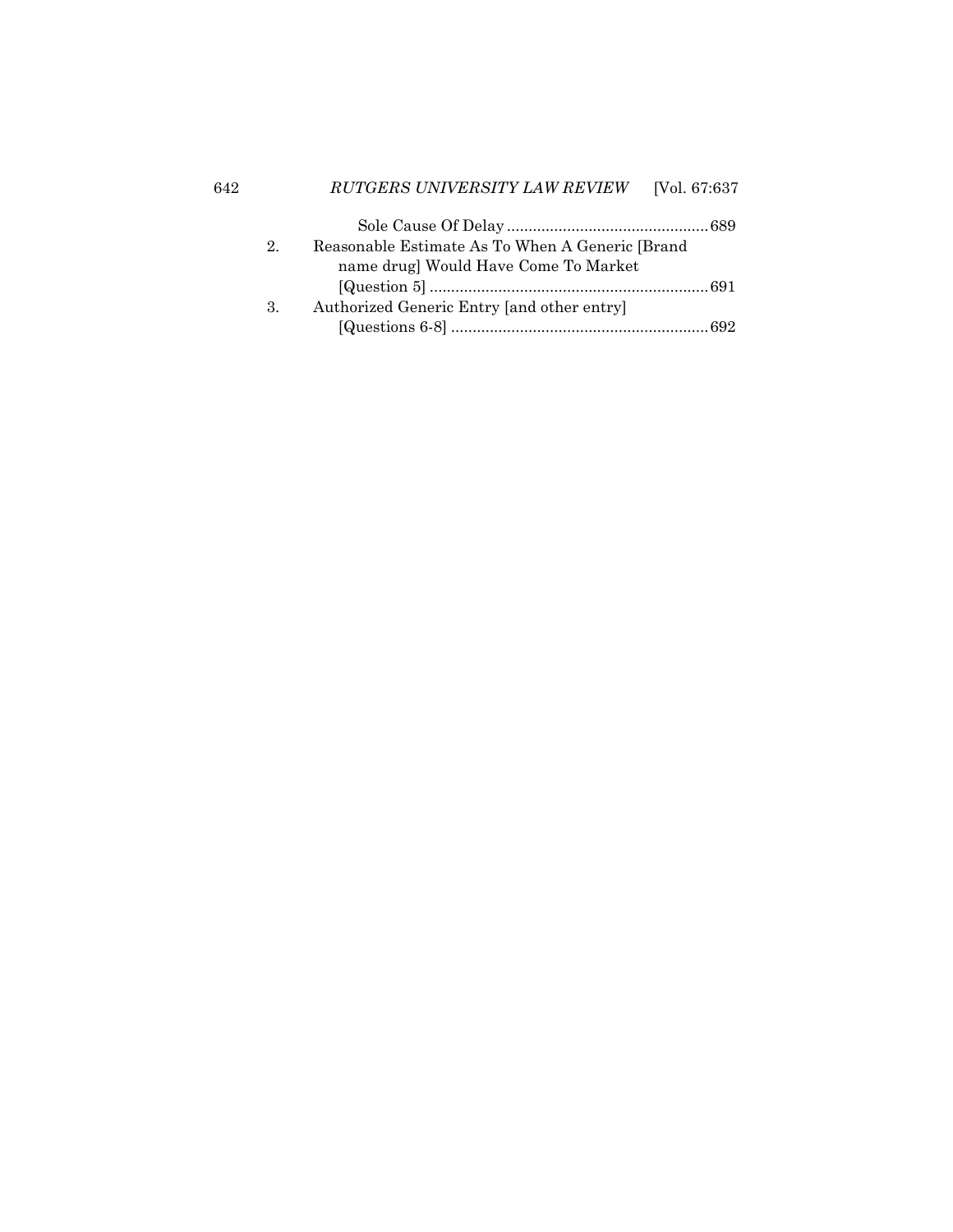Sole Cause Of Delay ............................................. 689

2. Reasonable Estimate As To When A Generic [Brand name drug] Would Have Come To Market [Question 5] ................................................................ 691

3. Authorized Generic Entry [and other entry] [Questions 6-8] .......................................................... 692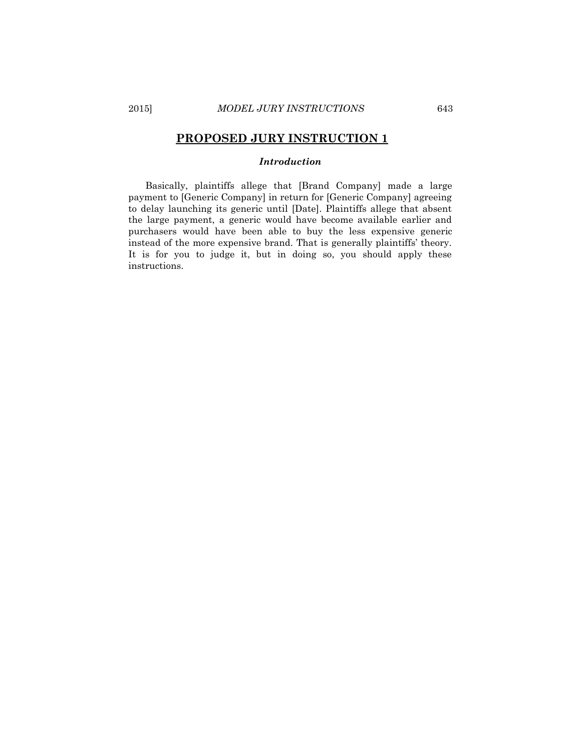## PROPOSED JURY INSTRUCTION 1

### *Introduction*

Basically, plaintiffs allege that [Brand Company] made a large payment to [Generic Company] in return for [Generic Company] agreeing to delay launching its generic until [Date]. Plaintiffs allege that absent the large payment, a generic would have become available earlier and purchasers would have been able to buy the less expensive generic instead of the more expensive brand. That is generally plaintiffs' theory. It is for you to judge it, but in doing so, you should apply these instructions.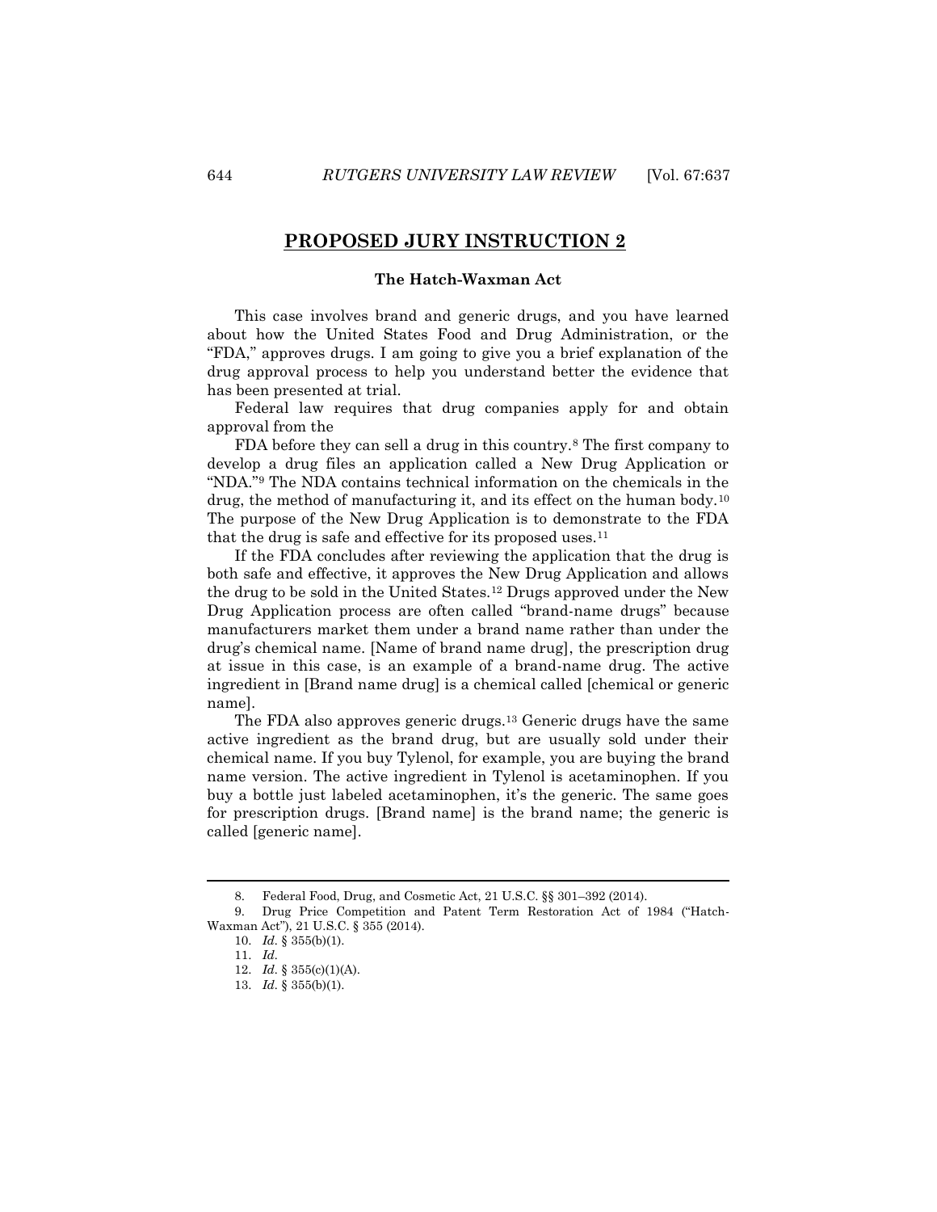## PROPOSED JURY INSTRUCTION 2

### The Hatch-Waxman Act

This case involves brand and generic drugs, and you have learned about how the United States Food and Drug Administration, or the "FDA," approves drugs. I am going to give you a brief explanation of the drug approval process to help you understand better the evidence that has been presented at trial.

Federal law requires that drug companies apply for and obtain approval from the

FDA before they can sell a drug in this country.[8] The first company to develop a drug files an application called a New Drug Application or "NDA."[9] The NDA contains technical information on the chemicals in the drug, the method of manufacturing it, and its effect on the human body.[10] The purpose of the New Drug Application is to demonstrate to the FDA that the drug is safe and effective for its proposed uses.[11]

If the FDA concludes after reviewing the application that the drug is both safe and effective, it approves the New Drug Application and allows the drug to be sold in the United States.[12] Drugs approved under the New Drug Application process are often called "brand-name drugs" because manufacturers market them under a brand name rather than under the drug's chemical name. [Name of brand name drug], the prescription drug at issue in this case, is an example of a brand-name drug. The active ingredient in [Brand name drug] is a chemical called [chemical or generic name].

The FDA also approves generic drugs.[13] Generic drugs have the same active ingredient as the brand drug, but are usually sold under their chemical name. If you buy Tylenol, for example, you are buying the brand name version. The active ingredient in Tylenol is acetaminophen. If you buy a bottle just labeled acetaminophen, it's the generic. The same goes for prescription drugs. [Brand name] is the brand name; the generic is called [generic name].

---

8. Federal Food, Drug, and Cosmetic Act, 21 U.S.C. §§ 301–392 (2014).

9. Drug Price Competition and Patent Term Restoration Act of 1984 ("Hatch-Waxman Act"), 21 U.S.C. § 355 (2014).

10. *Id.* § 355(b)(1).

11. *Id.*

12. *Id.* § 355(c)(1)(A).

13. *Id.* § 355(b)(1).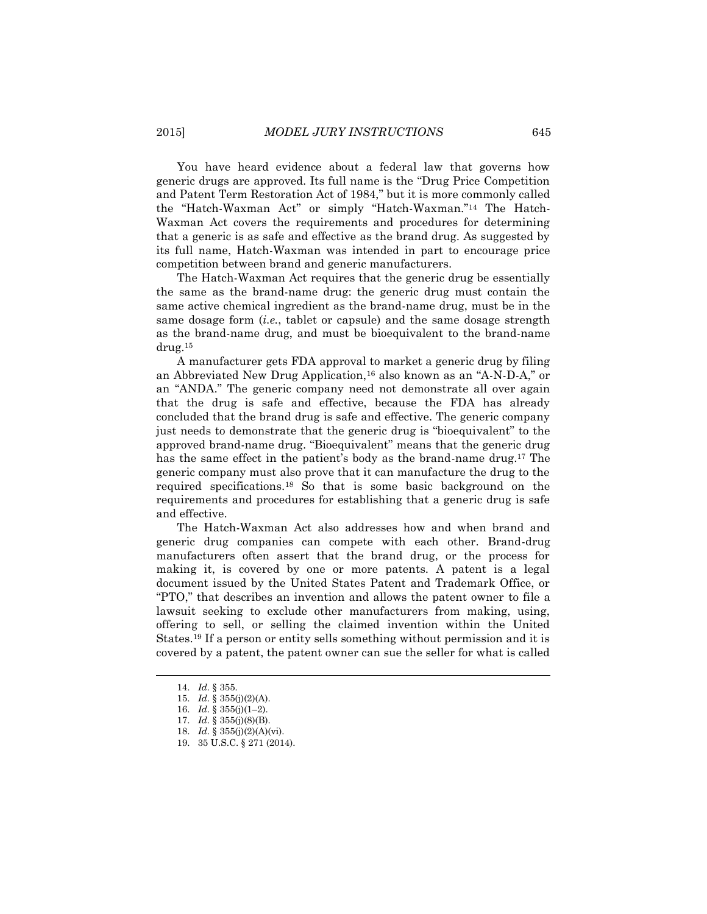You have heard evidence about a federal law that governs how generic drugs are approved. Its full name is the "Drug Price Competition and Patent Term Restoration Act of 1984," but it is more commonly called the "Hatch-Waxman Act" or simply "Hatch-Waxman."[14] The Hatch-Waxman Act covers the requirements and procedures for determining that a generic is as safe and effective as the brand drug. As suggested by its full name, Hatch-Waxman was intended in part to encourage price competition between brand and generic manufacturers.

The Hatch-Waxman Act requires that the generic drug be essentially the same as the brand-name drug: the generic drug must contain the same active chemical ingredient as the brand-name drug, must be in the same dosage form (*i.e.*, tablet or capsule) and the same dosage strength as the brand-name drug, and must be bioequivalent to the brand-name drug.[15]

A manufacturer gets FDA approval to market a generic drug by filing an Abbreviated New Drug Application,[16] also known as an "A-N-D-A," or an "ANDA." The generic company need not demonstrate all over again that the drug is safe and effective, because the FDA has already concluded that the brand drug is safe and effective. The generic company just needs to demonstrate that the generic drug is "bioequivalent" to the approved brand-name drug. "Bioequivalent" means that the generic drug has the same effect in the patient's body as the brand-name drug.[17] The generic company must also prove that it can manufacture the drug to the required specifications.[18] So that is some basic background on the requirements and procedures for establishing that a generic drug is safe and effective.

The Hatch-Waxman Act also addresses how and when brand and generic drug companies can compete with each other. Brand-drug manufacturers often assert that the brand drug, or the process for making it, is covered by one or more patents. A patent is a legal document issued by the United States Patent and Trademark Office, or "PTO," that describes an invention and allows the patent owner to file a lawsuit seeking to exclude other manufacturers from making, using, offering to sell, or selling the claimed invention within the United States.[19] If a person or entity sells something without permission and it is covered by a patent, the patent owner can sue the seller for what is called

---

14. *Id.* § 355.
15. *Id.* § 355(j)(2)(A).
16. *Id.* § 355(j)(1–2).
17. *Id.* § 355(j)(8)(B).
18. *Id.* § 355(j)(2)(A)(vi).
19. 35 U.S.C. § 271 (2014).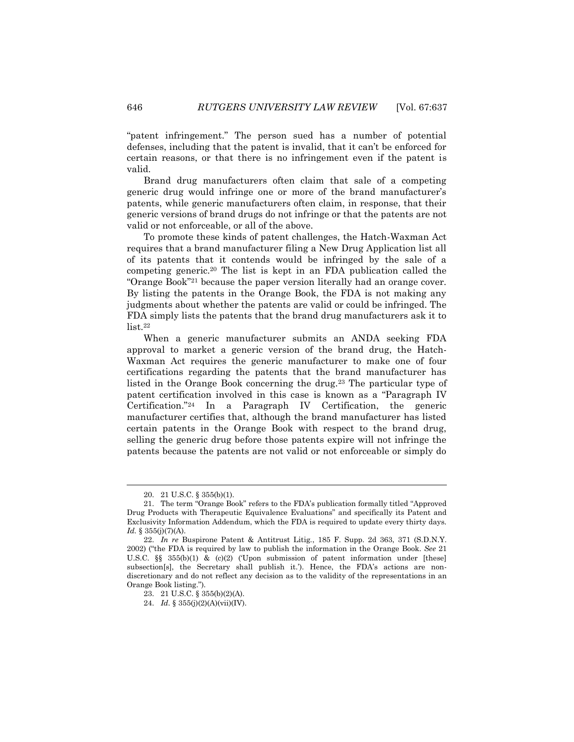"patent infringement." The person sued has a number of potential defenses, including that the patent is invalid, that it can't be enforced for certain reasons, or that there is no infringement even if the patent is valid.

Brand drug manufacturers often claim that sale of a competing generic drug would infringe one or more of the brand manufacturer's patents, while generic manufacturers often claim, in response, that their generic versions of brand drugs do not infringe or that the patents are not valid or not enforceable, or all of the above.

To promote these kinds of patent challenges, the Hatch-Waxman Act requires that a brand manufacturer filing a New Drug Application list all of its patents that it contends would be infringed by the sale of a competing generic.[20] The list is kept in an FDA publication called the "Orange Book"[21] because the paper version literally had an orange cover. By listing the patents in the Orange Book, the FDA is not making any judgments about whether the patents are valid or could be infringed. The FDA simply lists the patents that the brand drug manufacturers ask it to list.[22]

When a generic manufacturer submits an ANDA seeking FDA approval to market a generic version of the brand drug, the Hatch-Waxman Act requires the generic manufacturer to make one of four certifications regarding the patents that the brand manufacturer has listed in the Orange Book concerning the drug.[23] The particular type of patent certification involved in this case is known as a "Paragraph IV Certification."[24] In a Paragraph IV Certification, the generic manufacturer certifies that, although the brand manufacturer has listed certain patents in the Orange Book with respect to the brand drug, selling the generic drug before those patents expire will not infringe the patents because the patents are not valid or not enforceable or simply do

---

20. 21 U.S.C. § 355(b)(1).

21. The term "Orange Book" refers to the FDA's publication formally titled "Approved Drug Products with Therapeutic Equivalence Evaluations" and specifically its Patent and Exclusivity Information Addendum, which the FDA is required to update every thirty days. *Id.* § 355(j)(7)(A).

22. *In re* Buspirone Patent & Antitrust Litig., 185 F. Supp. 2d 363, 371 (S.D.N.Y. 2002) ("the FDA is required by law to publish the information in the Orange Book. *See* 21 U.S.C. §§ 355(b)(1) & (c)(2) ('Upon submission of patent information under [these] subsection[s], the Secretary shall publish it.'). Hence, the FDA's actions are non-discretionary and do not reflect any decision as to the validity of the representations in an Orange Book listing.").

23. 21 U.S.C. § 355(b)(2)(A).

24. *Id.* § 355(j)(2)(A)(vii)(IV).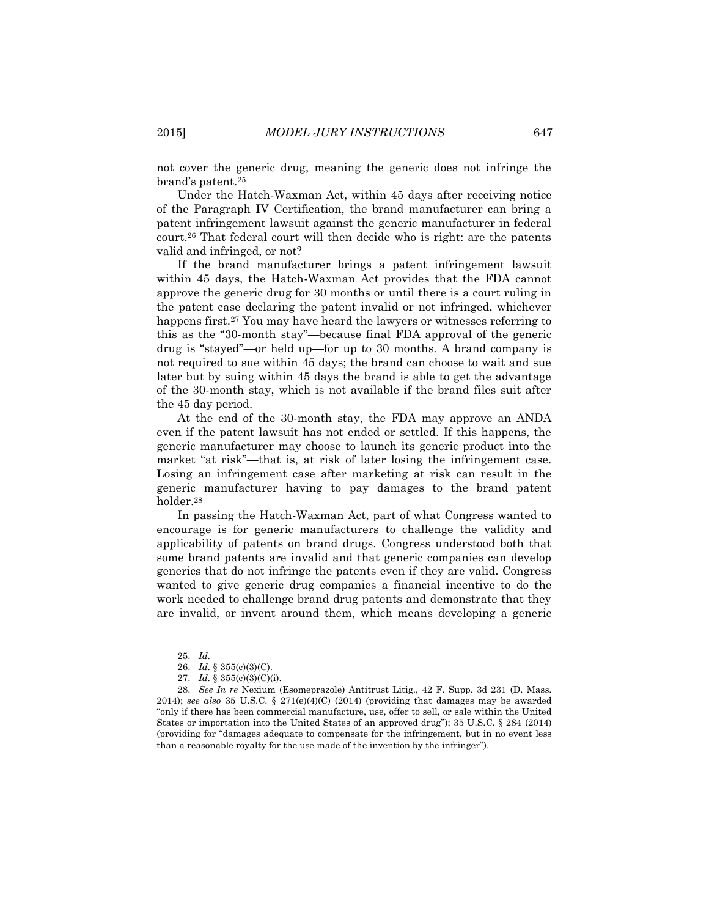not cover the generic drug, meaning the generic does not infringe the brand's patent.[25]

Under the Hatch-Waxman Act, within 45 days after receiving notice of the Paragraph IV Certification, the brand manufacturer can bring a patent infringement lawsuit against the generic manufacturer in federal court.[26] That federal court will then decide who is right: are the patents valid and infringed, or not?

If the brand manufacturer brings a patent infringement lawsuit within 45 days, the Hatch-Waxman Act provides that the FDA cannot approve the generic drug for 30 months or until there is a court ruling in the patent case declaring the patent invalid or not infringed, whichever happens first.[27] You may have heard the lawyers or witnesses referring to this as the "30-month stay"—because final FDA approval of the generic drug is "stayed"—or held up—for up to 30 months. A brand company is not required to sue within 45 days; the brand can choose to wait and sue later but by suing within 45 days the brand is able to get the advantage of the 30-month stay, which is not available if the brand files suit after the 45 day period.

At the end of the 30-month stay, the FDA may approve an ANDA even if the patent lawsuit has not ended or settled. If this happens, the generic manufacturer may choose to launch its generic product into the market "at risk"—that is, at risk of later losing the infringement case. Losing an infringement case after marketing at risk can result in the generic manufacturer having to pay damages to the brand patent holder.[28]

In passing the Hatch-Waxman Act, part of what Congress wanted to encourage is for generic manufacturers to challenge the validity and applicability of patents on brand drugs. Congress understood both that some brand patents are invalid and that generic companies can develop generics that do not infringe the patents even if they are valid. Congress wanted to give generic drug companies a financial incentive to do the work needed to challenge brand drug patents and demonstrate that they are invalid, or invent around them, which means developing a generic

---

25. *Id.*

26. *Id.* § 355(c)(3)(C).

27. *Id.* § 355(c)(3)(C)(i).

28. *See In re* Nexium (Esomeprazole) Antitrust Litig., 42 F. Supp. 3d 231 (D. Mass. 2014); *see also* 35 U.S.C. § 271(e)(4)(C) (2014) (providing that damages may be awarded "only if there has been commercial manufacture, use, offer to sell, or sale within the United States or importation into the United States of an approved drug"); 35 U.S.C. § 284 (2014) (providing for "damages adequate to compensate for the infringement, but in no event less than a reasonable royalty for the use made of the invention by the infringer").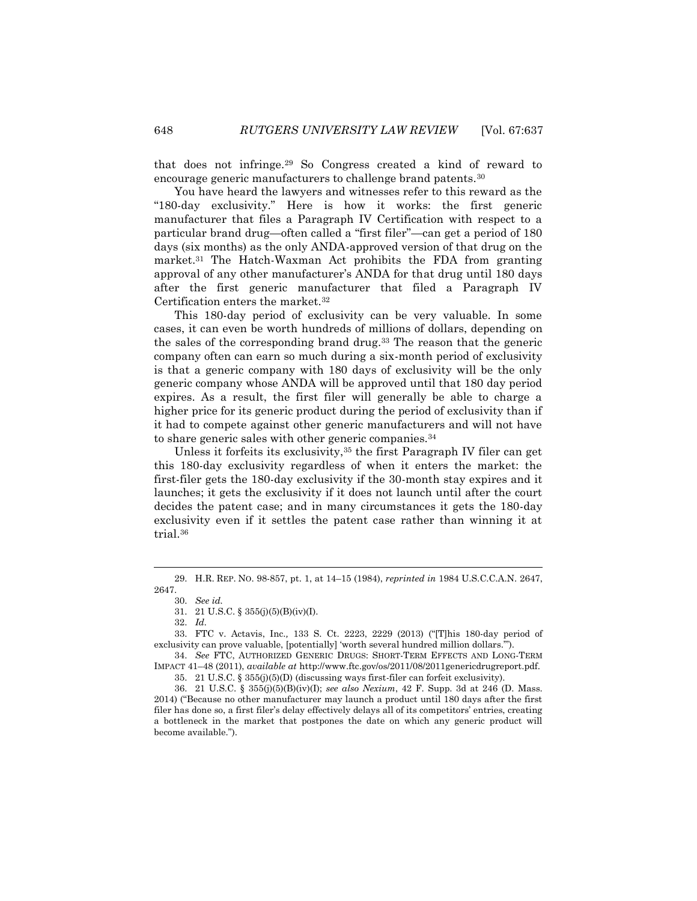that does not infringe.[29] So Congress created a kind of reward to encourage generic manufacturers to challenge brand patents.[30]

You have heard the lawyers and witnesses refer to this reward as the "180-day exclusivity." Here is how it works: the first generic manufacturer that files a Paragraph IV Certification with respect to a particular brand drug—often called a "first filer"—can get a period of 180 days (six months) as the only ANDA-approved version of that drug on the market.[31] The Hatch-Waxman Act prohibits the FDA from granting approval of any other manufacturer's ANDA for that drug until 180 days after the first generic manufacturer that filed a Paragraph IV Certification enters the market.[32]

This 180-day period of exclusivity can be very valuable. In some cases, it can even be worth hundreds of millions of dollars, depending on the sales of the corresponding brand drug.[33] The reason that the generic company often can earn so much during a six-month period of exclusivity is that a generic company with 180 days of exclusivity will be the only generic company whose ANDA will be approved until that 180 day period expires. As a result, the first filer will generally be able to charge a higher price for its generic product during the period of exclusivity than if it had to compete against other generic manufacturers and will not have to share generic sales with other generic companies.[34]

Unless it forfeits its exclusivity,[35] the first Paragraph IV filer can get this 180-day exclusivity regardless of when it enters the market: the first-filer gets the 180-day exclusivity if the 30-month stay expires and it launches; it gets the exclusivity if it does not launch until after the court decides the patent case; and in many circumstances it gets the 180-day exclusivity even if it settles the patent case rather than winning it at trial.[36]

---

29. H.R. REP. NO. 98-857, pt. 1, at 14–15 (1984), *reprinted in* 1984 U.S.C.C.A.N. 2647, 2647.

30. *See id.*

31. 21 U.S.C. § 355(j)(5)(B)(iv)(I).

32. *Id.*

33. FTC v. Actavis, Inc., 133 S. Ct. 2223, 2229 (2013) ("[T]his 180-day period of exclusivity can prove valuable, [potentially] 'worth several hundred million dollars.'").

34. *See* FTC, AUTHORIZED GENERIC DRUGS: SHORT-TERM EFFECTS AND LONG-TERM IMPACT 41–48 (2011), *available at* http://www.ftc.gov/os/2011/08/2011genericdrugreport.pdf.

35. 21 U.S.C. § 355(j)(5)(D) (discussing ways first-filer can forfeit exclusivity).

36. 21 U.S.C. § 355(j)(5)(B)(iv)(I); *see also Nexium*, 42 F. Supp. 3d at 246 (D. Mass. 2014) ("Because no other manufacturer may launch a product until 180 days after the first filer has done so, a first filer's delay effectively delays all of its competitors' entries, creating a bottleneck in the market that postpones the date on which any generic product will become available.").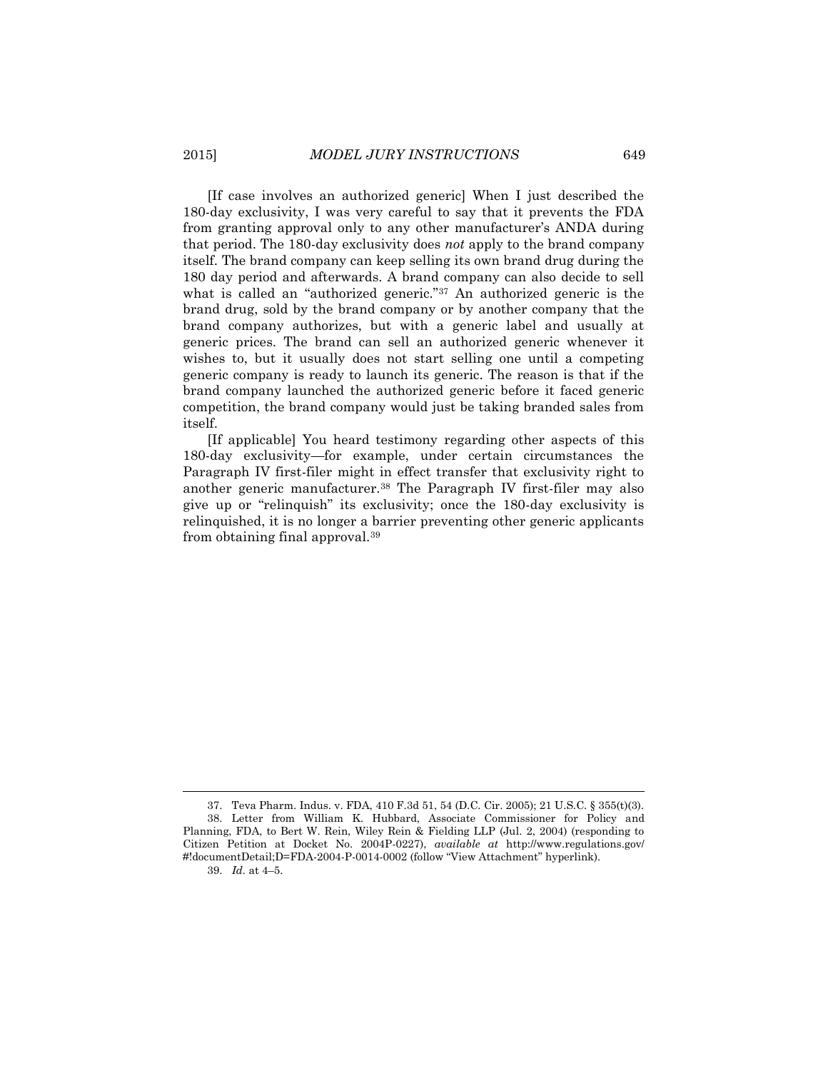[If case involves an authorized generic] When I just described the 180-day exclusivity, I was very careful to say that it prevents the FDA from granting approval only to any other manufacturer's ANDA during that period. The 180-day exclusivity does *not* apply to the brand company itself. The brand company can keep selling its own brand drug during the 180 day period and afterwards. A brand company can also decide to sell what is called an "authorized generic."[37] An authorized generic is the brand drug, sold by the brand company or by another company that the brand company authorizes, but with a generic label and usually at generic prices. The brand can sell an authorized generic whenever it wishes to, but it usually does not start selling one until a competing generic company is ready to launch its generic. The reason is that if the brand company launched the authorized generic before it faced generic competition, the brand company would just be taking branded sales from itself.

[If applicable] You heard testimony regarding other aspects of this 180-day exclusivity—for example, under certain circumstances the Paragraph IV first-filer might in effect transfer that exclusivity right to another generic manufacturer.[38] The Paragraph IV first-filer may also give up or "relinquish" its exclusivity; once the 180-day exclusivity is relinquished, it is no longer a barrier preventing other generic applicants from obtaining final approval.[39]

---

37. Teva Pharm. Indus. v. FDA, 410 F.3d 51, 54 (D.C. Cir. 2005); 21 U.S.C. § 355(t)(3).

38. Letter from William K. Hubbard, Associate Commissioner for Policy and Planning, FDA, to Bert W. Rein, Wiley Rein & Fielding LLP (Jul. 2, 2004) (responding to Citizen Petition at Docket No. 2004P-0227), *available at* http://www.regulations.gov/#!documentDetail;D=FDA-2004-P-0014-0002 (follow "View Attachment" hyperlink).

39. *Id.* at 4–5.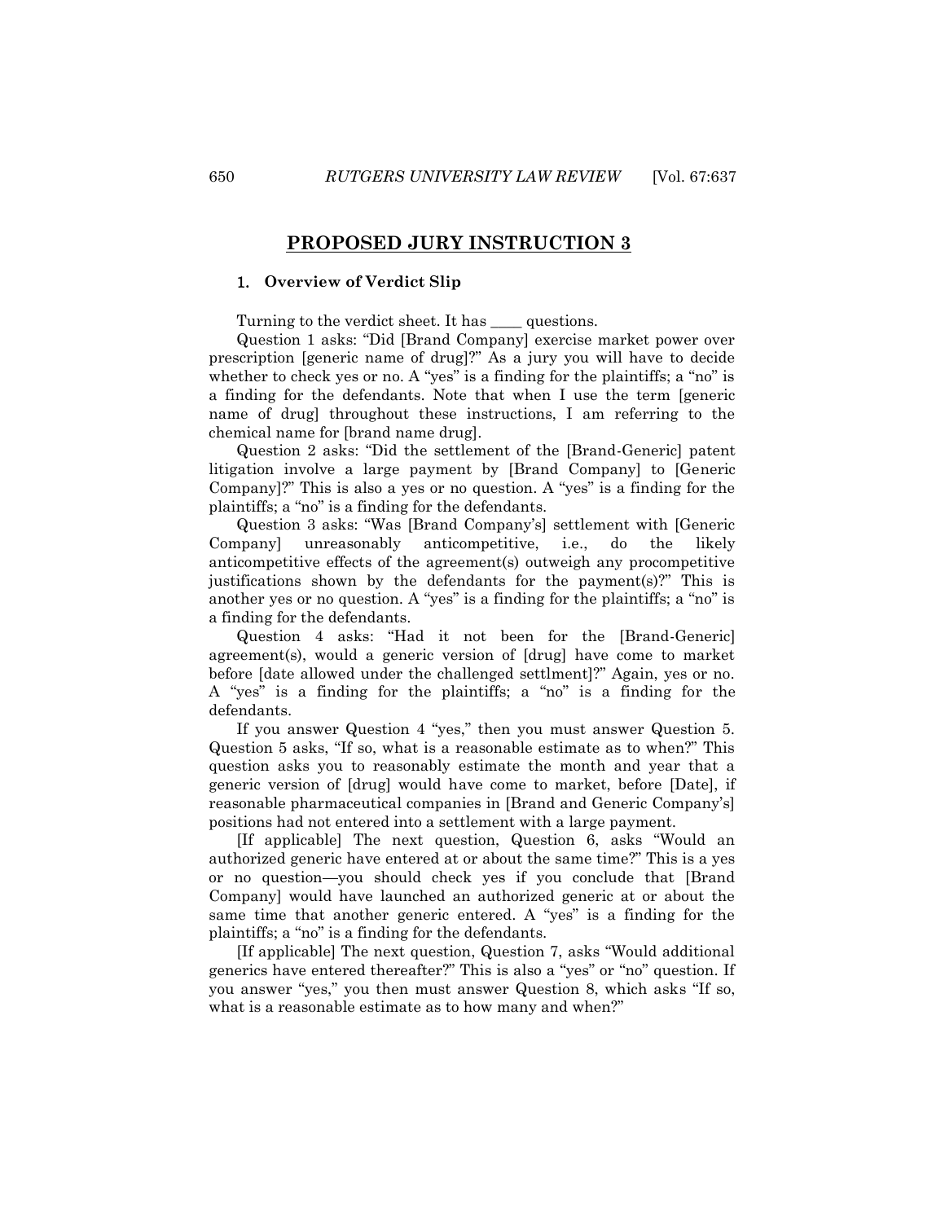## PROPOSED JURY INSTRUCTION 3

### 1. Overview of Verdict Slip

Turning to the verdict sheet. It has ____ questions.

Question 1 asks: "Did [Brand Company] exercise market power over prescription [generic name of drug]?" As a jury you will have to decide whether to check yes or no. A "yes" is a finding for the plaintiffs; a "no" is a finding for the defendants. Note that when I use the term [generic name of drug] throughout these instructions, I am referring to the chemical name for [brand name drug].

Question 2 asks: "Did the settlement of the [Brand-Generic] patent litigation involve a large payment by [Brand Company] to [Generic Company]?" This is also a yes or no question. A "yes" is a finding for the plaintiffs; a "no" is a finding for the defendants.

Question 3 asks: "Was [Brand Company's] settlement with [Generic Company] unreasonably anticompetitive, i.e., do the likely anticompetitive effects of the agreement(s) outweigh any procompetitive justifications shown by the defendants for the payment(s)?" This is another yes or no question. A "yes" is a finding for the plaintiffs; a "no" is a finding for the defendants.

Question 4 asks: "Had it not been for the [Brand-Generic] agreement(s), would a generic version of [drug] have come to market before [date allowed under the challenged settlment]?" Again, yes or no. A "yes" is a finding for the plaintiffs; a "no" is a finding for the defendants.

If you answer Question 4 "yes," then you must answer Question 5. Question 5 asks, "If so, what is a reasonable estimate as to when?" This question asks you to reasonably estimate the month and year that a generic version of [drug] would have come to market, before [Date], if reasonable pharmaceutical companies in [Brand and Generic Company's] positions had not entered into a settlement with a large payment.

[If applicable] The next question, Question 6, asks "Would an authorized generic have entered at or about the same time?" This is a yes or no question—you should check yes if you conclude that [Brand Company] would have launched an authorized generic at or about the same time that another generic entered. A "yes" is a finding for the plaintiffs; a "no" is a finding for the defendants.

[If applicable] The next question, Question 7, asks "Would additional generics have entered thereafter?" This is also a "yes" or "no" question. If you answer "yes," you then must answer Question 8, which asks "If so, what is a reasonable estimate as to how many and when?"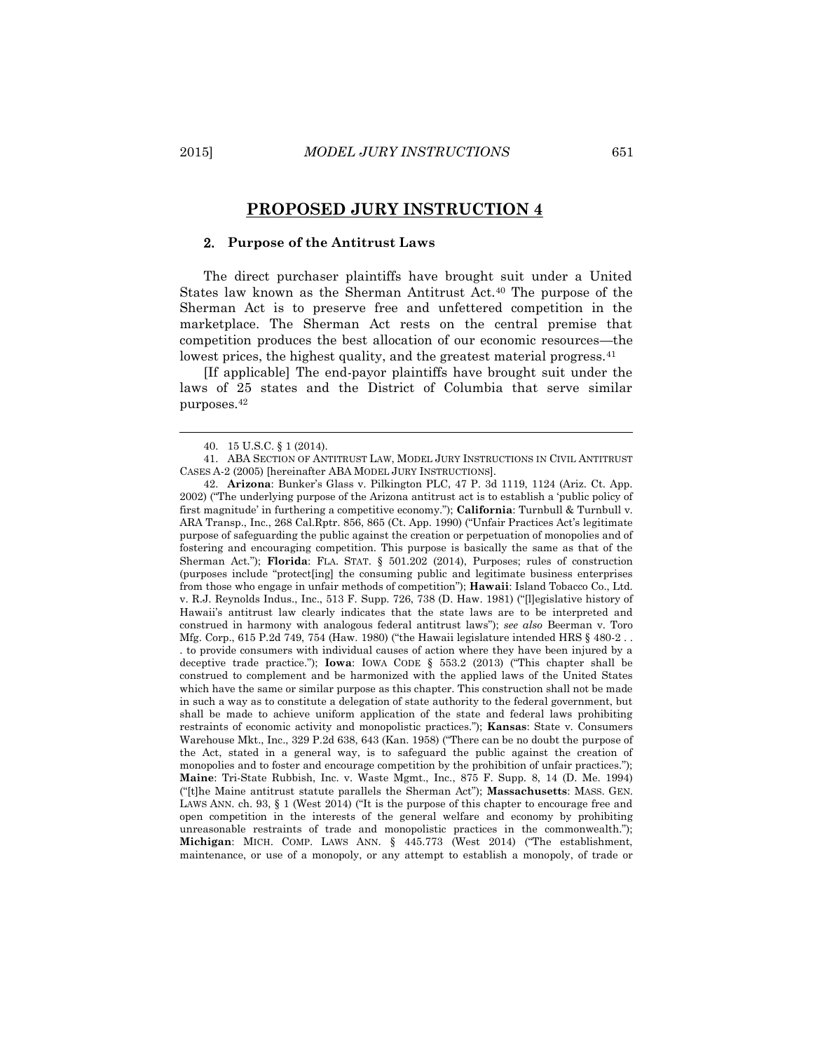## PROPOSED JURY INSTRUCTION 4

### 2. Purpose of the Antitrust Laws

The direct purchaser plaintiffs have brought suit under a United States law known as the Sherman Antitrust Act.[40] The purpose of the Sherman Act is to preserve free and unfettered competition in the marketplace. The Sherman Act rests on the central premise that competition produces the best allocation of our economic resources—the lowest prices, the highest quality, and the greatest material progress.[41]

[If applicable] The end-payor plaintiffs have brought suit under the laws of 25 states and the District of Columbia that serve similar purposes.[42]

---

40. 15 U.S.C. § 1 (2014).

41. ABA SECTION OF ANTITRUST LAW, MODEL JURY INSTRUCTIONS IN CIVIL ANTITRUST CASES A-2 (2005) [hereinafter ABA MODEL JURY INSTRUCTIONS].

42. **Arizona**: Bunker's Glass v. Pilkington PLC, 47 P. 3d 1119, 1124 (Ariz. Ct. App. 2002) ("The underlying purpose of the Arizona antitrust act is to establish a 'public policy of first magnitude' in furthering a competitive economy."); **California**: Turnbull & Turnbull v. ARA Transp., Inc., 268 Cal.Rptr. 856, 865 (Ct. App. 1990) ("Unfair Practices Act's legitimate purpose of safeguarding the public against the creation or perpetuation of monopolies and of fostering and encouraging competition. This purpose is basically the same as that of the Sherman Act."); **Florida**: FLA. STAT. § 501.202 (2014), Purposes; rules of construction (purposes include "protect[ing] the consuming public and legitimate business enterprises from those who engage in unfair methods of competition"); **Hawaii**: Island Tobacco Co., Ltd. v. R.J. Reynolds Indus., Inc., 513 F. Supp. 726, 738 (D. Haw. 1981) ("[l]egislative history of Hawaii's antitrust law clearly indicates that the state laws are to be interpreted and construed in harmony with analogous federal antitrust laws"); *see also* Beerman v. Toro Mfg. Corp., 615 P.2d 749, 754 (Haw. 1980) ("the Hawaii legislature intended HRS § 480-2 . . . to provide consumers with individual causes of action where they have been injured by a deceptive trade practice."); **Iowa**: IOWA CODE § 553.2 (2013) ("This chapter shall be construed to complement and be harmonized with the applied laws of the United States which have the same or similar purpose as this chapter. This construction shall not be made in such a way as to constitute a delegation of state authority to the federal government, but shall be made to achieve uniform application of the state and federal laws prohibiting restraints of economic activity and monopolistic practices."); **Kansas**: State v. Consumers Warehouse Mkt., Inc., 329 P.2d 638, 643 (Kan. 1958) ("There can be no doubt the purpose of the Act, stated in a general way, is to safeguard the public against the creation of monopolies and to foster and encourage competition by the prohibition of unfair practices."); **Maine**: Tri-State Rubbish, Inc. v. Waste Mgmt., Inc., 875 F. Supp. 8, 14 (D. Me. 1994) ("[t]he Maine antitrust statute parallels the Sherman Act"); **Massachusetts**: MASS. GEN. LAWS ANN. ch. 93, § 1 (West 2014) ("It is the purpose of this chapter to encourage free and open competition in the interests of the general welfare and economy by prohibiting unreasonable restraints of trade and monopolistic practices in the commonwealth."); **Michigan**: MICH. COMP. LAWS ANN. § 445.773 (West 2014) ("The establishment, maintenance, or use of a monopoly, or any attempt to establish a monopoly, of trade or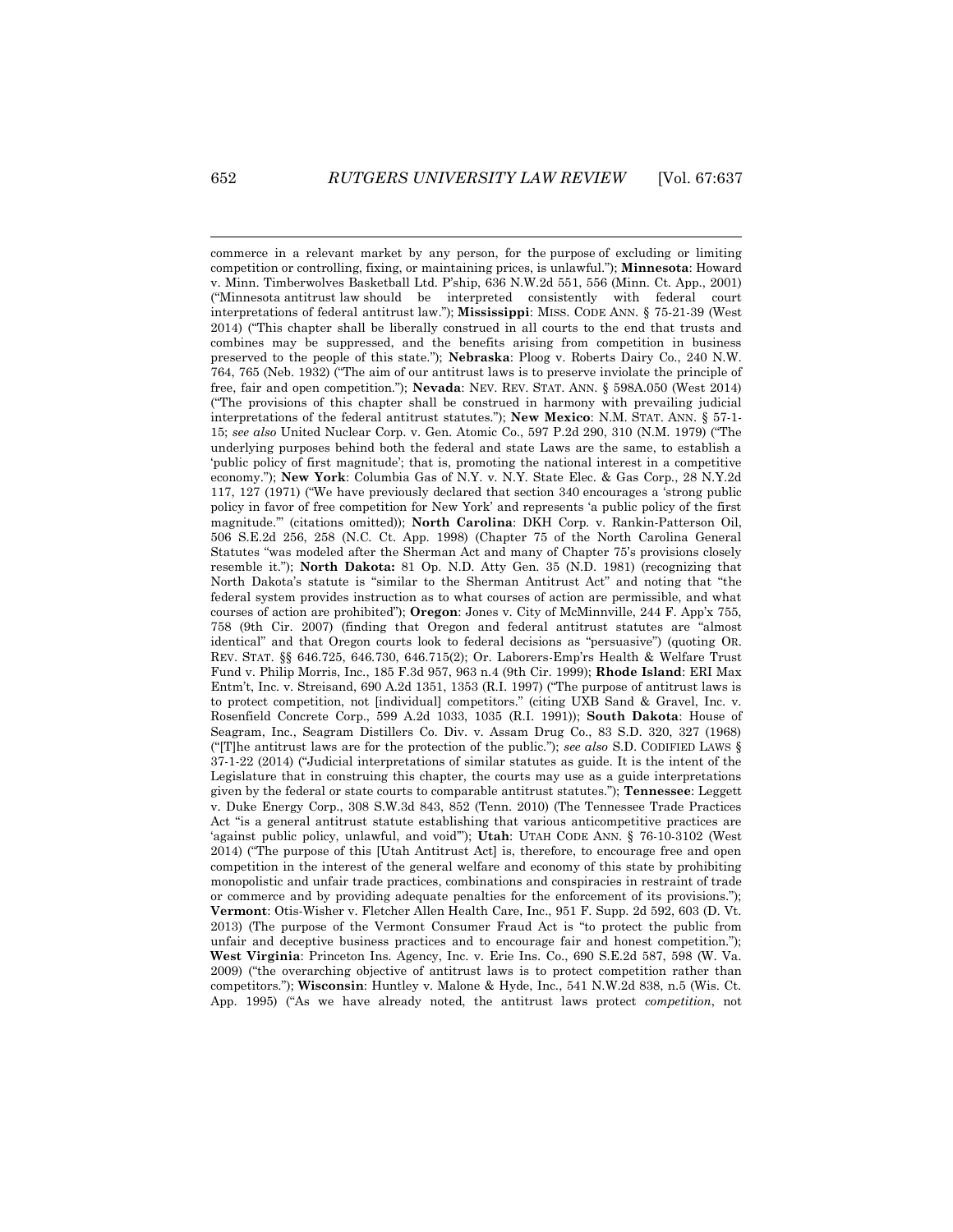commerce in a relevant market by any person, for the purpose of excluding or limiting competition or controlling, fixing, or maintaining prices, is unlawful."); **Minnesota**: Howard v. Minn. Timberwolves Basketball Ltd. P'ship, 636 N.W.2d 551, 556 (Minn. Ct. App., 2001) ("Minnesota antitrust law should be interpreted consistently with federal court interpretations of federal antitrust law."); **Mississippi**: MISS. CODE ANN. § 75-21-39 (West 2014) ("This chapter shall be liberally construed in all courts to the end that trusts and combines may be suppressed, and the benefits arising from competition in business preserved to the people of this state."); **Nebraska**: Ploog v. Roberts Dairy Co., 240 N.W. 764, 765 (Neb. 1932) ("The aim of our antitrust laws is to preserve inviolate the principle of free, fair and open competition."); **Nevada**: NEV. REV. STAT. ANN. § 598A.050 (West 2014) ("The provisions of this chapter shall be construed in harmony with prevailing judicial interpretations of the federal antitrust statutes."); **New Mexico**: N.M. STAT. ANN. § 57-1-15; *see also* United Nuclear Corp. v. Gen. Atomic Co., 597 P.2d 290, 310 (N.M. 1979) ("The underlying purposes behind both the federal and state Laws are the same, to establish a 'public policy of first magnitude'; that is, promoting the national interest in a competitive economy."); **New York**: Columbia Gas of N.Y. v. N.Y. State Elec. & Gas Corp., 28 N.Y.2d 117, 127 (1971) ("We have previously declared that section 340 encourages a 'strong public policy in favor of free competition for New York' and represents 'a public policy of the first magnitude.'" (citations omitted)); **North Carolina**: DKH Corp. v. Rankin-Patterson Oil, 506 S.E.2d 256, 258 (N.C. Ct. App. 1998) (Chapter 75 of the North Carolina General Statutes "was modeled after the Sherman Act and many of Chapter 75's provisions closely resemble it."); **North Dakota:** 81 Op. N.D. Atty Gen. 35 (N.D. 1981) (recognizing that North Dakota's statute is "similar to the Sherman Antitrust Act" and noting that "the federal system provides instruction as to what courses of action are permissible, and what courses of action are prohibited"); **Oregon**: Jones v. City of McMinnville, 244 F. App'x 755, 758 (9th Cir. 2007) (finding that Oregon and federal antitrust statutes are "almost identical" and that Oregon courts look to federal decisions as "persuasive") (quoting OR. REV. STAT. §§ 646.725, 646.730, 646.715(2); Or. Laborers-Emp'rs Health & Welfare Trust Fund v. Philip Morris, Inc., 185 F.3d 957, 963 n.4 (9th Cir. 1999); **Rhode Island**: ERI Max Entm't, Inc. v. Streisand, 690 A.2d 1351, 1353 (R.I. 1997) ("The purpose of antitrust laws is to protect competition, not [individual] competitors." (citing UXB Sand & Gravel, Inc. v. Rosenfield Concrete Corp., 599 A.2d 1033, 1035 (R.I. 1991)); **South Dakota**: House of Seagram, Inc., Seagram Distillers Co. Div. v. Assam Drug Co., 83 S.D. 320, 327 (1968) ("[T]he antitrust laws are for the protection of the public."); *see also* S.D. CODIFIED LAWS § 37-1-22 (2014) ("Judicial interpretations of similar statutes as guide. It is the intent of the Legislature that in construing this chapter, the courts may use as a guide interpretations given by the federal or state courts to comparable antitrust statutes."); **Tennessee**: Leggett v. Duke Energy Corp., 308 S.W.3d 843, 852 (Tenn. 2010) (The Tennessee Trade Practices Act "is a general antitrust statute establishing that various anticompetitive practices are 'against public policy, unlawful, and void'"); **Utah**: UTAH CODE ANN. § 76-10-3102 (West 2014) ("The purpose of this [Utah Antitrust Act] is, therefore, to encourage free and open competition in the interest of the general welfare and economy of this state by prohibiting monopolistic and unfair trade practices, combinations and conspiracies in restraint of trade or commerce and by providing adequate penalties for the enforcement of its provisions."); **Vermont**: Otis-Wisher v. Fletcher Allen Health Care, Inc., 951 F. Supp. 2d 592, 603 (D. Vt. 2013) (The purpose of the Vermont Consumer Fraud Act is "to protect the public from unfair and deceptive business practices and to encourage fair and honest competition."); **West Virginia**: Princeton Ins. Agency, Inc. v. Erie Ins. Co., 690 S.E.2d 587, 598 (W. Va. 2009) ("the overarching objective of antitrust laws is to protect competition rather than competitors."); **Wisconsin**: Huntley v. Malone & Hyde, Inc., 541 N.W.2d 838, n.5 (Wis. Ct. App. 1995) ("As we have already noted, the antitrust laws protect *competition*, not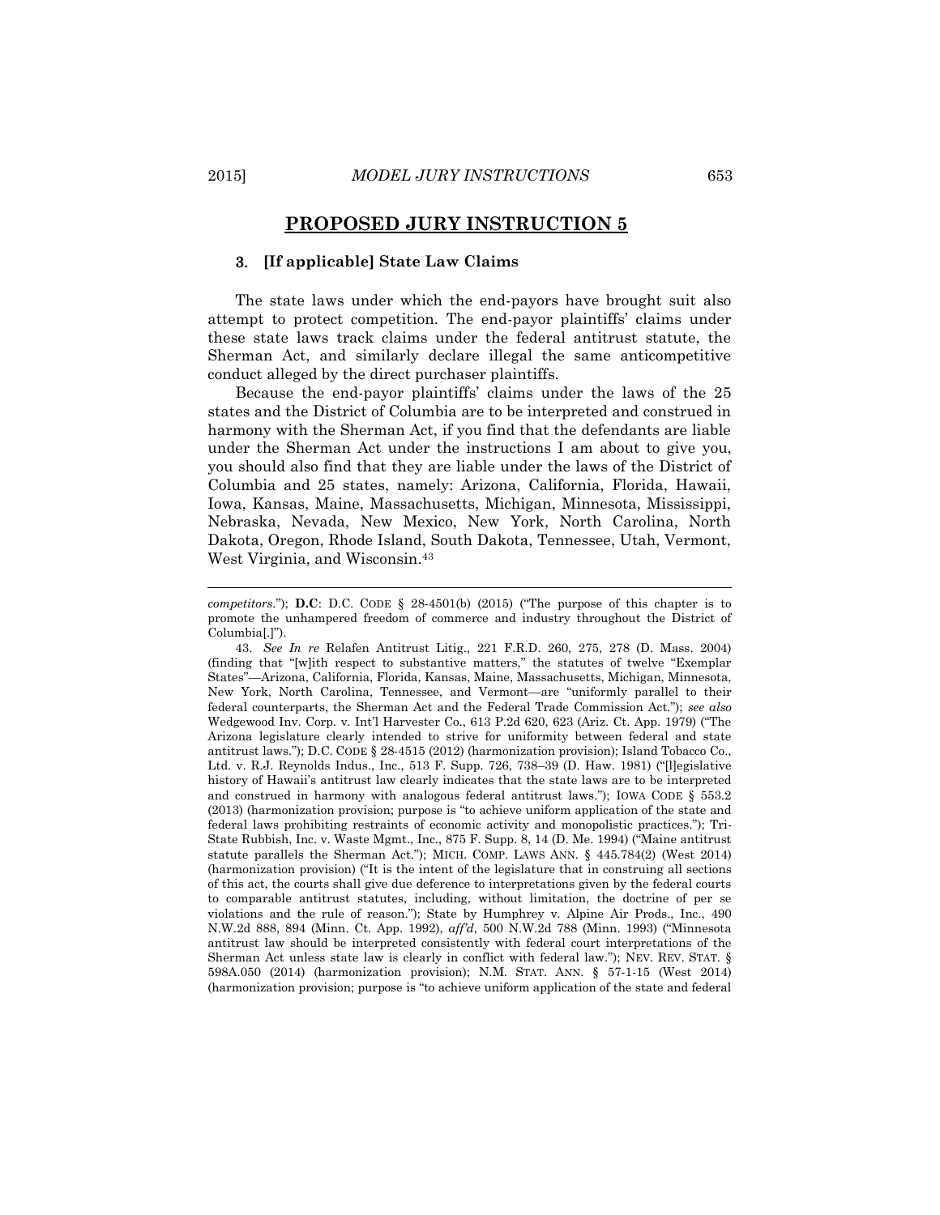## PROPOSED JURY INSTRUCTION 5

### 3. [If applicable] State Law Claims

The state laws under which the end-payors have brought suit also attempt to protect competition. The end-payor plaintiffs' claims under these state laws track claims under the federal antitrust statute, the Sherman Act, and similarly declare illegal the same anticompetitive conduct alleged by the direct purchaser plaintiffs.

Because the end-payor plaintiffs' claims under the laws of the 25 states and the District of Columbia are to be interpreted and construed in harmony with the Sherman Act, if you find that the defendants are liable under the Sherman Act under the instructions I am about to give you, you should also find that they are liable under the laws of the District of Columbia and 25 states, namely: Arizona, California, Florida, Hawaii, Iowa, Kansas, Maine, Massachusetts, Michigan, Minnesota, Mississippi, Nebraska, Nevada, New Mexico, New York, North Carolina, North Dakota, Oregon, Rhode Island, South Dakota, Tennessee, Utah, Vermont, West Virginia, and Wisconsin.[43]

---

*competitors*."); **D.C**: D.C. CODE § 28-4501(b) (2015) ("The purpose of this chapter is to promote the unhampered freedom of commerce and industry throughout the District of Columbia[.]").

43. *See In re* Relafen Antitrust Litig., 221 F.R.D. 260, 275, 278 (D. Mass. 2004) (finding that "[w]ith respect to substantive matters," the statutes of twelve "Exemplar States"—Arizona, California, Florida, Kansas, Maine, Massachusetts, Michigan, Minnesota, New York, North Carolina, Tennessee, and Vermont—are "uniformly parallel to their federal counterparts, the Sherman Act and the Federal Trade Commission Act."); *see also* Wedgewood Inv. Corp. v. Int'l Harvester Co., 613 P.2d 620, 623 (Ariz. Ct. App. 1979) ("The Arizona legislature clearly intended to strive for uniformity between federal and state antitrust laws."); D.C. CODE § 28-4515 (2012) (harmonization provision); Island Tobacco Co., Ltd. v. R.J. Reynolds Indus., Inc., 513 F. Supp. 726, 738–39 (D. Haw. 1981) ("[l]egislative history of Hawaii's antitrust law clearly indicates that the state laws are to be interpreted and construed in harmony with analogous federal antitrust laws."); IOWA CODE § 553.2 (2013) (harmonization provision; purpose is "to achieve uniform application of the state and federal laws prohibiting restraints of economic activity and monopolistic practices."); Tri-State Rubbish, Inc. v. Waste Mgmt., Inc., 875 F. Supp. 8, 14 (D. Me. 1994) ("Maine antitrust statute parallels the Sherman Act."); MICH. COMP. LAWS ANN. § 445.784(2) (West 2014) (harmonization provision) ("It is the intent of the legislature that in construing all sections of this act, the courts shall give due deference to interpretations given by the federal courts to comparable antitrust statutes, including, without limitation, the doctrine of per se violations and the rule of reason."); State by Humphrey v. Alpine Air Prods., Inc., 490 N.W.2d 888, 894 (Minn. Ct. App. 1992), *aff'd*, 500 N.W.2d 788 (Minn. 1993) ("Minnesota antitrust law should be interpreted consistently with federal court interpretations of the Sherman Act unless state law is clearly in conflict with federal law."); NEV. REV. STAT. § 598A.050 (2014) (harmonization provision); N.M. STAT. ANN. § 57-1-15 (West 2014) (harmonization provision; purpose is "to achieve uniform application of the state and federal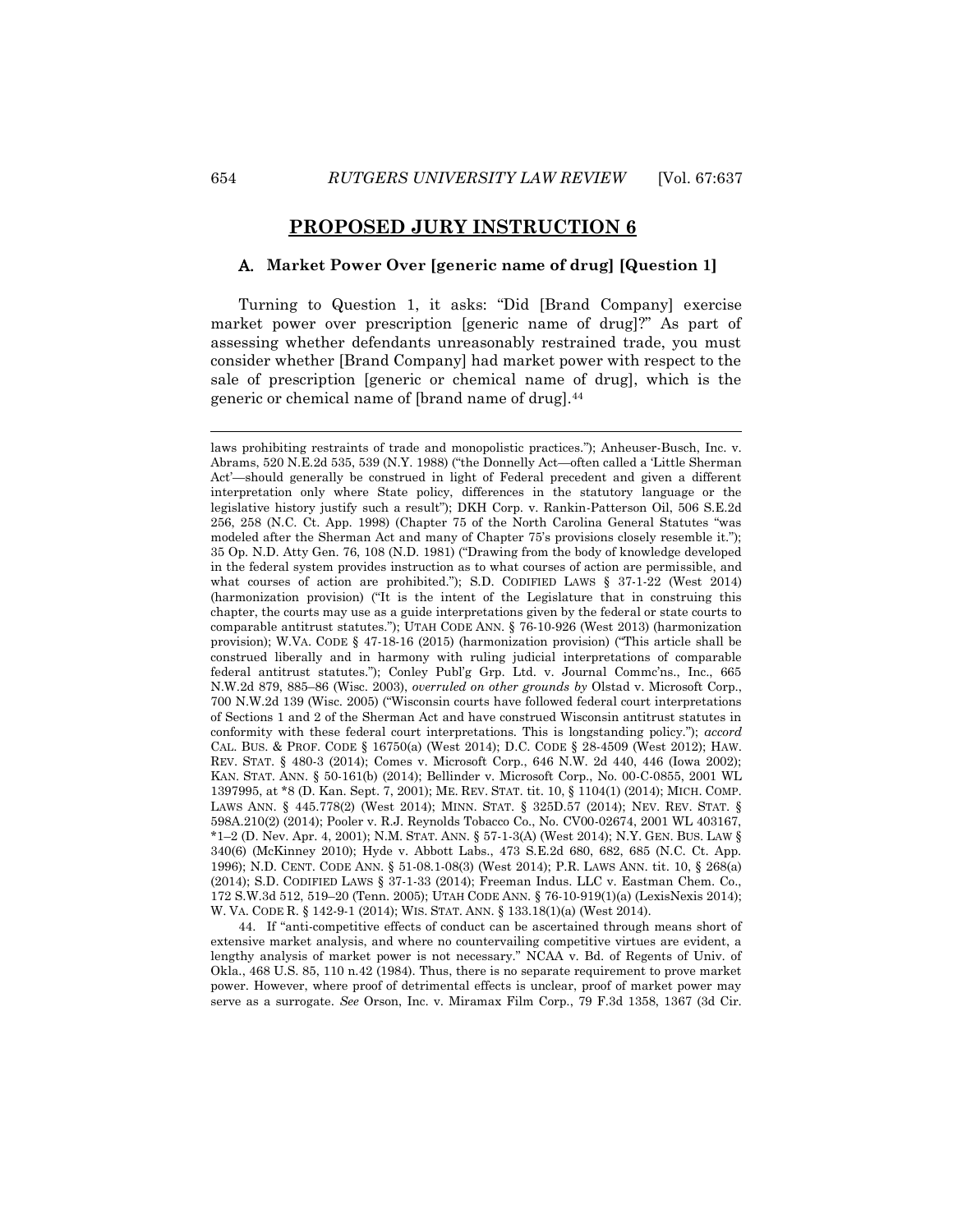## PROPOSED JURY INSTRUCTION 6

### A. Market Power Over [generic name of drug] [Question 1]

Turning to Question 1, it asks: "Did [Brand Company] exercise market power over prescription [generic name of drug]?" As part of assessing whether defendants unreasonably restrained trade, you must consider whether [Brand Company] had market power with respect to the sale of prescription [generic or chemical name of drug], which is the generic or chemical name of [brand name of drug].[44]

---

laws prohibiting restraints of trade and monopolistic practices."); Anheuser-Busch, Inc. v. Abrams, 520 N.E.2d 535, 539 (N.Y. 1988) ("the Donnelly Act—often called a 'Little Sherman Act'—should generally be construed in light of Federal precedent and given a different interpretation only where State policy, differences in the statutory language or the legislative history justify such a result"); DKH Corp. v. Rankin-Patterson Oil, 506 S.E.2d 256, 258 (N.C. Ct. App. 1998) (Chapter 75 of the North Carolina General Statutes "was modeled after the Sherman Act and many of Chapter 75's provisions closely resemble it."); 35 Op. N.D. Atty Gen. 76, 108 (N.D. 1981) ("Drawing from the body of knowledge developed in the federal system provides instruction as to what courses of action are permissible, and what courses of action are prohibited."); S.D. CODIFIED LAWS § 37-1-22 (West 2014) (harmonization provision) ("It is the intent of the Legislature that in construing this chapter, the courts may use as a guide interpretations given by the federal or state courts to comparable antitrust statutes."); UTAH CODE ANN. § 76-10-926 (West 2013) (harmonization provision); W.VA. CODE § 47-18-16 (2015) (harmonization provision) ("This article shall be construed liberally and in harmony with ruling judicial interpretations of comparable federal antitrust statutes."); Conley Publ'g Grp. Ltd. v. Journal Commc'ns., Inc., 665 N.W.2d 879, 885–86 (Wisc. 2003), *overruled on other grounds by* Olstad v. Microsoft Corp., 700 N.W.2d 139 (Wisc. 2005) ("Wisconsin courts have followed federal court interpretations of Sections 1 and 2 of the Sherman Act and have construed Wisconsin antitrust statutes in conformity with these federal court interpretations. This is longstanding policy."); *accord* CAL. BUS. & PROF. CODE § 16750(a) (West 2014); D.C. CODE § 28-4509 (West 2012); HAW. REV. STAT. § 480-3 (2014); Comes v. Microsoft Corp., 646 N.W. 2d 440, 446 (Iowa 2002); KAN. STAT. ANN. § 50-161(b) (2014); Bellinder v. Microsoft Corp., No. 00-C-0855, 2001 WL 1397995, at *8 (D. Kan. Sept. 7, 2001); ME. REV. STAT. tit. 10, § 1104(1) (2014); MICH. COMP. LAWS ANN. § 445.778(2) (West 2014); MINN. STAT. § 325D.57 (2014); NEV. REV. STAT. § 598A.210(2) (2014); Pooler v. R.J. Reynolds Tobacco Co., No. CV00-02674, 2001 WL 403167, *1–2 (D. Nev. Apr. 4, 2001); N.M. STAT. ANN. § 57-1-3(A) (West 2014); N.Y. GEN. BUS. LAW § 340(6) (McKinney 2010); Hyde v. Abbott Labs., 473 S.E.2d 680, 682, 685 (N.C. Ct. App. 1996); N.D. CENT. CODE ANN. § 51-08.1-08(3) (West 2014); P.R. LAWS ANN. tit. 10, § 268(a) (2014); S.D. CODIFIED LAWS § 37-1-33 (2014); Freeman Indus. LLC v. Eastman Chem. Co., 172 S.W.3d 512, 519–20 (Tenn. 2005); UTAH CODE ANN. § 76-10-919(1)(a) (LexisNexis 2014); W. VA. CODE R. § 142-9-1 (2014); WIS. STAT. ANN. § 133.18(1)(a) (West 2014).

44. If "anti-competitive effects of conduct can be ascertained through means short of extensive market analysis, and where no countervailing competitive virtues are evident, a lengthy analysis of market power is not necessary." NCAA v. Bd. of Regents of Univ. of Okla., 468 U.S. 85, 110 n.42 (1984). Thus, there is no separate requirement to prove market power. However, where proof of detrimental effects is unclear, proof of market power may serve as a surrogate. *See* Orson, Inc. v. Miramax Film Corp., 79 F.3d 1358, 1367 (3d Cir.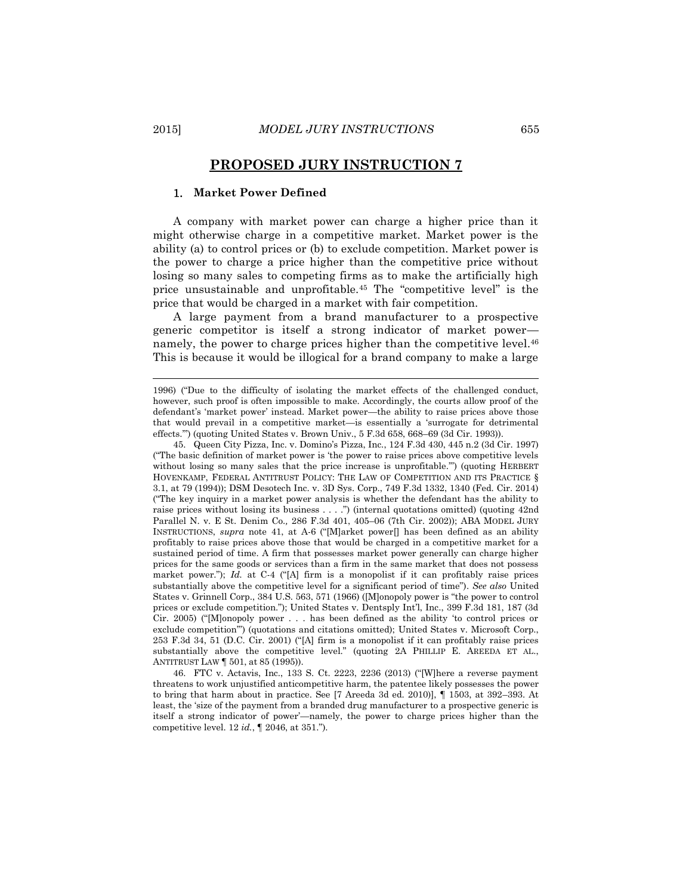## PROPOSED JURY INSTRUCTION 7

### 1. Market Power Defined

A company with market power can charge a higher price than it might otherwise charge in a competitive market. Market power is the ability (a) to control prices or (b) to exclude competition. Market power is the power to charge a price higher than the competitive price without losing so many sales to competing firms as to make the artificially high price unsustainable and unprofitable.[45] The "competitive level" is the price that would be charged in a market with fair competition.

A large payment from a brand manufacturer to a prospective generic competitor is itself a strong indicator of market power—namely, the power to charge prices higher than the competitive level.[46] This is because it would be illogical for a brand company to make a large

---

1996) ("Due to the difficulty of isolating the market effects of the challenged conduct, however, such proof is often impossible to make. Accordingly, the courts allow proof of the defendant's 'market power' instead. Market power—the ability to raise prices above those that would prevail in a competitive market—is essentially a 'surrogate for detrimental effects.'") (quoting United States v. Brown Univ., 5 F.3d 658, 668–69 (3d Cir. 1993)).

45. Queen City Pizza, Inc. v. Domino's Pizza, Inc., 124 F.3d 430, 445 n.2 (3d Cir. 1997) ("The basic definition of market power is 'the power to raise prices above competitive levels without losing so many sales that the price increase is unprofitable.'") (quoting HERBERT HOVENKAMP, FEDERAL ANTITRUST POLICY: THE LAW OF COMPETITION AND ITS PRACTICE § 3.1, at 79 (1994)); DSM Desotech Inc. v. 3D Sys. Corp., 749 F.3d 1332, 1340 (Fed. Cir. 2014) ("The key inquiry in a market power analysis is whether the defendant has the ability to raise prices without losing its business . . . .") (internal quotations omitted) (quoting 42nd Parallel N. v. E St. Denim Co*.,* 286 F.3d 401, 405–06 (7th Cir. 2002)); ABA MODEL JURY INSTRUCTIONS, *supra* note 41, at A-6 ("[M]arket power[] has been defined as an ability profitably to raise prices above those that would be charged in a competitive market for a sustained period of time. A firm that possesses market power generally can charge higher prices for the same goods or services than a firm in the same market that does not possess market power."); *Id.* at C-4 ("[A] firm is a monopolist if it can profitably raise prices substantially above the competitive level for a significant period of time"). *See also* United States v. Grinnell Corp., 384 U.S. 563, 571 (1966) ([M]onopoly power is "the power to control prices or exclude competition."); United States v. Dentsply Int'l, Inc., 399 F.3d 181, 187 (3d Cir. 2005) ("[M]onopoly power . . . has been defined as the ability 'to control prices or exclude competition'") (quotations and citations omitted); United States v. Microsoft Corp., 253 F.3d 34, 51 (D.C. Cir. 2001) ("[A] firm is a monopolist if it can profitably raise prices substantially above the competitive level." (quoting 2A PHILLIP E. AREEDA ET AL., ANTITRUST LAW ¶ 501, at 85 (1995)).

46. FTC v. Actavis, Inc., 133 S. Ct. 2223, 2236 (2013) ("[W]here a reverse payment threatens to work unjustified anticompetitive harm, the patentee likely possesses the power to bring that harm about in practice. See [7 Areeda 3d ed. 2010)], ¶ 1503, at 392–393. At least, the 'size of the payment from a branded drug manufacturer to a prospective generic is itself a strong indicator of power'—namely, the power to charge prices higher than the competitive level. 12 *id.*, ¶ 2046, at 351.").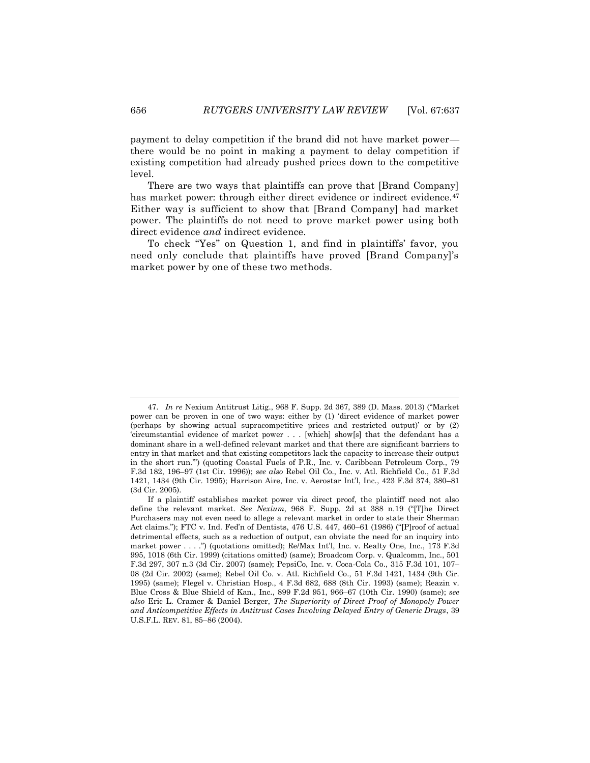payment to delay competition if the brand did not have market power—there would be no point in making a payment to delay competition if existing competition had already pushed prices down to the competitive level.

There are two ways that plaintiffs can prove that [Brand Company] has market power: through either direct evidence or indirect evidence.[47] Either way is sufficient to show that [Brand Company] had market power. The plaintiffs do not need to prove market power using both direct evidence *and* indirect evidence.

To check "Yes" on Question 1, and find in plaintiffs' favor, you need only conclude that plaintiffs have proved [Brand Company]'s market power by one of these two methods.

---

47. *In re* Nexium Antitrust Litig., 968 F. Supp. 2d 367, 389 (D. Mass. 2013) ("Market power can be proven in one of two ways: either by (1) 'direct evidence of market power (perhaps by showing actual supracompetitive prices and restricted output)' or by (2) 'circumstantial evidence of market power . . . [which] show[s] that the defendant has a dominant share in a well-defined relevant market and that there are significant barriers to entry in that market and that existing competitors lack the capacity to increase their output in the short run.'") (quoting Coastal Fuels of P.R., Inc. v. Caribbean Petroleum Corp., 79 F.3d 182, 196–97 (1st Cir. 1996)); *see also* Rebel Oil Co., Inc. v. Atl. Richfield Co., 51 F.3d 1421, 1434 (9th Cir. 1995); Harrison Aire, Inc. v. Aerostar Int'l, Inc., 423 F.3d 374, 380–81 (3d Cir. 2005).

If a plaintiff establishes market power via direct proof, the plaintiff need not also define the relevant market. *See Nexium*, 968 F. Supp. 2d at 388 n.19 ("[T]he Direct Purchasers may not even need to allege a relevant market in order to state their Sherman Act claims."); FTC v. Ind. Fed'n of Dentists, 476 U.S. 447, 460–61 (1986) ("[P]roof of actual detrimental effects, such as a reduction of output, can obviate the need for an inquiry into market power . . . .") (quotations omitted); Re/Max Int'l, Inc. v. Realty One, Inc., 173 F.3d 995, 1018 (6th Cir. 1999) (citations omitted) (same); Broadcom Corp. v. Qualcomm, Inc., 501 F.3d 297, 307 n.3 (3d Cir. 2007) (same); PepsiCo, Inc. v. Coca-Cola Co., 315 F.3d 101, 107–08 (2d Cir. 2002) (same); Rebel Oil Co. v. Atl. Richfield Co., 51 F.3d 1421, 1434 (9th Cir. 1995) (same); Flegel v. Christian Hosp., 4 F.3d 682, 688 (8th Cir. 1993) (same); Reazin v. Blue Cross & Blue Shield of Kan., Inc., 899 F.2d 951, 966–67 (10th Cir. 1990) (same); *see also* Eric L. Cramer & Daniel Berger, *The Superiority of Direct Proof of Monopoly Power and Anticompetitive Effects in Antitrust Cases Involving Delayed Entry of Generic Drugs*, 39 U.S.F.L. REV. 81, 85–86 (2004).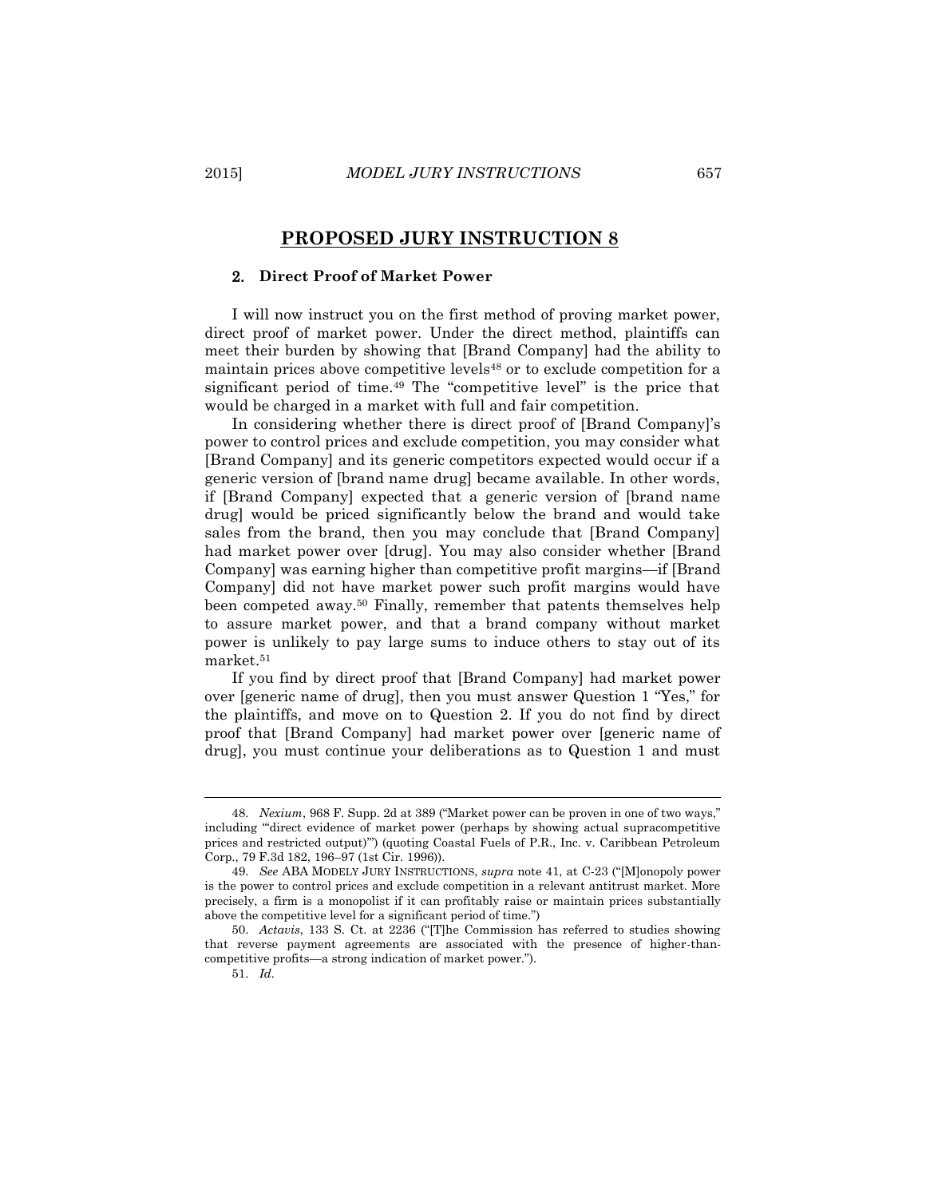## PROPOSED JURY INSTRUCTION 8

### 2. Direct Proof of Market Power

I will now instruct you on the first method of proving market power, direct proof of market power. Under the direct method, plaintiffs can meet their burden by showing that [Brand Company] had the ability to maintain prices above competitive levels[48] or to exclude competition for a significant period of time.[49] The "competitive level" is the price that would be charged in a market with full and fair competition.

In considering whether there is direct proof of [Brand Company]'s power to control prices and exclude competition, you may consider what [Brand Company] and its generic competitors expected would occur if a generic version of [brand name drug] became available. In other words, if [Brand Company] expected that a generic version of [brand name drug] would be priced significantly below the brand and would take sales from the brand, then you may conclude that [Brand Company] had market power over [drug]. You may also consider whether [Brand Company] was earning higher than competitive profit margins—if [Brand Company] did not have market power such profit margins would have been competed away.[50] Finally, remember that patents themselves help to assure market power, and that a brand company without market power is unlikely to pay large sums to induce others to stay out of its market.[51]

If you find by direct proof that [Brand Company] had market power over [generic name of drug], then you must answer Question 1 "Yes," for the plaintiffs, and move on to Question 2. If you do not find by direct proof that [Brand Company] had market power over [generic name of drug], you must continue your deliberations as to Question 1 and must

---

48. *Nexium*, 968 F. Supp. 2d at 389 ("Market power can be proven in one of two ways," including "'direct evidence of market power (perhaps by showing actual supracompetitive prices and restricted output)'") (quoting Coastal Fuels of P.R., Inc. v. Caribbean Petroleum Corp., 79 F.3d 182, 196–97 (1st Cir. 1996)).

49. *See* ABA MODELY JURY INSTRUCTIONS, *supra* note 41, at C-23 ("[M]onopoly power is the power to control prices and exclude competition in a relevant antitrust market. More precisely, a firm is a monopolist if it can profitably raise or maintain prices substantially above the competitive level for a significant period of time.")

50. *Actavis*, 133 S. Ct. at 2236 ("[T]he Commission has referred to studies showing that reverse payment agreements are associated with the presence of higher-than-competitive profits—a strong indication of market power.").

51. *Id.*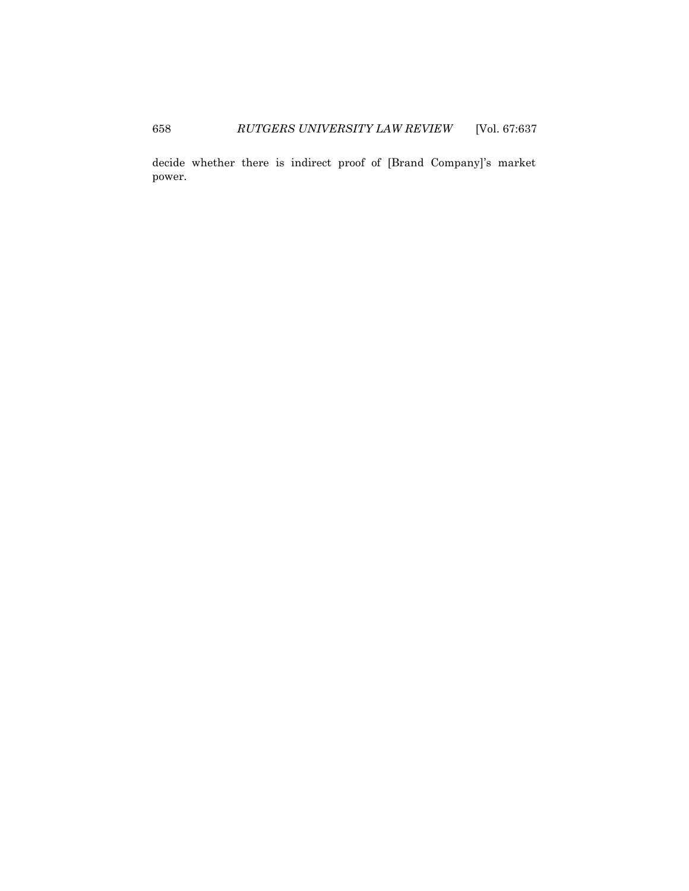decide whether there is indirect proof of [Brand Company]'s market power.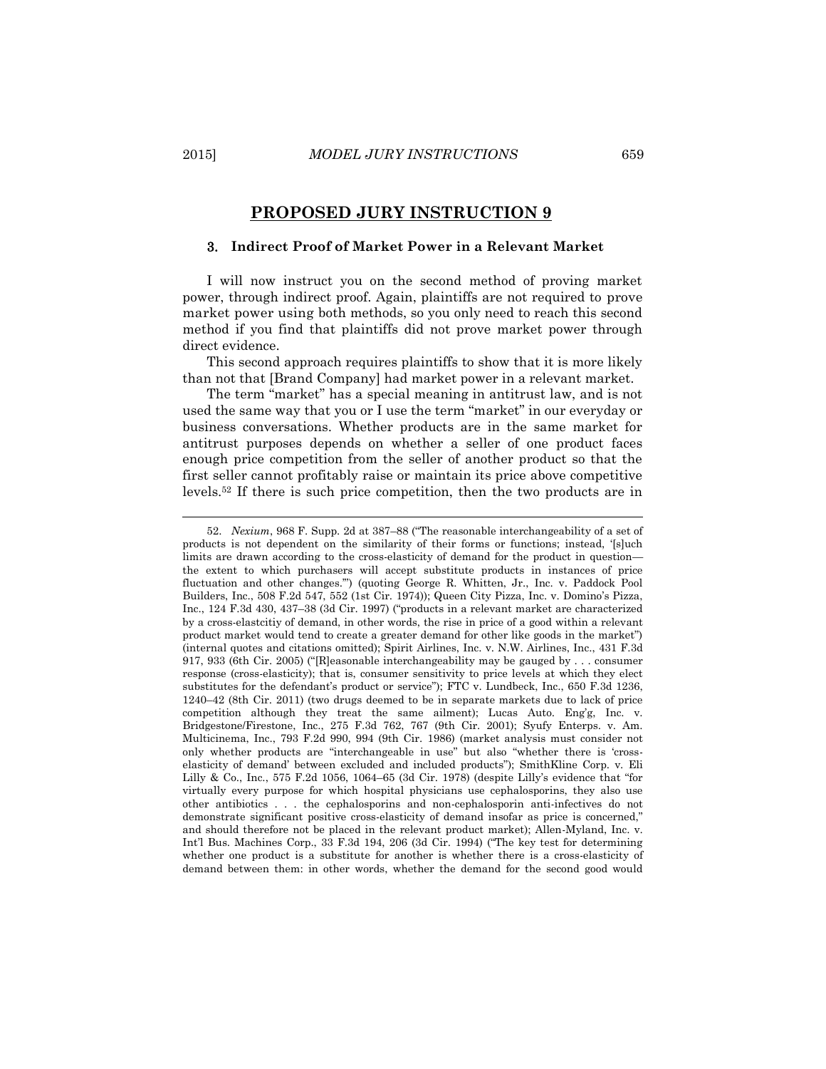## PROPOSED JURY INSTRUCTION 9

### 3. Indirect Proof of Market Power in a Relevant Market

I will now instruct you on the second method of proving market power, through indirect proof. Again, plaintiffs are not required to prove market power using both methods, so you only need to reach this second method if you find that plaintiffs did not prove market power through direct evidence.

This second approach requires plaintiffs to show that it is more likely than not that [Brand Company] had market power in a relevant market.

The term "market" has a special meaning in antitrust law, and is not used the same way that you or I use the term "market" in our everyday or business conversations. Whether products are in the same market for antitrust purposes depends on whether a seller of one product faces enough price competition from the seller of another product so that the first seller cannot profitably raise or maintain its price above competitive levels.[52] If there is such price competition, then the two products are in

---

52. *Nexium*, 968 F. Supp. 2d at 387–88 ("The reasonable interchangeability of a set of products is not dependent on the similarity of their forms or functions; instead, '[s]uch limits are drawn according to the cross-elasticity of demand for the product in question—the extent to which purchasers will accept substitute products in instances of price fluctuation and other changes.'") (quoting George R. Whitten, Jr., Inc. v. Paddock Pool Builders, Inc., 508 F.2d 547, 552 (1st Cir. 1974)); Queen City Pizza, Inc. v. Domino's Pizza, Inc., 124 F.3d 430, 437–38 (3d Cir. 1997) ("products in a relevant market are characterized by a cross-elastcitiy of demand, in other words, the rise in price of a good within a relevant product market would tend to create a greater demand for other like goods in the market") (internal quotes and citations omitted); Spirit Airlines, Inc. v. N.W. Airlines, Inc., 431 F.3d 917, 933 (6th Cir. 2005) ("[R]easonable interchangeability may be gauged by . . . consumer response (cross-elasticity); that is, consumer sensitivity to price levels at which they elect substitutes for the defendant's product or service"); FTC v. Lundbeck, Inc., 650 F.3d 1236, 1240–42 (8th Cir. 2011) (two drugs deemed to be in separate markets due to lack of price competition although they treat the same ailment); Lucas Auto. Eng'g, Inc. v. Bridgestone/Firestone, Inc., 275 F.3d 762, 767 (9th Cir. 2001); Syufy Enterps. v. Am. Multicinema, Inc., 793 F.2d 990, 994 (9th Cir. 1986) (market analysis must consider not only whether products are "interchangeable in use" but also "whether there is 'cross-elasticity of demand' between excluded and included products"); SmithKline Corp. v. Eli Lilly & Co., Inc., 575 F.2d 1056, 1064–65 (3d Cir. 1978) (despite Lilly's evidence that "for virtually every purpose for which hospital physicians use cephalosporins, they also use other antibiotics . . . the cephalosporins and non-cephalosporin anti-infectives do not demonstrate significant positive cross-elasticity of demand insofar as price is concerned," and should therefore not be placed in the relevant product market); Allen-Myland, Inc. v. Int'l Bus. Machines Corp., 33 F.3d 194, 206 (3d Cir. 1994) ("The key test for determining whether one product is a substitute for another is whether there is a cross-elasticity of demand between them: in other words, whether the demand for the second good would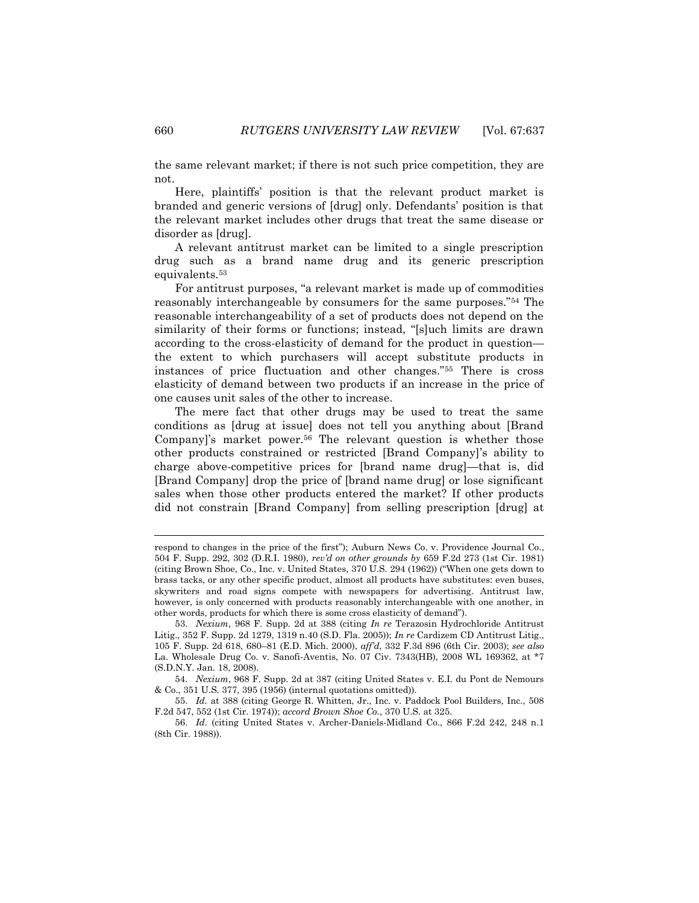the same relevant market; if there is not such price competition, they are not.

Here, plaintiffs' position is that the relevant product market is branded and generic versions of [drug] only. Defendants' position is that the relevant market includes other drugs that treat the same disease or disorder as [drug].

A relevant antitrust market can be limited to a single prescription drug such as a brand name drug and its generic prescription equivalents.[53]

For antitrust purposes, "a relevant market is made up of commodities reasonably interchangeable by consumers for the same purposes."[54] The reasonable interchangeability of a set of products does not depend on the similarity of their forms or functions; instead, "[s]uch limits are drawn according to the cross-elasticity of demand for the product in question—the extent to which purchasers will accept substitute products in instances of price fluctuation and other changes."[55] There is cross elasticity of demand between two products if an increase in the price of one causes unit sales of the other to increase.

The mere fact that other drugs may be used to treat the same conditions as [drug at issue] does not tell you anything about [Brand Company]'s market power.[56] The relevant question is whether those other products constrained or restricted [Brand Company]'s ability to charge above-competitive prices for [brand name drug]—that is, did [Brand Company] drop the price of [brand name drug] or lose significant sales when those other products entered the market? If other products did not constrain [Brand Company] from selling prescription [drug] at

---

respond to changes in the price of the first"); Auburn News Co. v. Providence Journal Co., 504 F. Supp. 292, 302 (D.R.I. 1980), *rev'd on other grounds by* 659 F.2d 273 (1st Cir. 1981) (citing Brown Shoe, Co., Inc. v. United States, 370 U.S. 294 (1962)) ("When one gets down to brass tacks, or any other specific product, almost all products have substitutes: even buses, skywriters and road signs compete with newspapers for advertising. Antitrust law, however, is only concerned with products reasonably interchangeable with one another, in other words, products for which there is some cross elasticity of demand").

53. *Nexium*, 968 F. Supp. 2d at 388 (citing *In re* Terazosin Hydrochloride Antitrust Litig., 352 F. Supp. 2d 1279, 1319 n.40 (S.D. Fla. 2005)); *In re* Cardizem CD Antitrust Litig., 105 F. Supp. 2d 618, 680–81 (E.D. Mich. 2000), *aff'd*, 332 F.3d 896 (6th Cir. 2003); *see also* La. Wholesale Drug Co. v. Sanofi-Aventis, No. 07 Civ. 7343(HB), 2008 WL 169362, at \*7 (S.D.N.Y. Jan. 18, 2008).

54. *Nexium*, 968 F. Supp. 2d at 387 (citing United States v. E.I. du Pont de Nemours & Co., 351 U.S. 377, 395 (1956) (internal quotations omitted)).

55. *Id.* at 388 (citing George R. Whitten, Jr., Inc. v. Paddock Pool Builders, Inc., 508 F.2d 547, 552 (1st Cir. 1974)); *accord Brown Shoe Co.*, 370 U.S. at 325.

56. *Id.* (citing United States v. Archer-Daniels-Midland Co., 866 F.2d 242, 248 n.1 (8th Cir. 1988)).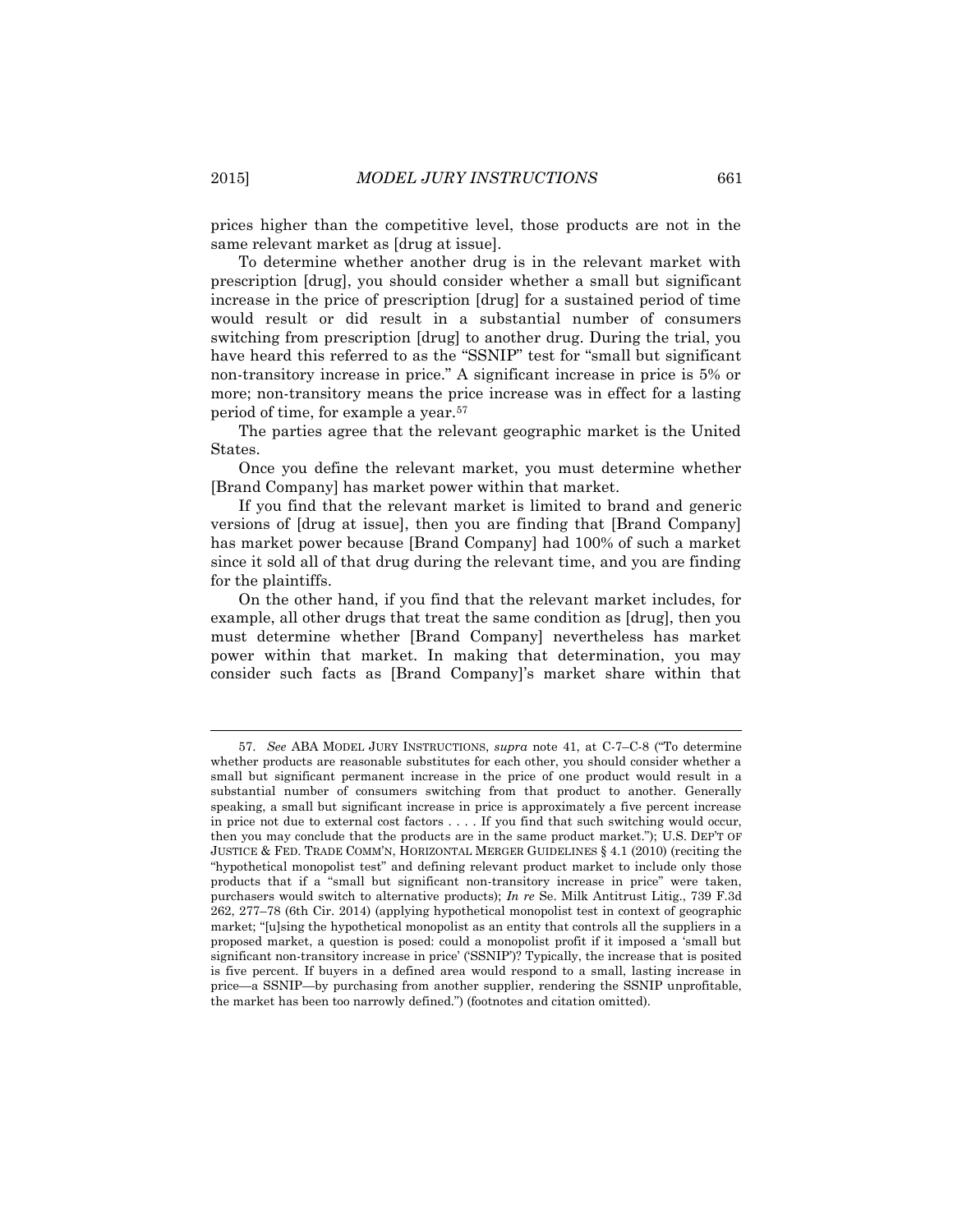prices higher than the competitive level, those products are not in the same relevant market as [drug at issue].

To determine whether another drug is in the relevant market with prescription [drug], you should consider whether a small but significant increase in the price of prescription [drug] for a sustained period of time would result or did result in a substantial number of consumers switching from prescription [drug] to another drug. During the trial, you have heard this referred to as the "SSNIP" test for "small but significant non-transitory increase in price." A significant increase in price is 5% or more; non-transitory means the price increase was in effect for a lasting period of time, for example a year.[57]

The parties agree that the relevant geographic market is the United States.

Once you define the relevant market, you must determine whether [Brand Company] has market power within that market.

If you find that the relevant market is limited to brand and generic versions of [drug at issue], then you are finding that [Brand Company] has market power because [Brand Company] had 100% of such a market since it sold all of that drug during the relevant time, and you are finding for the plaintiffs.

On the other hand, if you find that the relevant market includes, for example, all other drugs that treat the same condition as [drug], then you must determine whether [Brand Company] nevertheless has market power within that market. In making that determination, you may consider such facts as [Brand Company]'s market share within that

---

57. *See* ABA MODEL JURY INSTRUCTIONS, *supra* note 41, at C-7–C-8 ("To determine whether products are reasonable substitutes for each other, you should consider whether a small but significant permanent increase in the price of one product would result in a substantial number of consumers switching from that product to another. Generally speaking, a small but significant increase in price is approximately a five percent increase in price not due to external cost factors . . . . If you find that such switching would occur, then you may conclude that the products are in the same product market."); U.S. DEP'T OF JUSTICE & FED. TRADE COMM'N, HORIZONTAL MERGER GUIDELINES § 4.1 (2010) (reciting the "hypothetical monopolist test" and defining relevant product market to include only those products that if a "small but significant non-transitory increase in price" were taken, purchasers would switch to alternative products); *In re* Se. Milk Antitrust Litig., 739 F.3d 262, 277–78 (6th Cir. 2014) (applying hypothetical monopolist test in context of geographic market; "[u]sing the hypothetical monopolist as an entity that controls all the suppliers in a proposed market, a question is posed: could a monopolist profit if it imposed a 'small but significant non-transitory increase in price' ('SSNIP')? Typically, the increase that is posited is five percent. If buyers in a defined area would respond to a small, lasting increase in price—a SSNIP—by purchasing from another supplier, rendering the SSNIP unprofitable, the market has been too narrowly defined.") (footnotes and citation omitted).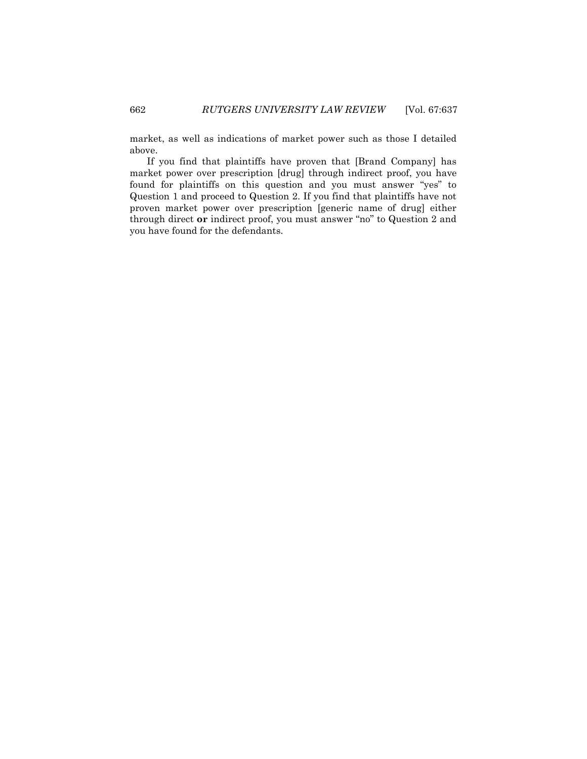market, as well as indications of market power such as those I detailed above.

If you find that plaintiffs have proven that [Brand Company] has market power over prescription [drug] through indirect proof, you have found for plaintiffs on this question and you must answer "yes" to Question 1 and proceed to Question 2. If you find that plaintiffs have not proven market power over prescription [generic name of drug] either through direct **or** indirect proof, you must answer "no" to Question 2 and you have found for the defendants.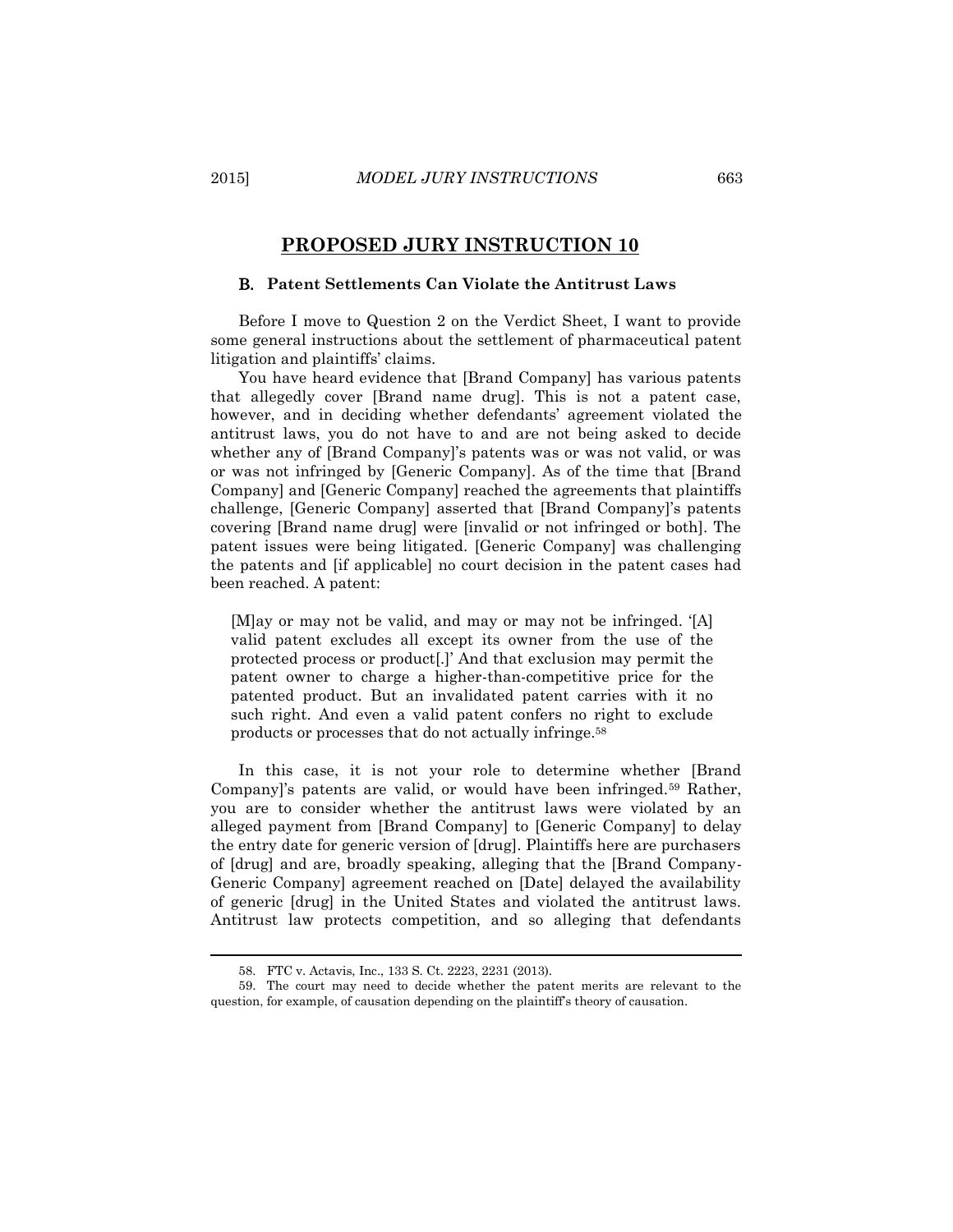## PROPOSED JURY INSTRUCTION 10

### B. Patent Settlements Can Violate the Antitrust Laws

Before I move to Question 2 on the Verdict Sheet, I want to provide some general instructions about the settlement of pharmaceutical patent litigation and plaintiffs' claims.

You have heard evidence that [Brand Company] has various patents that allegedly cover [Brand name drug]. This is not a patent case, however, and in deciding whether defendants' agreement violated the antitrust laws, you do not have to and are not being asked to decide whether any of [Brand Company]'s patents was or was not valid, or was or was not infringed by [Generic Company]. As of the time that [Brand Company] and [Generic Company] reached the agreements that plaintiffs challenge, [Generic Company] asserted that [Brand Company]'s patents covering [Brand name drug] were [invalid or not infringed or both]. The patent issues were being litigated. [Generic Company] was challenging the patents and [if applicable] no court decision in the patent cases had been reached. A patent:

> [M]ay or may not be valid, and may or may not be infringed. '[A] valid patent excludes all except its owner from the use of the protected process or product[.]' And that exclusion may permit the patent owner to charge a higher-than-competitive price for the patented product. But an invalidated patent carries with it no such right. And even a valid patent confers no right to exclude products or processes that do not actually infringe.[58]

In this case, it is not your role to determine whether [Brand Company]'s patents are valid, or would have been infringed.[59] Rather, you are to consider whether the antitrust laws were violated by an alleged payment from [Brand Company] to [Generic Company] to delay the entry date for generic version of [drug]. Plaintiffs here are purchasers of [drug] and are, broadly speaking, alleging that the [Brand Company-Generic Company] agreement reached on [Date] delayed the availability of generic [drug] in the United States and violated the antitrust laws. Antitrust law protects competition, and so alleging that defendants

58. FTC v. Actavis, Inc., 133 S. Ct. 2223, 2231 (2013).

59. The court may need to decide whether the patent merits are relevant to the question, for example, of causation depending on the plaintiff's theory of causation.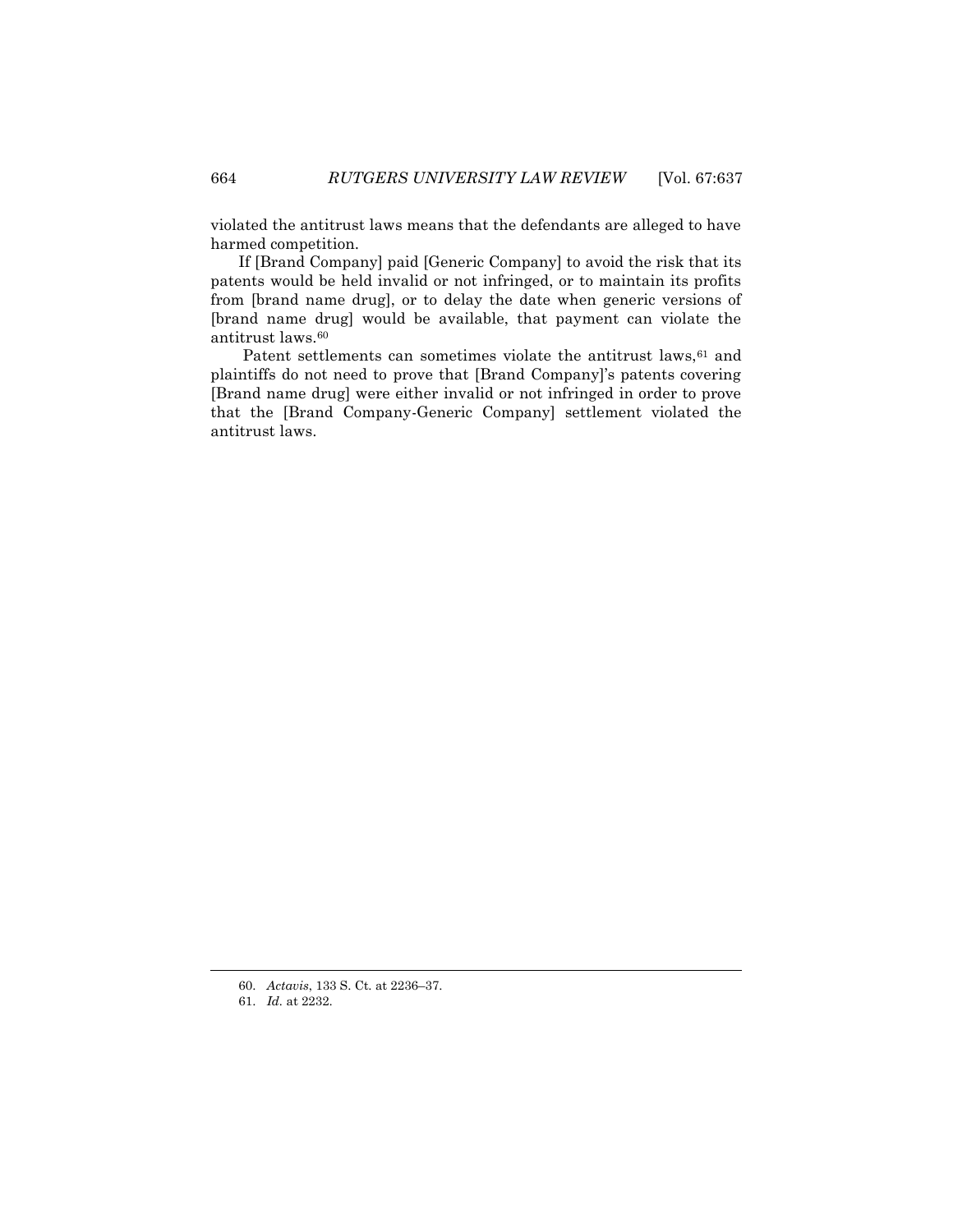violated the antitrust laws means that the defendants are alleged to have harmed competition.

If [Brand Company] paid [Generic Company] to avoid the risk that its patents would be held invalid or not infringed, or to maintain its profits from [brand name drug], or to delay the date when generic versions of [brand name drug] would be available, that payment can violate the antitrust laws.[60]

Patent settlements can sometimes violate the antitrust laws,[61] and plaintiffs do not need to prove that [Brand Company]'s patents covering [Brand name drug] were either invalid or not infringed in order to prove that the [Brand Company-Generic Company] settlement violated the antitrust laws.

---

60. *Actavis*, 133 S. Ct. at 2236–37.

61. *Id.* at 2232.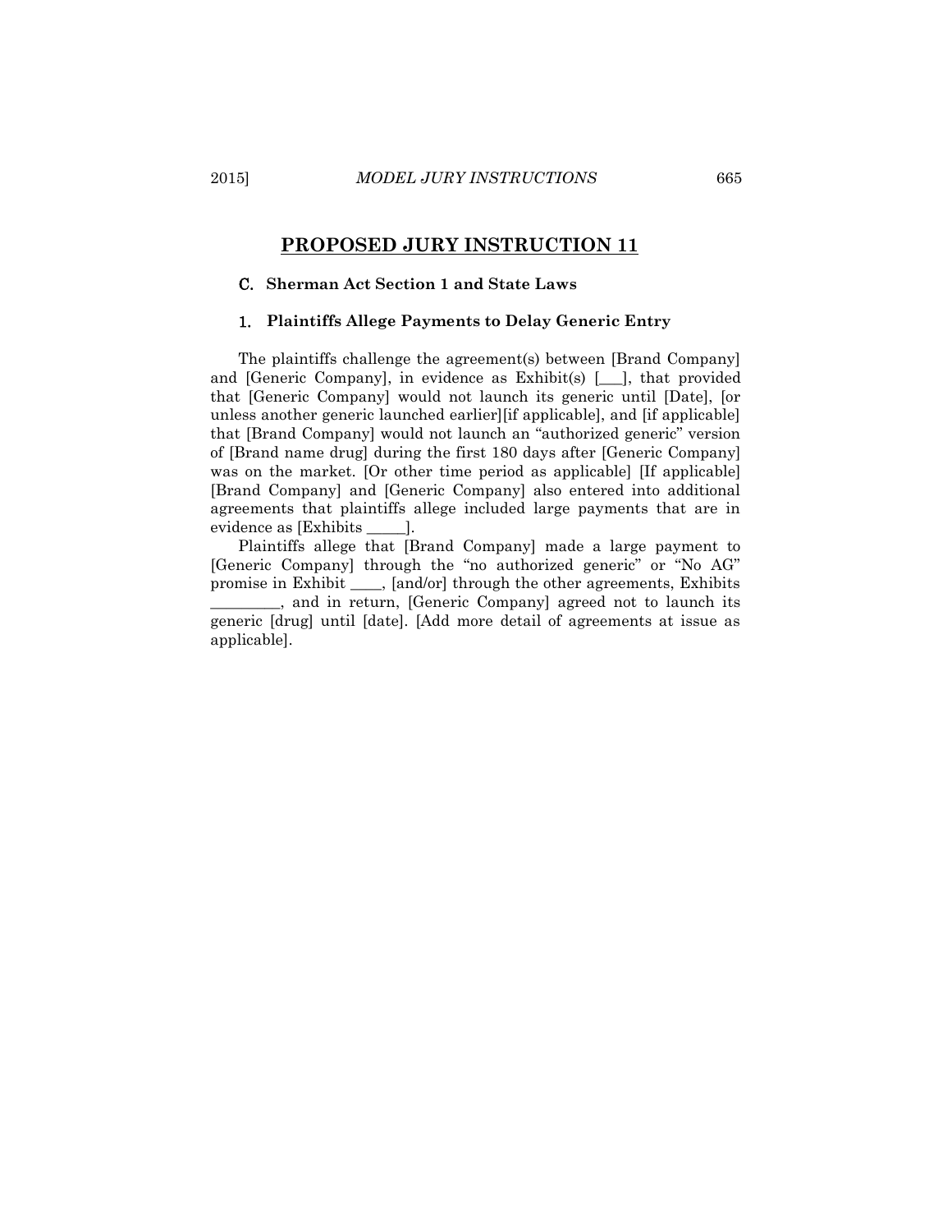## PROPOSED JURY INSTRUCTION 11

### C. Sherman Act Section 1 and State Laws

#### 1. Plaintiffs Allege Payments to Delay Generic Entry

The plaintiffs challenge the agreement(s) between [Brand Company] and [Generic Company], in evidence as Exhibit(s) [___], that provided that [Generic Company] would not launch its generic until [Date], [or unless another generic launched earlier][if applicable], and [if applicable] that [Brand Company] would not launch an "authorized generic" version of [Brand name drug] during the first 180 days after [Generic Company] was on the market. [Or other time period as applicable] [If applicable] [Brand Company] and [Generic Company] also entered into additional agreements that plaintiffs allege included large payments that are in evidence as [Exhibits _____].

Plaintiffs allege that [Brand Company] made a large payment to [Generic Company] through the "no authorized generic" or "No AG" promise in Exhibit ____, [and/or] through the other agreements, Exhibits _________, and in return, [Generic Company] agreed not to launch its generic [drug] until [date]. [Add more detail of agreements at issue as applicable].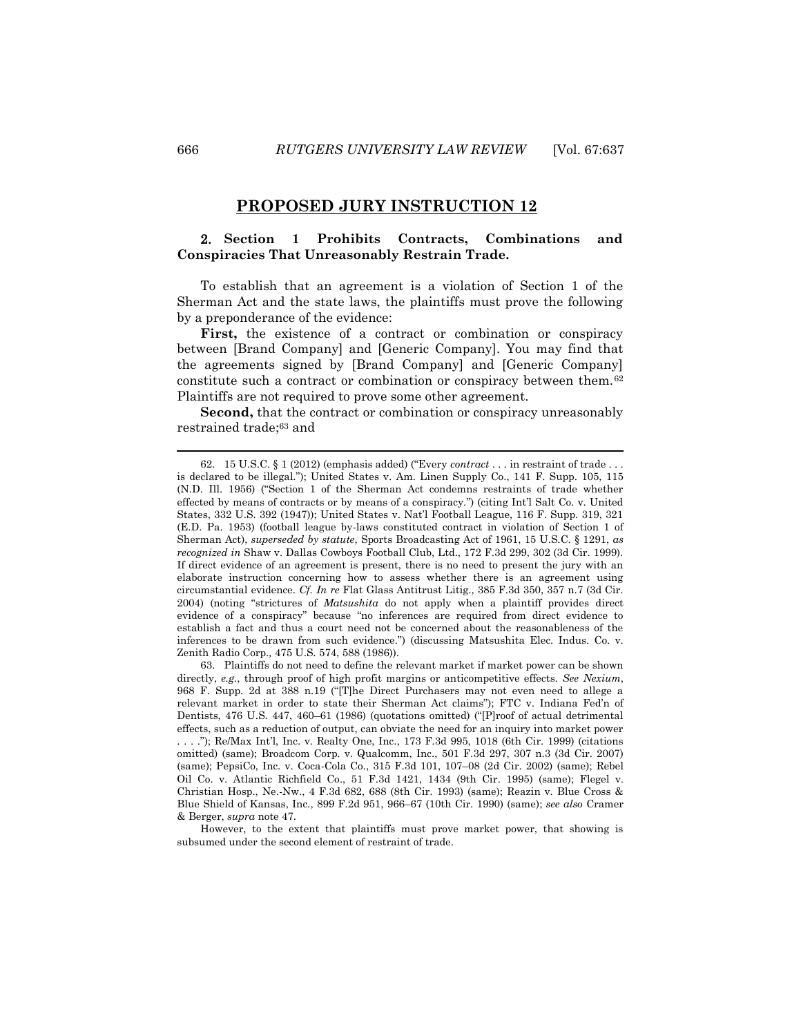## PROPOSED JURY INSTRUCTION 12

### 2. Section 1 Prohibits Contracts, Combinations and Conspiracies That Unreasonably Restrain Trade.

To establish that an agreement is a violation of Section 1 of the Sherman Act and the state laws, the plaintiffs must prove the following by a preponderance of the evidence:

**First,** the existence of a contract or combination or conspiracy between [Brand Company] and [Generic Company]. You may find that the agreements signed by [Brand Company] and [Generic Company] constitute such a contract or combination or conspiracy between them.[62] Plaintiffs are not required to prove some other agreement.

**Second,** that the contract or combination or conspiracy unreasonably restrained trade;[63] and

---

62. 15 U.S.C. § 1 (2012) (emphasis added) ("Every *contract* . . . in restraint of trade . . . is declared to be illegal."); United States v. Am. Linen Supply Co., 141 F. Supp. 105, 115 (N.D. Ill. 1956) ("Section 1 of the Sherman Act condemns restraints of trade whether effected by means of contracts or by means of a conspiracy.") (citing Int'l Salt Co. v. United States, 332 U.S. 392 (1947)); United States v. Nat'l Football League, 116 F. Supp. 319, 321 (E.D. Pa. 1953) (football league by-laws constituted contract in violation of Section 1 of Sherman Act), *superseded by statute*, Sports Broadcasting Act of 1961, 15 U.S.C. § 1291, *as recognized in* Shaw v. Dallas Cowboys Football Club, Ltd., 172 F.3d 299, 302 (3d Cir. 1999). If direct evidence of an agreement is present, there is no need to present the jury with an elaborate instruction concerning how to assess whether there is an agreement using circumstantial evidence. *Cf. In re* Flat Glass Antitrust Litig., 385 F.3d 350, 357 n.7 (3d Cir. 2004) (noting "strictures of *Matsushita* do not apply when a plaintiff provides direct evidence of a conspiracy" because "no inferences are required from direct evidence to establish a fact and thus a court need not be concerned about the reasonableness of the inferences to be drawn from such evidence.") (discussing Matsushita Elec. Indus. Co. v. Zenith Radio Corp., 475 U.S. 574, 588 (1986)).

63. Plaintiffs do not need to define the relevant market if market power can be shown directly, *e.g.*, through proof of high profit margins or anticompetitive effects. *See Nexium*, 968 F. Supp. 2d at 388 n.19 ("[T]he Direct Purchasers may not even need to allege a relevant market in order to state their Sherman Act claims"); FTC v. Indiana Fed'n of Dentists, 476 U.S. 447, 460–61 (1986) (quotations omitted) ("[P]roof of actual detrimental effects, such as a reduction of output, can obviate the need for an inquiry into market power . . . ."); Re/Max Int'l, Inc. v. Realty One, Inc., 173 F.3d 995, 1018 (6th Cir. 1999) (citations omitted) (same); Broadcom Corp. v. Qualcomm, Inc., 501 F.3d 297, 307 n.3 (3d Cir. 2007) (same); PepsiCo, Inc. v. Coca-Cola Co., 315 F.3d 101, 107–08 (2d Cir. 2002) (same); Rebel Oil Co. v. Atlantic Richfield Co., 51 F.3d 1421, 1434 (9th Cir. 1995) (same); Flegel v. Christian Hosp., Ne.-Nw., 4 F.3d 682, 688 (8th Cir. 1993) (same); Reazin v. Blue Cross & Blue Shield of Kansas, Inc., 899 F.2d 951, 966–67 (10th Cir. 1990) (same); *see also* Cramer & Berger, *supra* note 47.

However, to the extent that plaintiffs must prove market power, that showing is subsumed under the second element of restraint of trade.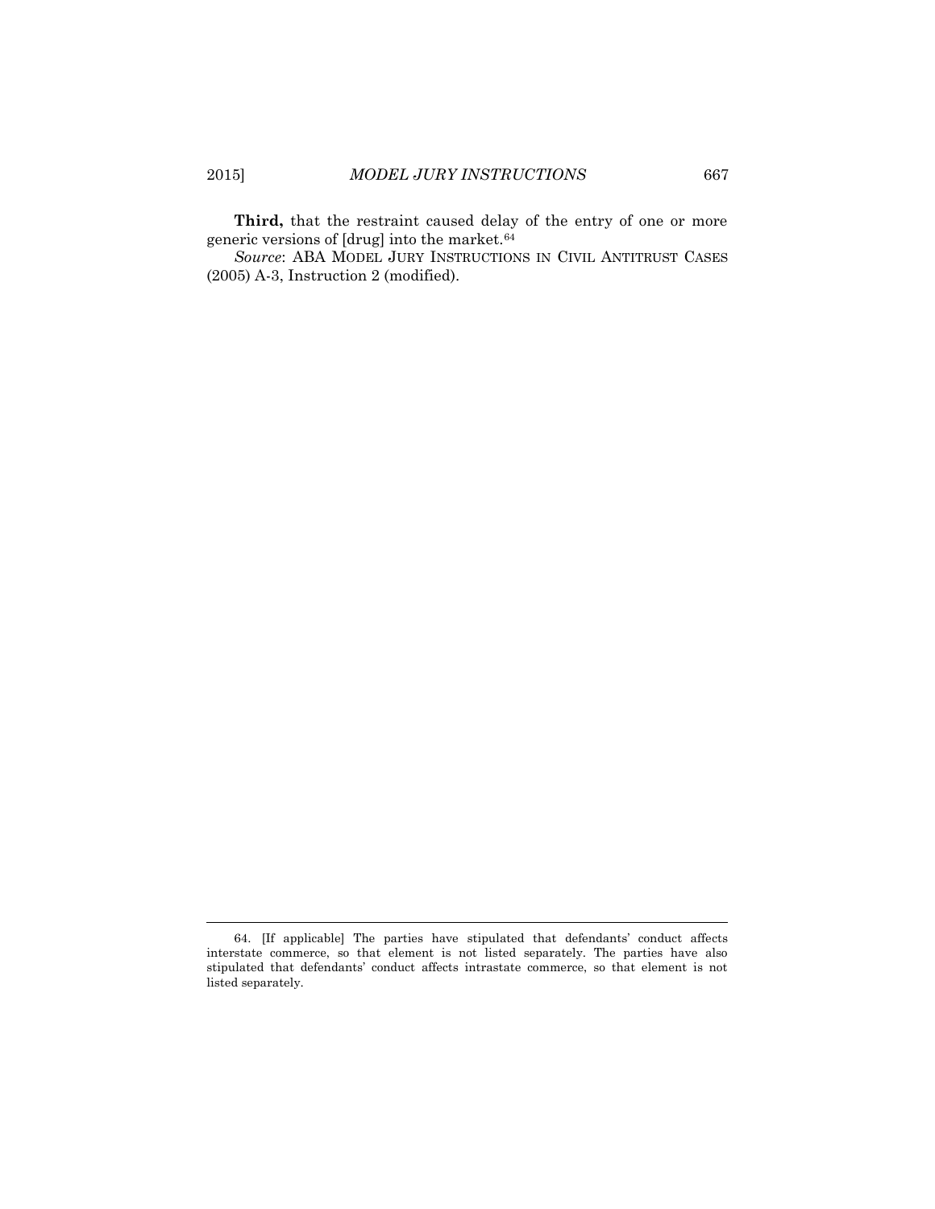**Third,** that the restraint caused delay of the entry of one or more generic versions of [drug] into the market.[64]

*Source*: ABA Model Jury Instructions in Civil Antitrust Cases (2005) A-3, Instruction 2 (modified).

---

64. [If applicable] The parties have stipulated that defendants' conduct affects interstate commerce, so that element is not listed separately. The parties have also stipulated that defendants' conduct affects intrastate commerce, so that element is not listed separately.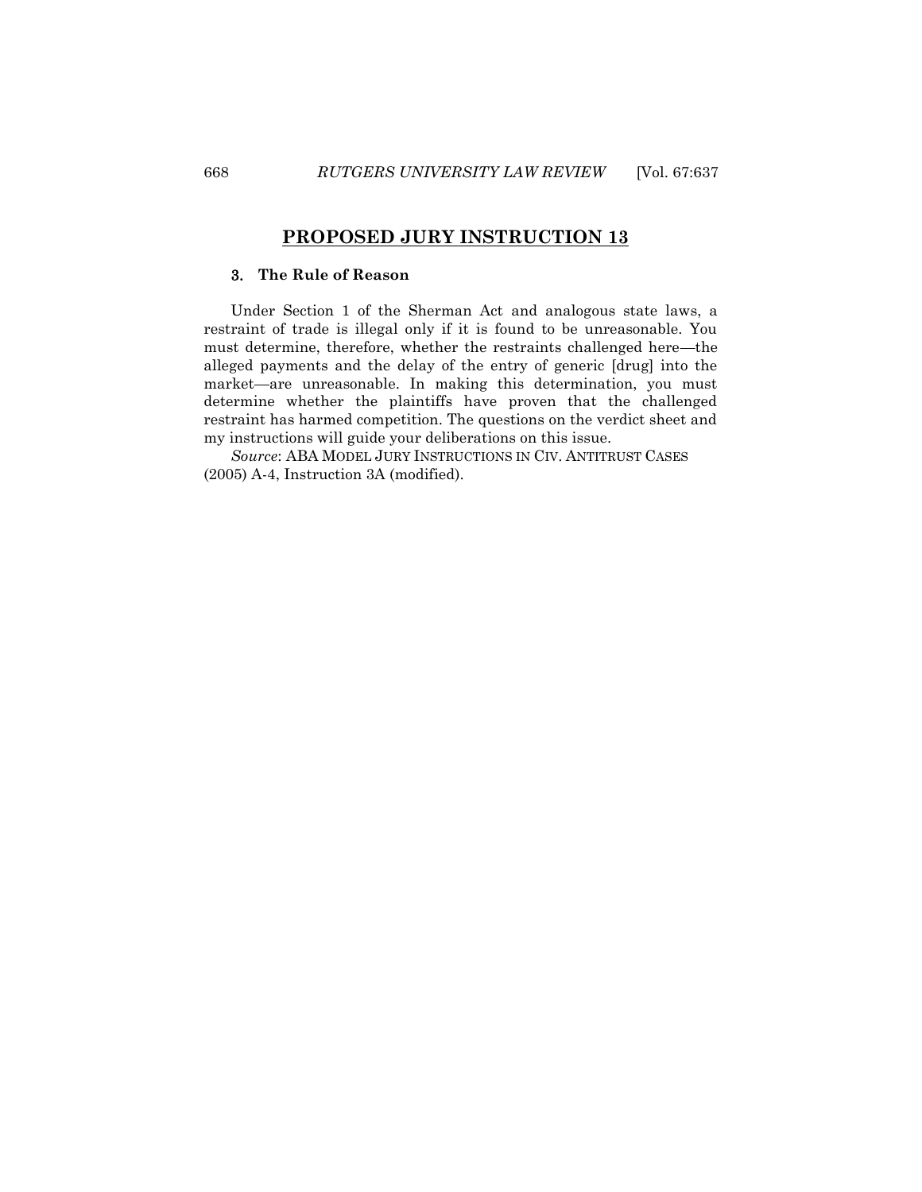## PROPOSED JURY INSTRUCTION 13

### 3. The Rule of Reason

Under Section 1 of the Sherman Act and analogous state laws, a restraint of trade is illegal only if it is found to be unreasonable. You must determine, therefore, whether the restraints challenged here—the alleged payments and the delay of the entry of generic [drug] into the market—are unreasonable. In making this determination, you must determine whether the plaintiffs have proven that the challenged restraint has harmed competition. The questions on the verdict sheet and my instructions will guide your deliberations on this issue.

*Source*: ABA MODEL JURY INSTRUCTIONS IN CIV. ANTITRUST CASES (2005) A-4, Instruction 3A (modified).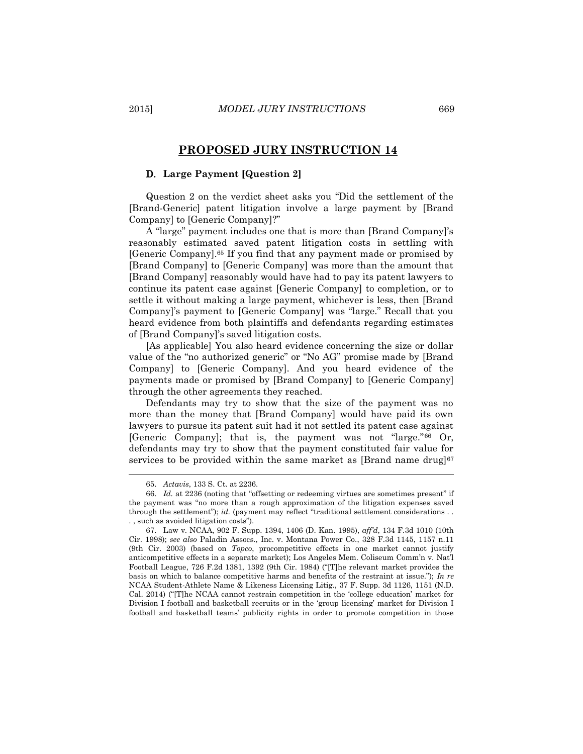## PROPOSED JURY INSTRUCTION 14

### D. Large Payment [Question 2]

Question 2 on the verdict sheet asks you "Did the settlement of the [Brand-Generic] patent litigation involve a large payment by [Brand Company] to [Generic Company]?"

A "large" payment includes one that is more than [Brand Company]'s reasonably estimated saved patent litigation costs in settling with [Generic Company].[65] If you find that any payment made or promised by [Brand Company] to [Generic Company] was more than the amount that [Brand Company] reasonably would have had to pay its patent lawyers to continue its patent case against [Generic Company] to completion, or to settle it without making a large payment, whichever is less, then [Brand Company]'s payment to [Generic Company] was "large." Recall that you heard evidence from both plaintiffs and defendants regarding estimates of [Brand Company]'s saved litigation costs.

[As applicable] You also heard evidence concerning the size or dollar value of the "no authorized generic" or "No AG" promise made by [Brand Company] to [Generic Company]. And you heard evidence of the payments made or promised by [Brand Company] to [Generic Company] through the other agreements they reached.

Defendants may try to show that the size of the payment was no more than the money that [Brand Company] would have paid its own lawyers to pursue its patent suit had it not settled its patent case against [Generic Company]; that is, the payment was not "large."[66] Or, defendants may try to show that the payment constituted fair value for services to be provided within the same market as [Brand name drug][67]

---

65. *Actavis*, 133 S. Ct. at 2236.

66. *Id.* at 2236 (noting that "offsetting or redeeming virtues are sometimes present" if the payment was "no more than a rough approximation of the litigation expenses saved through the settlement"); *id.* (payment may reflect "traditional settlement considerations . . . , such as avoided litigation costs").

67. Law v. NCAA, 902 F. Supp. 1394, 1406 (D. Kan. 1995), *aff'd*, 134 F.3d 1010 (10th Cir. 1998); *see also* Paladin Assocs., Inc. v. Montana Power Co., 328 F.3d 1145, 1157 n.11 (9th Cir. 2003) (based on *Topco*, procompetitive effects in one market cannot justify anticompetitive effects in a separate market); Los Angeles Mem. Coliseum Comm'n v. Nat'l Football League, 726 F.2d 1381, 1392 (9th Cir. 1984) ("[T]he relevant market provides the basis on which to balance competitive harms and benefits of the restraint at issue."); *In re* NCAA Student-Athlete Name & Likeness Licensing Litig., 37 F. Supp. 3d 1126, 1151 (N.D. Cal. 2014) ("[T]he NCAA cannot restrain competition in the 'college education' market for Division I football and basketball recruits or in the 'group licensing' market for Division I football and basketball teams' publicity rights in order to promote competition in those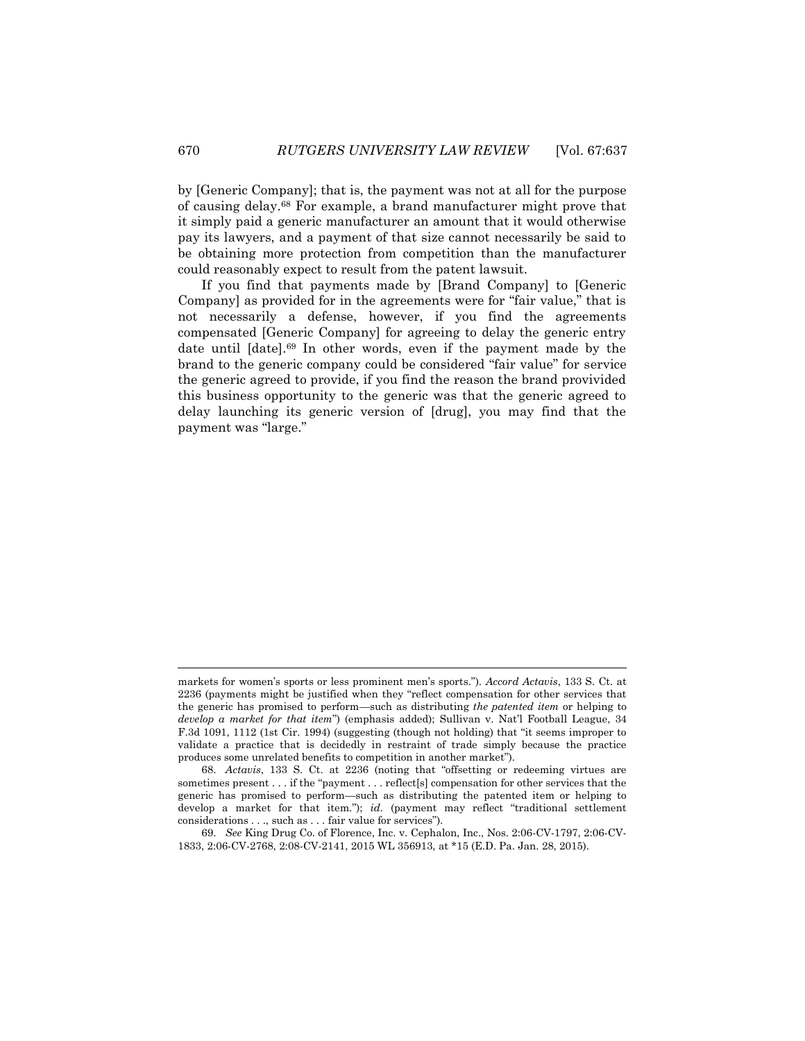by [Generic Company]; that is, the payment was not at all for the purpose of causing delay.[68] For example, a brand manufacturer might prove that it simply paid a generic manufacturer an amount that it would otherwise pay its lawyers, and a payment of that size cannot necessarily be said to be obtaining more protection from competition than the manufacturer could reasonably expect to result from the patent lawsuit.

If you find that payments made by [Brand Company] to [Generic Company] as provided for in the agreements were for "fair value," that is not necessarily a defense, however, if you find the agreements compensated [Generic Company] for agreeing to delay the generic entry date until [date].[69] In other words, even if the payment made by the brand to the generic company could be considered "fair value" for service the generic agreed to provide, if you find the reason the brand provivided this business opportunity to the generic was that the generic agreed to delay launching its generic version of [drug], you may find that the payment was "large."

---

markets for women's sports or less prominent men's sports."). *Accord Actavis*, 133 S. Ct. at 2236 (payments might be justified when they "reflect compensation for other services that the generic has promised to perform—such as distributing *the patented item* or helping to *develop a market for that item*") (emphasis added); Sullivan v. Nat'l Football League, 34 F.3d 1091, 1112 (1st Cir. 1994) (suggesting (though not holding) that "it seems improper to validate a practice that is decidedly in restraint of trade simply because the practice produces some unrelated benefits to competition in another market").

68. *Actavis*, 133 S. Ct. at 2236 (noting that "offsetting or redeeming virtues are sometimes present . . . if the "payment . . . reflect[s] compensation for other services that the generic has promised to perform—such as distributing the patented item or helping to develop a market for that item."); *id.* (payment may reflect "traditional settlement considerations . . ., such as . . . fair value for services").

69. *See* King Drug Co. of Florence, Inc. v. Cephalon, Inc., Nos. 2:06-CV-1797, 2:06-CV-1833, 2:06-CV-2768, 2:08-CV-2141, 2015 WL 356913, at *15 (E.D. Pa. Jan. 28, 2015).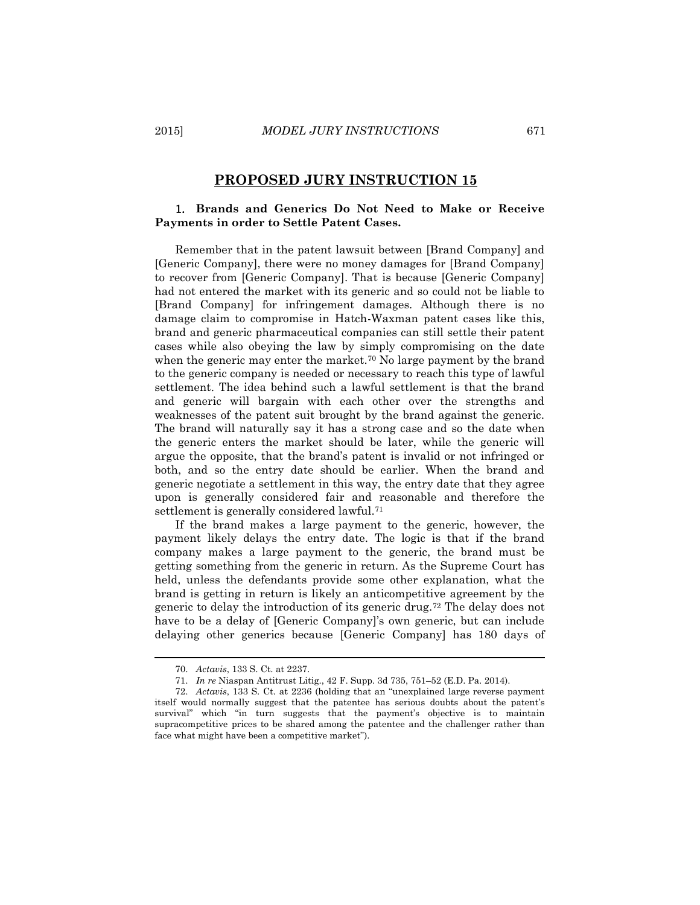## PROPOSED JURY INSTRUCTION 15

### 1. Brands and Generics Do Not Need to Make or Receive Payments in order to Settle Patent Cases.

Remember that in the patent lawsuit between [Brand Company] and [Generic Company], there were no money damages for [Brand Company] to recover from [Generic Company]. That is because [Generic Company] had not entered the market with its generic and so could not be liable to [Brand Company] for infringement damages. Although there is no damage claim to compromise in Hatch-Waxman patent cases like this, brand and generic pharmaceutical companies can still settle their patent cases while also obeying the law by simply compromising on the date when the generic may enter the market.[70] No large payment by the brand to the generic company is needed or necessary to reach this type of lawful settlement. The idea behind such a lawful settlement is that the brand and generic will bargain with each other over the strengths and weaknesses of the patent suit brought by the brand against the generic. The brand will naturally say it has a strong case and so the date when the generic enters the market should be later, while the generic will argue the opposite, that the brand's patent is invalid or not infringed or both, and so the entry date should be earlier. When the brand and generic negotiate a settlement in this way, the entry date that they agree upon is generally considered fair and reasonable and therefore the settlement is generally considered lawful.[71]

If the brand makes a large payment to the generic, however, the payment likely delays the entry date. The logic is that if the brand company makes a large payment to the generic, the brand must be getting something from the generic in return. As the Supreme Court has held, unless the defendants provide some other explanation, what the brand is getting in return is likely an anticompetitive agreement by the generic to delay the introduction of its generic drug.[72] The delay does not have to be a delay of [Generic Company]'s own generic, but can include delaying other generics because [Generic Company] has 180 days of

---

70. *Actavis*, 133 S. Ct. at 2237.

71. *In re* Niaspan Antitrust Litig., 42 F. Supp. 3d 735, 751–52 (E.D. Pa. 2014).

72. *Actavis*, 133 S. Ct. at 2236 (holding that an "unexplained large reverse payment itself would normally suggest that the patentee has serious doubts about the patent's survival" which "in turn suggests that the payment's objective is to maintain supracompetitive prices to be shared among the patentee and the challenger rather than face what might have been a competitive market").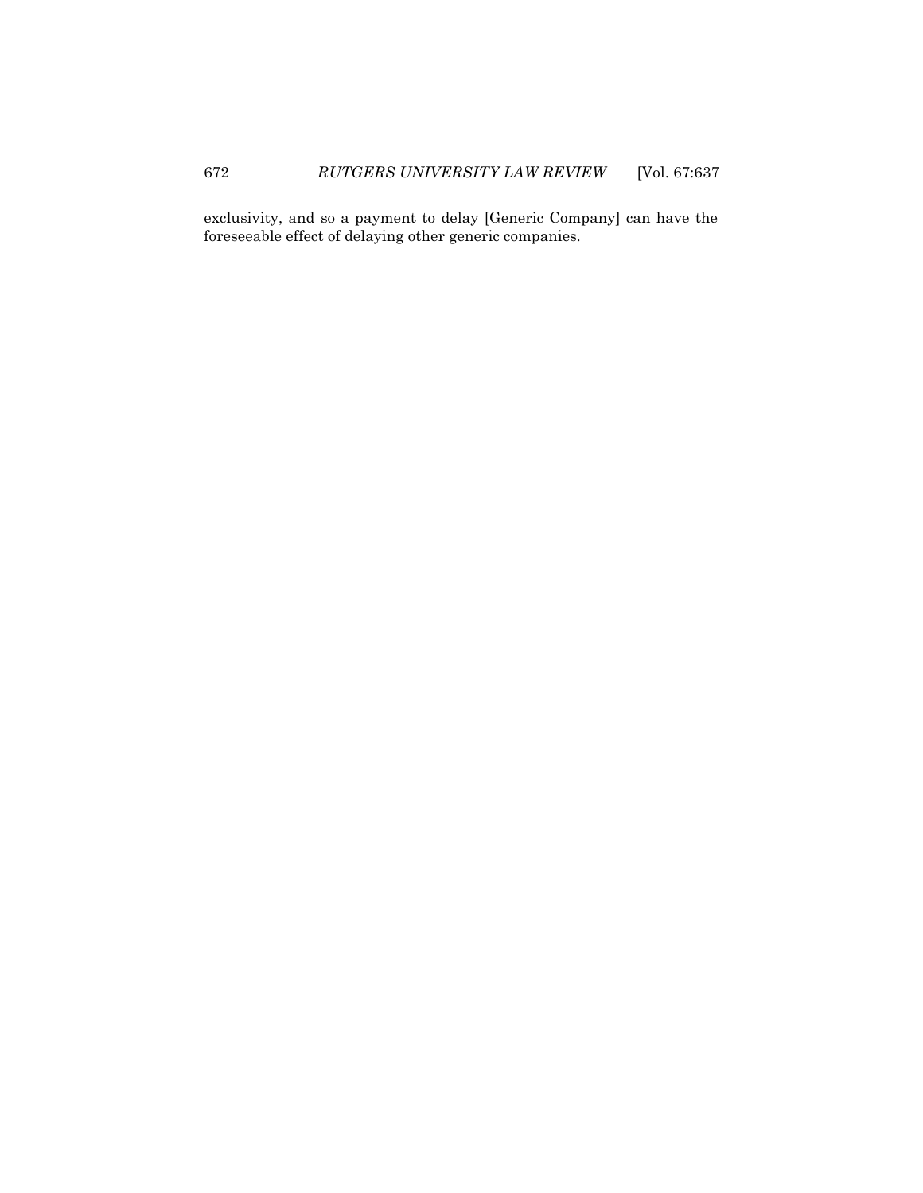exclusivity, and so a payment to delay [Generic Company] can have the foreseeable effect of delaying other generic companies.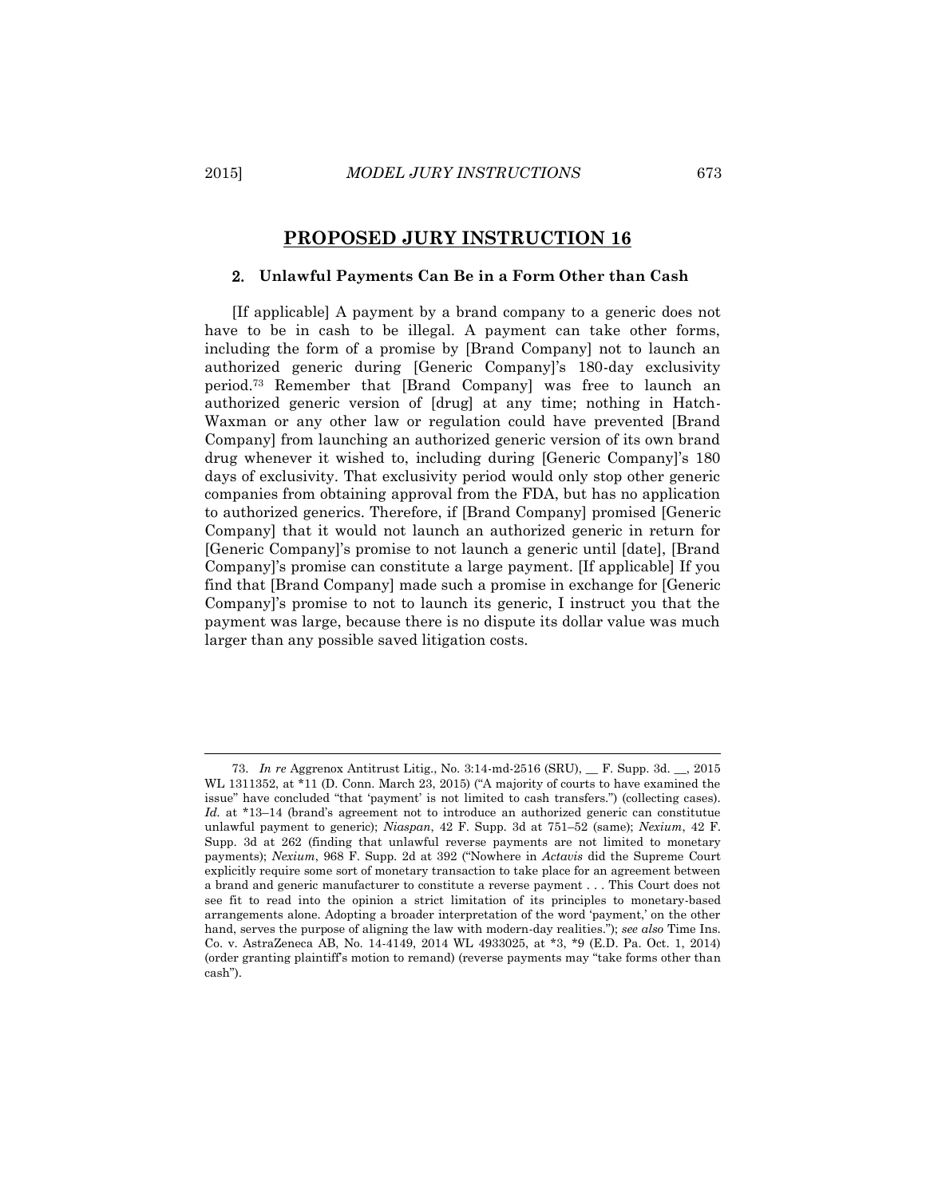## PROPOSED JURY INSTRUCTION 16

### 2. Unlawful Payments Can Be in a Form Other than Cash

[If applicable] A payment by a brand company to a generic does not have to be in cash to be illegal. A payment can take other forms, including the form of a promise by [Brand Company] not to launch an authorized generic during [Generic Company]'s 180-day exclusivity period.[73] Remember that [Brand Company] was free to launch an authorized generic version of [drug] at any time; nothing in Hatch-Waxman or any other law or regulation could have prevented [Brand Company] from launching an authorized generic version of its own brand drug whenever it wished to, including during [Generic Company]'s 180 days of exclusivity. That exclusivity period would only stop other generic companies from obtaining approval from the FDA, but has no application to authorized generics. Therefore, if [Brand Company] promised [Generic Company] that it would not launch an authorized generic in return for [Generic Company]'s promise to not launch a generic until [date], [Brand Company]'s promise can constitute a large payment. [If applicable] If you find that [Brand Company] made such a promise in exchange for [Generic Company]'s promise to not to launch its generic, I instruct you that the payment was large, because there is no dispute its dollar value was much larger than any possible saved litigation costs.

---

73. *In re* Aggrenox Antitrust Litig., No. 3:14-md-2516 (SRU), __ F. Supp. 3d. __, 2015 WL 1311352, at *11 (D. Conn. March 23, 2015) ("A majority of courts to have examined the issue" have concluded "that 'payment' is not limited to cash transfers.") (collecting cases). *Id.* at *13–14 (brand's agreement not to introduce an authorized generic can constitutue unlawful payment to generic); *Niaspan*, 42 F. Supp. 3d at 751–52 (same); *Nexium*, 42 F. Supp. 3d at 262 (finding that unlawful reverse payments are not limited to monetary payments); *Nexium*, 968 F. Supp. 2d at 392 ("Nowhere in *Actavis* did the Supreme Court explicitly require some sort of monetary transaction to take place for an agreement between a brand and generic manufacturer to constitute a reverse payment . . . This Court does not see fit to read into the opinion a strict limitation of its principles to monetary-based arrangements alone. Adopting a broader interpretation of the word 'payment,' on the other hand, serves the purpose of aligning the law with modern-day realities."); *see also* Time Ins. Co. v. AstraZeneca AB, No. 14-4149, 2014 WL 4933025, at *3, *9 (E.D. Pa. Oct. 1, 2014) (order granting plaintiff's motion to remand) (reverse payments may "take forms other than cash").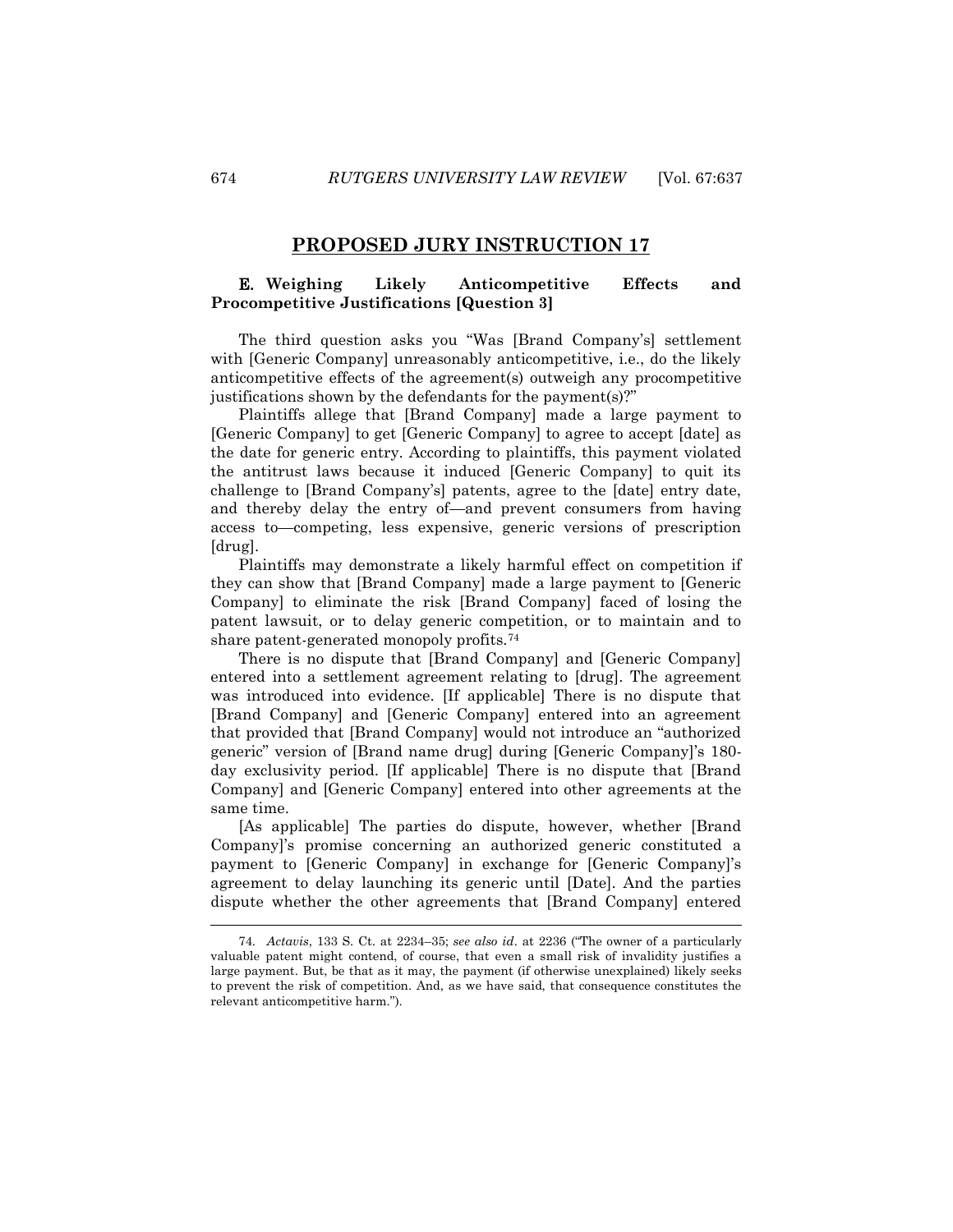## PROPOSED JURY INSTRUCTION 17

### E. Weighing Likely Anticompetitive Effects and Procompetitive Justifications [Question 3]

The third question asks you "Was [Brand Company's] settlement with [Generic Company] unreasonably anticompetitive, i.e., do the likely anticompetitive effects of the agreement(s) outweigh any procompetitive justifications shown by the defendants for the payment(s)?"

Plaintiffs allege that [Brand Company] made a large payment to [Generic Company] to get [Generic Company] to agree to accept [date] as the date for generic entry. According to plaintiffs, this payment violated the antitrust laws because it induced [Generic Company] to quit its challenge to [Brand Company's] patents, agree to the [date] entry date, and thereby delay the entry of—and prevent consumers from having access to—competing, less expensive, generic versions of prescription [drug].

Plaintiffs may demonstrate a likely harmful effect on competition if they can show that [Brand Company] made a large payment to [Generic Company] to eliminate the risk [Brand Company] faced of losing the patent lawsuit, or to delay generic competition, or to maintain and to share patent-generated monopoly profits.[74]

There is no dispute that [Brand Company] and [Generic Company] entered into a settlement agreement relating to [drug]. The agreement was introduced into evidence. [If applicable] There is no dispute that [Brand Company] and [Generic Company] entered into an agreement that provided that [Brand Company] would not introduce an "authorized generic" version of [Brand name drug] during [Generic Company]'s 180-day exclusivity period. [If applicable] There is no dispute that [Brand Company] and [Generic Company] entered into other agreements at the same time.

[As applicable] The parties do dispute, however, whether [Brand Company]'s promise concerning an authorized generic constituted a payment to [Generic Company] in exchange for [Generic Company]'s agreement to delay launching its generic until [Date]. And the parties dispute whether the other agreements that [Brand Company] entered

---

74. *Actavis*, 133 S. Ct. at 2234–35; *see also id*. at 2236 ("The owner of a particularly valuable patent might contend, of course, that even a small risk of invalidity justifies a large payment. But, be that as it may, the payment (if otherwise unexplained) likely seeks to prevent the risk of competition. And, as we have said, that consequence constitutes the relevant anticompetitive harm.").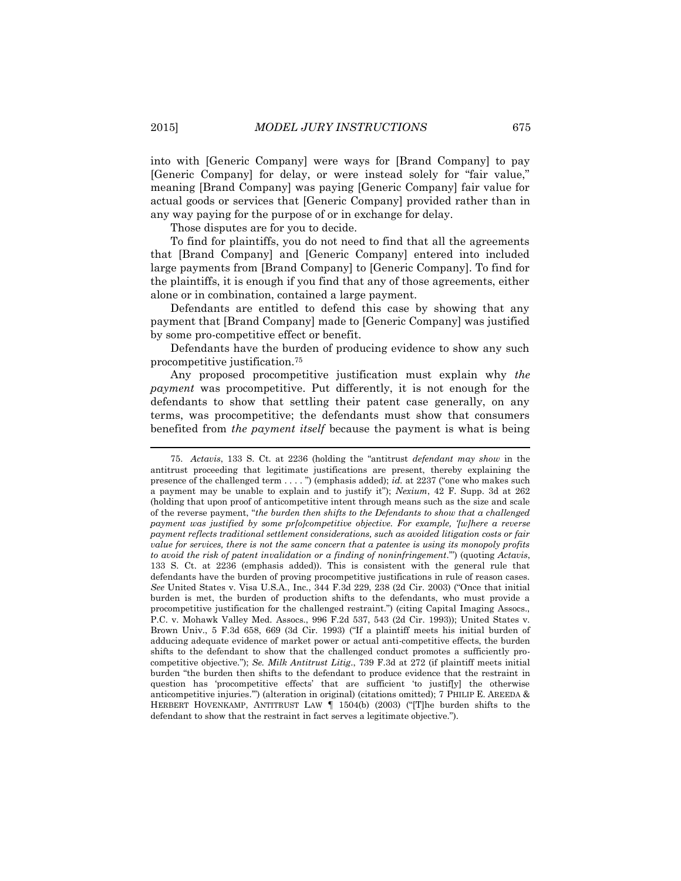into with [Generic Company] were ways for [Brand Company] to pay [Generic Company] for delay, or were instead solely for "fair value," meaning [Brand Company] was paying [Generic Company] fair value for actual goods or services that [Generic Company] provided rather than in any way paying for the purpose of or in exchange for delay.

Those disputes are for you to decide.

To find for plaintiffs, you do not need to find that all the agreements that [Brand Company] and [Generic Company] entered into included large payments from [Brand Company] to [Generic Company]. To find for the plaintiffs, it is enough if you find that any of those agreements, either alone or in combination, contained a large payment.

Defendants are entitled to defend this case by showing that any payment that [Brand Company] made to [Generic Company] was justified by some pro-competitive effect or benefit.

Defendants have the burden of producing evidence to show any such procompetitive justification.[75]

Any proposed procompetitive justification must explain why *the payment* was procompetitive. Put differently, it is not enough for the defendants to show that settling their patent case generally, on any terms, was procompetitive; the defendants must show that consumers benefited from *the payment itself* because the payment is what is being

---

75. *Actavis*, 133 S. Ct. at 2236 (holding the "antitrust *defendant may show* in the antitrust proceeding that legitimate justifications are present, thereby explaining the presence of the challenged term . . . . ") (emphasis added); *id.* at 2237 ("one who makes such a payment may be unable to explain and to justify it"); *Nexium*, 42 F. Supp. 3d at 262 (holding that upon proof of anticompetitive intent through means such as the size and scale of the reverse payment, "*the burden then shifts to the Defendants to show that a challenged payment was justified by some pr[o]competitive objective. For example, '[w]here a reverse payment reflects traditional settlement considerations, such as avoided litigation costs or fair value for services, there is not the same concern that a patentee is using its monopoly profits to avoid the risk of patent invalidation or a finding of noninfringement*.'") (quoting *Actavis*, 133 S. Ct. at 2236 (emphasis added)). This is consistent with the general rule that defendants have the burden of proving procompetitive justifications in rule of reason cases. *See* United States v. Visa U.S.A., Inc., 344 F.3d 229, 238 (2d Cir. 2003) ("Once that initial burden is met, the burden of production shifts to the defendants, who must provide a procompetitive justification for the challenged restraint.") (citing Capital Imaging Assocs., P.C. v. Mohawk Valley Med. Assocs., 996 F.2d 537, 543 (2d Cir. 1993)); United States v. Brown Univ., 5 F.3d 658, 669 (3d Cir. 1993) ("If a plaintiff meets his initial burden of adducing adequate evidence of market power or actual anti-competitive effects, the burden shifts to the defendant to show that the challenged conduct promotes a sufficiently pro-competitive objective."); *Se. Milk Antitrust Litig.*, 739 F.3d at 272 (if plaintiff meets initial burden "the burden then shifts to the defendant to produce evidence that the restraint in question has 'procompetitive effects' that are sufficient 'to justif[y] the otherwise anticompetitive injuries.'") (alteration in original) (citations omitted); 7 PHILIP E. AREEDA & HERBERT HOVENKAMP, ANTITRUST LAW ¶ 1504(b) (2003) ("[T]he burden shifts to the defendant to show that the restraint in fact serves a legitimate objective.").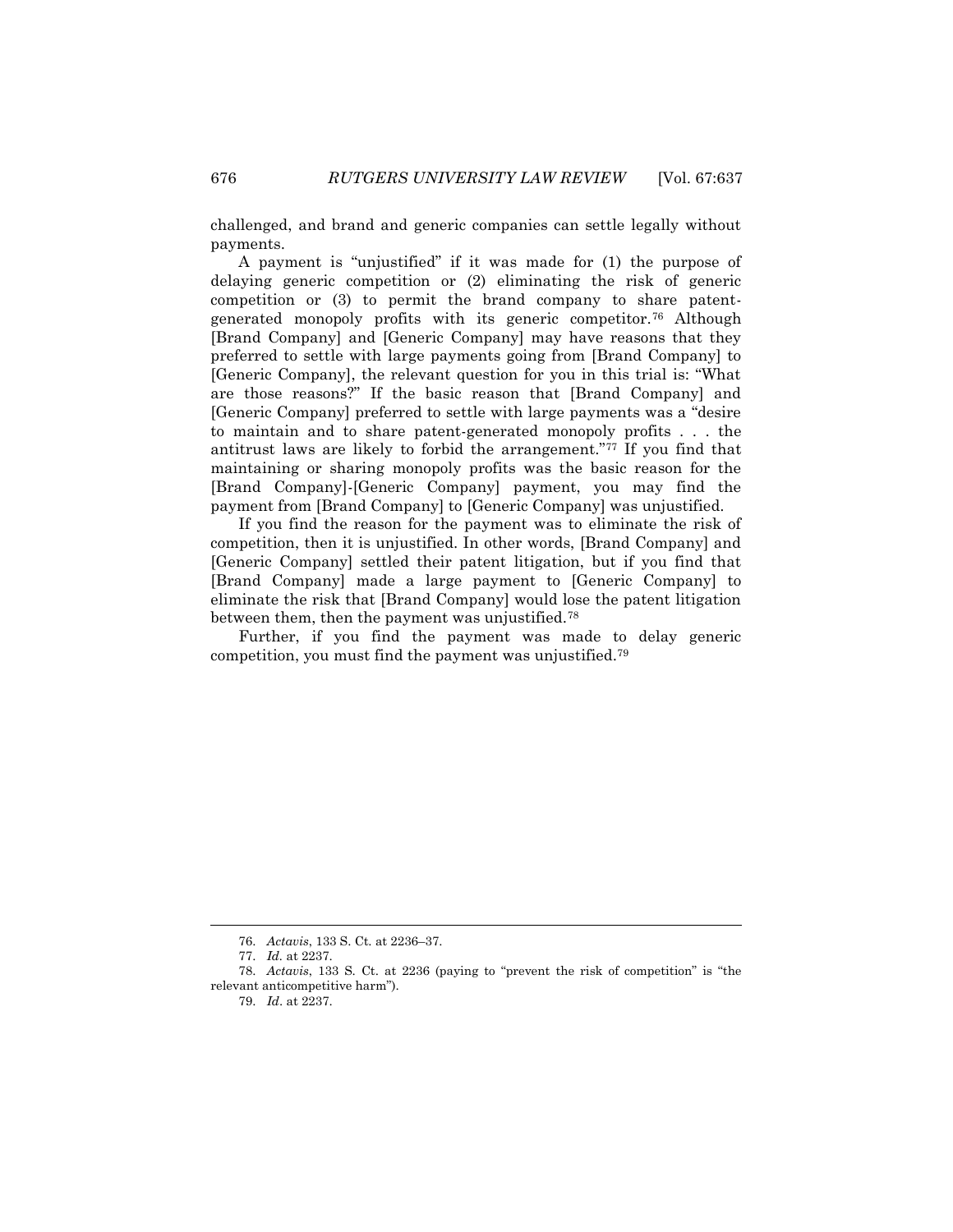challenged, and brand and generic companies can settle legally without payments.

A payment is "unjustified" if it was made for (1) the purpose of delaying generic competition or (2) eliminating the risk of generic competition or (3) to permit the brand company to share patent-generated monopoly profits with its generic competitor.[76] Although [Brand Company] and [Generic Company] may have reasons that they preferred to settle with large payments going from [Brand Company] to [Generic Company], the relevant question for you in this trial is: "What are those reasons?" If the basic reason that [Brand Company] and [Generic Company] preferred to settle with large payments was a "desire to maintain and to share patent-generated monopoly profits . . . the antitrust laws are likely to forbid the arrangement."[77] If you find that maintaining or sharing monopoly profits was the basic reason for the [Brand Company]-[Generic Company] payment, you may find the payment from [Brand Company] to [Generic Company] was unjustified.

If you find the reason for the payment was to eliminate the risk of competition, then it is unjustified. In other words, [Brand Company] and [Generic Company] settled their patent litigation, but if you find that [Brand Company] made a large payment to [Generic Company] to eliminate the risk that [Brand Company] would lose the patent litigation between them, then the payment was unjustified.[78]

Further, if you find the payment was made to delay generic competition, you must find the payment was unjustified.[79]

---

76. *Actavis*, 133 S. Ct. at 2236–37.

77. *Id.* at 2237.

78. *Actavis*, 133 S. Ct. at 2236 (paying to "prevent the risk of competition" is "the relevant anticompetitive harm").

79. *Id*. at 2237.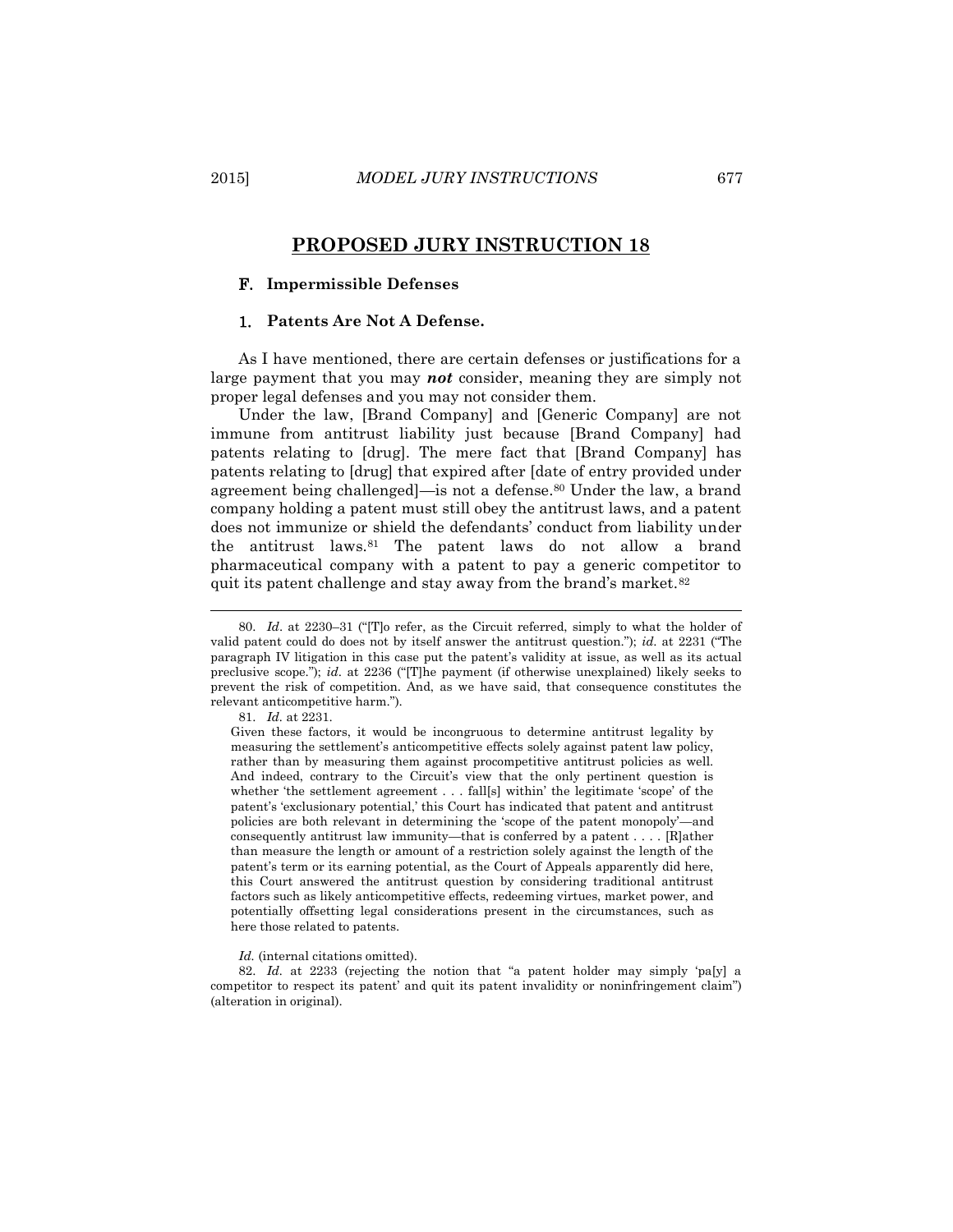## PROPOSED JURY INSTRUCTION 18

### F. Impermissible Defenses

#### 1. Patents Are Not A Defense.

As I have mentioned, there are certain defenses or justifications for a large payment that you may ***not*** consider, meaning they are simply not proper legal defenses and you may not consider them.

Under the law, [Brand Company] and [Generic Company] are not immune from antitrust liability just because [Brand Company] had patents relating to [drug]. The mere fact that [Brand Company] has patents relating to [drug] that expired after [date of entry provided under agreement being challenged]—is not a defense.[80] Under the law, a brand company holding a patent must still obey the antitrust laws, and a patent does not immunize or shield the defendants' conduct from liability under the antitrust laws.[81] The patent laws do not allow a brand pharmaceutical company with a patent to pay a generic competitor to quit its patent challenge and stay away from the brand's market.[82]

---

80. *Id*. at 2230–31 ("[T]o refer, as the Circuit referred, simply to what the holder of valid patent could do does not by itself answer the antitrust question."); *id*. at 2231 ("The paragraph IV litigation in this case put the patent's validity at issue, as well as its actual preclusive scope."); *id*. at 2236 ("[T]he payment (if otherwise unexplained) likely seeks to prevent the risk of competition. And, as we have said, that consequence constitutes the relevant anticompetitive harm.").

81. *Id*. at 2231.

> Given these factors, it would be incongruous to determine antitrust legality by measuring the settlement's anticompetitive effects solely against patent law policy, rather than by measuring them against procompetitive antitrust policies as well. And indeed, contrary to the Circuit's view that the only pertinent question is whether 'the settlement agreement . . . fall[s] within' the legitimate 'scope' of the patent's 'exclusionary potential,' this Court has indicated that patent and antitrust policies are both relevant in determining the 'scope of the patent monopoly'—and consequently antitrust law immunity—that is conferred by a patent . . . . [R]ather than measure the length or amount of a restriction solely against the length of the patent's term or its earning potential, as the Court of Appeals apparently did here, this Court answered the antitrust question by considering traditional antitrust factors such as likely anticompetitive effects, redeeming virtues, market power, and potentially offsetting legal considerations present in the circumstances, such as here those related to patents.

*Id.* (internal citations omitted).

82. *Id*. at 2233 (rejecting the notion that "a patent holder may simply 'pa[y] a competitor to respect its patent' and quit its patent invalidity or noninfringement claim") (alteration in original).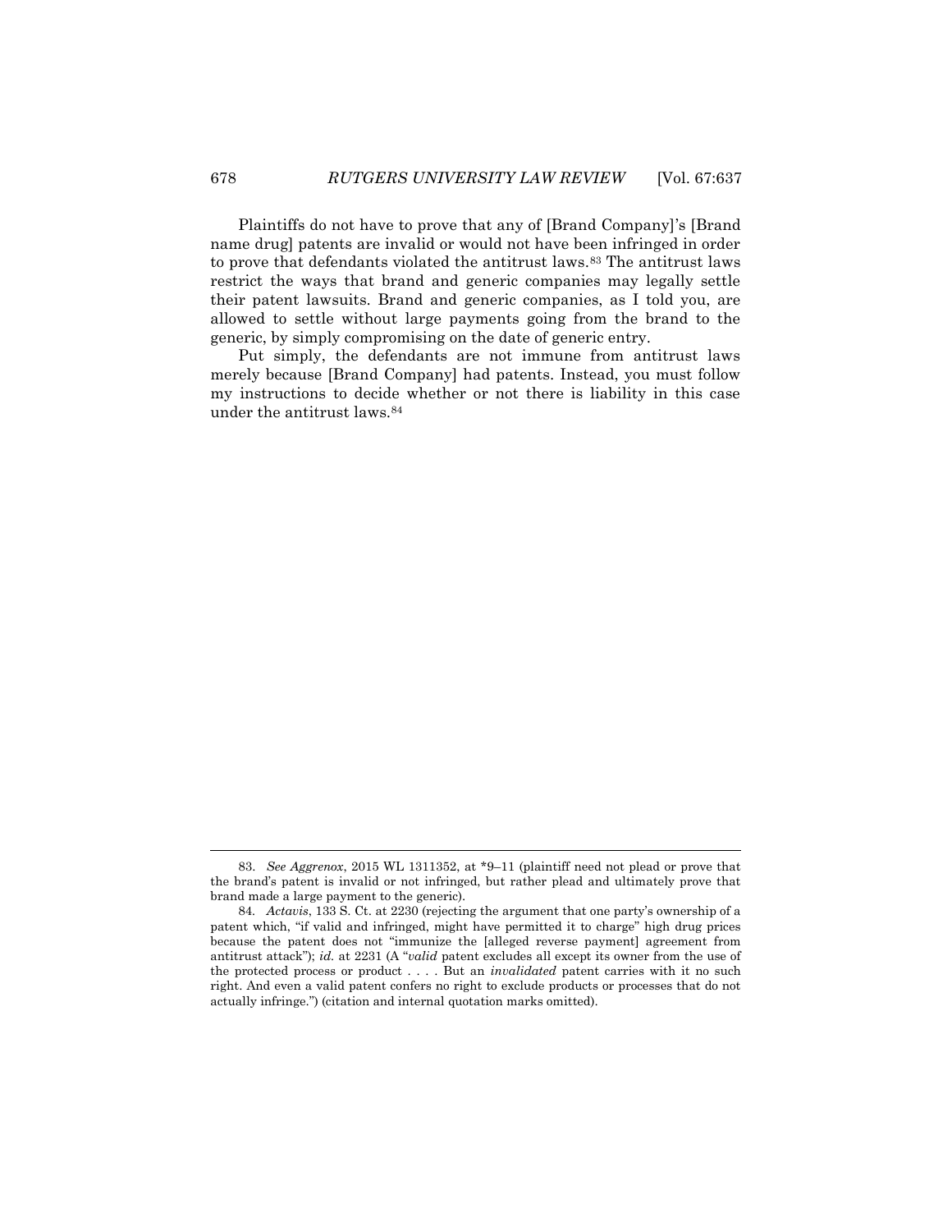Plaintiffs do not have to prove that any of [Brand Company]'s [Brand name drug] patents are invalid or would not have been infringed in order to prove that defendants violated the antitrust laws.[83] The antitrust laws restrict the ways that brand and generic companies may legally settle their patent lawsuits. Brand and generic companies, as I told you, are allowed to settle without large payments going from the brand to the generic, by simply compromising on the date of generic entry.

Put simply, the defendants are not immune from antitrust laws merely because [Brand Company] had patents. Instead, you must follow my instructions to decide whether or not there is liability in this case under the antitrust laws.[84]

---

83. *See Aggrenox*, 2015 WL 1311352, at *9–11 (plaintiff need not plead or prove that the brand's patent is invalid or not infringed, but rather plead and ultimately prove that brand made a large payment to the generic).

84. *Actavis*, 133 S. Ct. at 2230 (rejecting the argument that one party's ownership of a patent which, "if valid and infringed, might have permitted it to charge" high drug prices because the patent does not "immunize the [alleged reverse payment] agreement from antitrust attack"); *id.* at 2231 (A "*valid* patent excludes all except its owner from the use of the protected process or product . . . . But an *invalidated* patent carries with it no such right. And even a valid patent confers no right to exclude products or processes that do not actually infringe.") (citation and internal quotation marks omitted).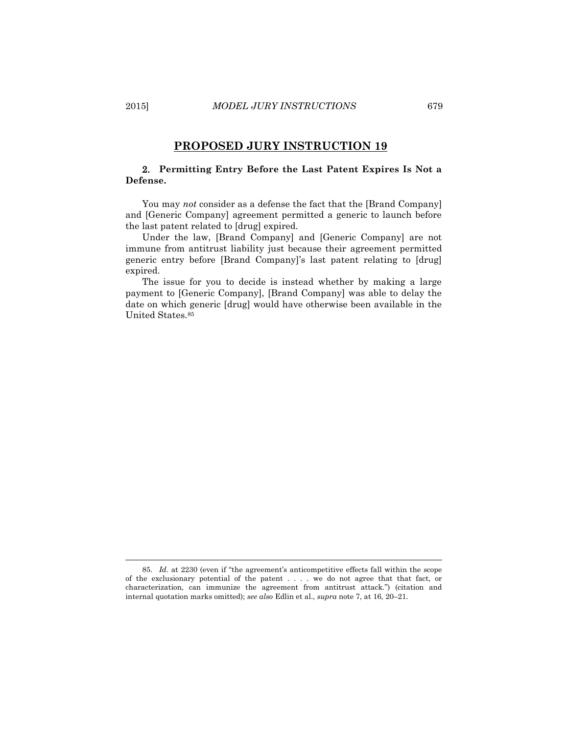## PROPOSED JURY INSTRUCTION 19

### 2. Permitting Entry Before the Last Patent Expires Is Not a Defense.

You may *not* consider as a defense the fact that the [Brand Company] and [Generic Company] agreement permitted a generic to launch before the last patent related to [drug] expired.

Under the law, [Brand Company] and [Generic Company] are not immune from antitrust liability just because their agreement permitted generic entry before [Brand Company]'s last patent relating to [drug] expired.

The issue for you to decide is instead whether by making a large payment to [Generic Company], [Brand Company] was able to delay the date on which generic [drug] would have otherwise been available in the United States.[85]

---

85. *Id.* at 2230 (even if "the agreement's anticompetitive effects fall within the scope of the exclusionary potential of the patent . . . . we do not agree that that fact, or characterization, can immunize the agreement from antitrust attack.") (citation and internal quotation marks omitted); *see also* Edlin et al., *supra* note 7, at 16, 20–21.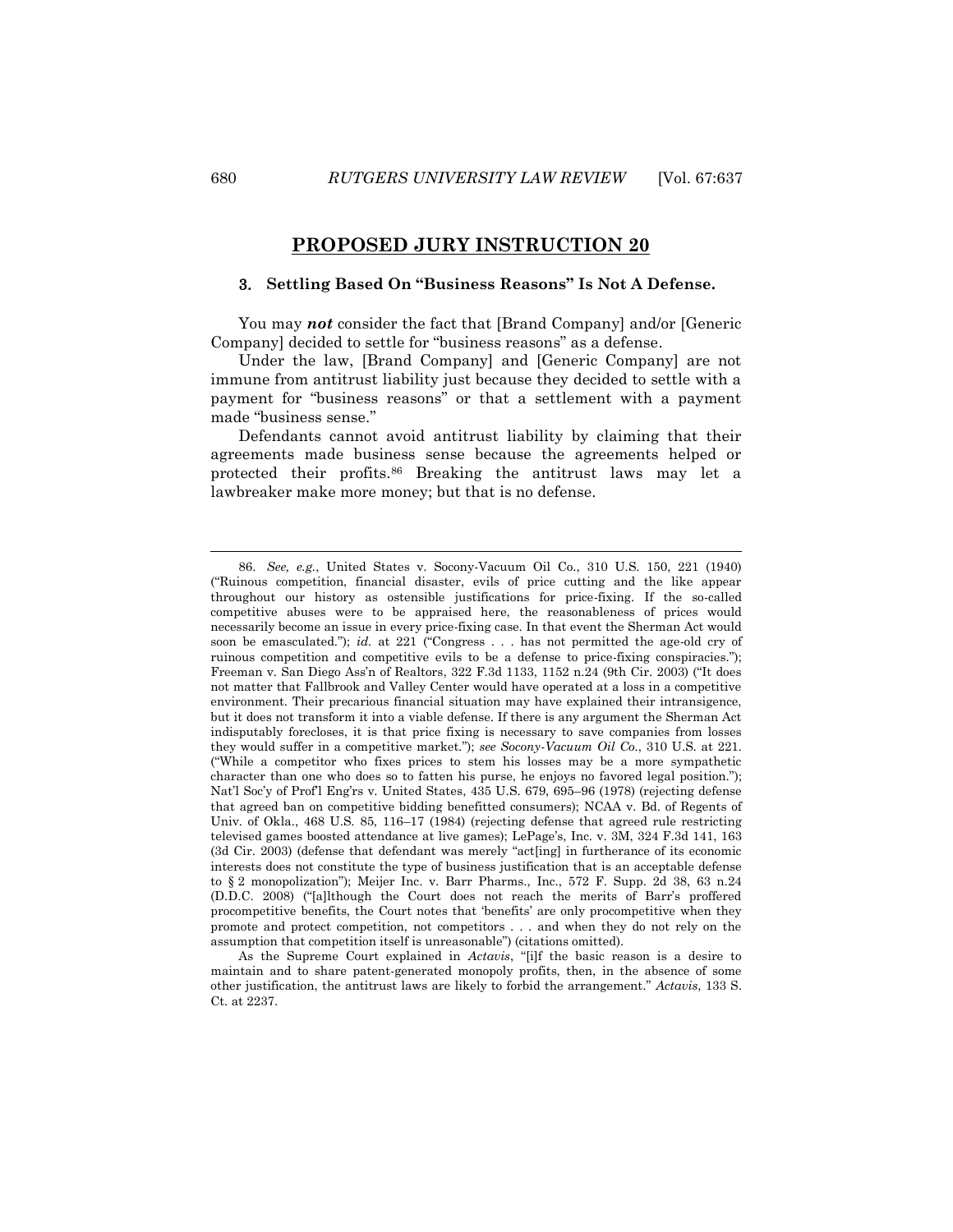## PROPOSED JURY INSTRUCTION 20

### 3. Settling Based On "Business Reasons" Is Not A Defense.

You may ***not*** consider the fact that [Brand Company] and/or [Generic Company] decided to settle for "business reasons" as a defense.

Under the law, [Brand Company] and [Generic Company] are not immune from antitrust liability just because they decided to settle with a payment for "business reasons" or that a settlement with a payment made "business sense."

Defendants cannot avoid antitrust liability by claiming that their agreements made business sense because the agreements helped or protected their profits.[86] Breaking the antitrust laws may let a lawbreaker make more money; but that is no defense.

---

86. *See, e.g.*, United States v. Socony-Vacuum Oil Co., 310 U.S. 150, 221 (1940) ("Ruinous competition, financial disaster, evils of price cutting and the like appear throughout our history as ostensible justifications for price-fixing. If the so-called competitive abuses were to be appraised here, the reasonableness of prices would necessarily become an issue in every price-fixing case. In that event the Sherman Act would soon be emasculated."); *id.* at 221 ("Congress . . . has not permitted the age-old cry of ruinous competition and competitive evils to be a defense to price-fixing conspiracies."); Freeman v. San Diego Ass'n of Realtors, 322 F.3d 1133, 1152 n.24 (9th Cir. 2003) ("It does not matter that Fallbrook and Valley Center would have operated at a loss in a competitive environment. Their precarious financial situation may have explained their intransigence, but it does not transform it into a viable defense. If there is any argument the Sherman Act indisputably forecloses, it is that price fixing is necessary to save companies from losses they would suffer in a competitive market."); *see Socony-Vacuum Oil Co.*, 310 U.S. at 221. ("While a competitor who fixes prices to stem his losses may be a more sympathetic character than one who does so to fatten his purse, he enjoys no favored legal position."); Nat'l Soc'y of Prof'l Eng'rs v. United States, 435 U.S. 679, 695–96 (1978) (rejecting defense that agreed ban on competitive bidding benefitted consumers); NCAA v. Bd. of Regents of Univ. of Okla., 468 U.S. 85, 116–17 (1984) (rejecting defense that agreed rule restricting televised games boosted attendance at live games); LePage's, Inc. v. 3M, 324 F.3d 141, 163 (3d Cir. 2003) (defense that defendant was merely "act[ing] in furtherance of its economic interests does not constitute the type of business justification that is an acceptable defense to § 2 monopolization"); Meijer Inc. v. Barr Pharms., Inc., 572 F. Supp. 2d 38, 63 n.24 (D.D.C. 2008) ("[a]lthough the Court does not reach the merits of Barr's proffered procompetitive benefits, the Court notes that 'benefits' are only procompetitive when they promote and protect competition, not competitors . . . and when they do not rely on the assumption that competition itself is unreasonable") (citations omitted).

As the Supreme Court explained in *Actavis*, "[i]f the basic reason is a desire to maintain and to share patent-generated monopoly profits, then, in the absence of some other justification, the antitrust laws are likely to forbid the arrangement." *Actavis*, 133 S. Ct. at 2237.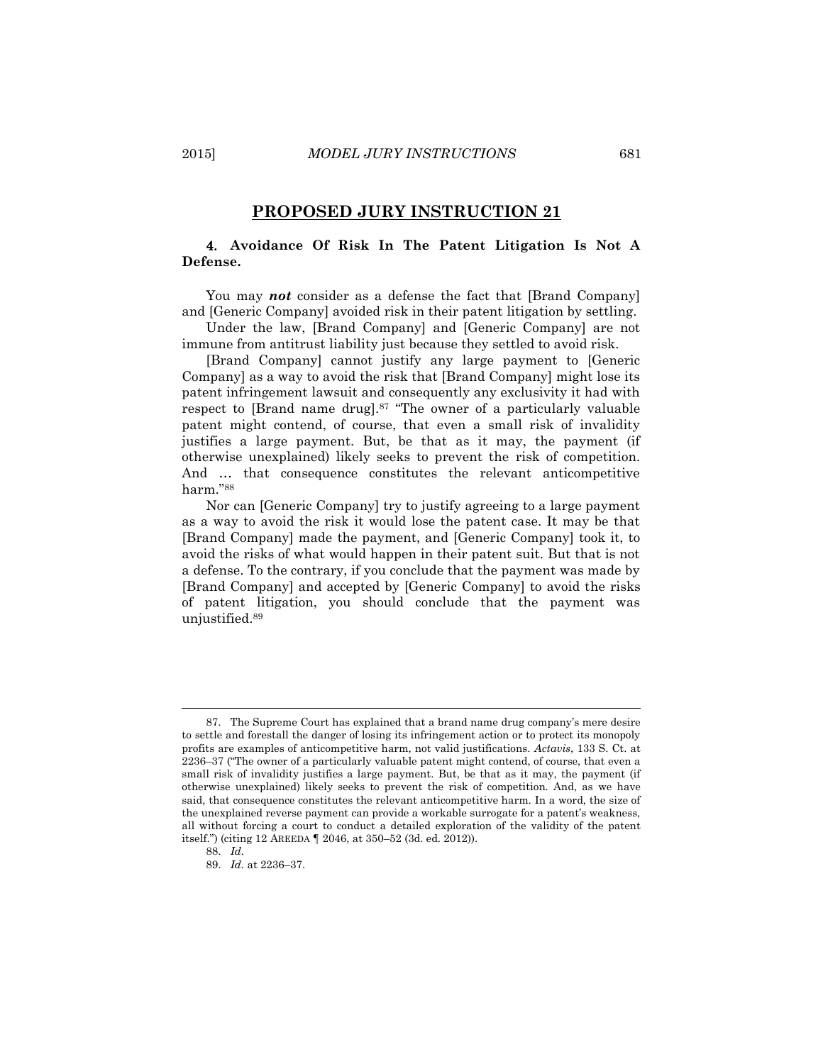## PROPOSED JURY INSTRUCTION 21

### 4. Avoidance Of Risk In The Patent Litigation Is Not A Defense.

You may ***not*** consider as a defense the fact that [Brand Company] and [Generic Company] avoided risk in their patent litigation by settling.

Under the law, [Brand Company] and [Generic Company] are not immune from antitrust liability just because they settled to avoid risk.

[Brand Company] cannot justify any large payment to [Generic Company] as a way to avoid the risk that [Brand Company] might lose its patent infringement lawsuit and consequently any exclusivity it had with respect to [Brand name drug].[87] "The owner of a particularly valuable patent might contend, of course, that even a small risk of invalidity justifies a large payment. But, be that as it may, the payment (if otherwise unexplained) likely seeks to prevent the risk of competition. And … that consequence constitutes the relevant anticompetitive harm."[88]

Nor can [Generic Company] try to justify agreeing to a large payment as a way to avoid the risk it would lose the patent case. It may be that [Brand Company] made the payment, and [Generic Company] took it, to avoid the risks of what would happen in their patent suit. But that is not a defense. To the contrary, if you conclude that the payment was made by [Brand Company] and accepted by [Generic Company] to avoid the risks of patent litigation, you should conclude that the payment was unjustified.[89]

---

87. The Supreme Court has explained that a brand name drug company's mere desire to settle and forestall the danger of losing its infringement action or to protect its monopoly profits are examples of anticompetitive harm, not valid justifications. *Actavis*, 133 S. Ct. at 2236–37 ("The owner of a particularly valuable patent might contend, of course, that even a small risk of invalidity justifies a large payment. But, be that as it may, the payment (if otherwise unexplained) likely seeks to prevent the risk of competition. And, as we have said, that consequence constitutes the relevant anticompetitive harm. In a word, the size of the unexplained reverse payment can provide a workable surrogate for a patent's weakness, all without forcing a court to conduct a detailed exploration of the validity of the patent itself.") (citing 12 AREEDA ¶ 2046, at 350–52 (3d. ed. 2012)).

88. *Id.*

89. *Id.* at 2236–37.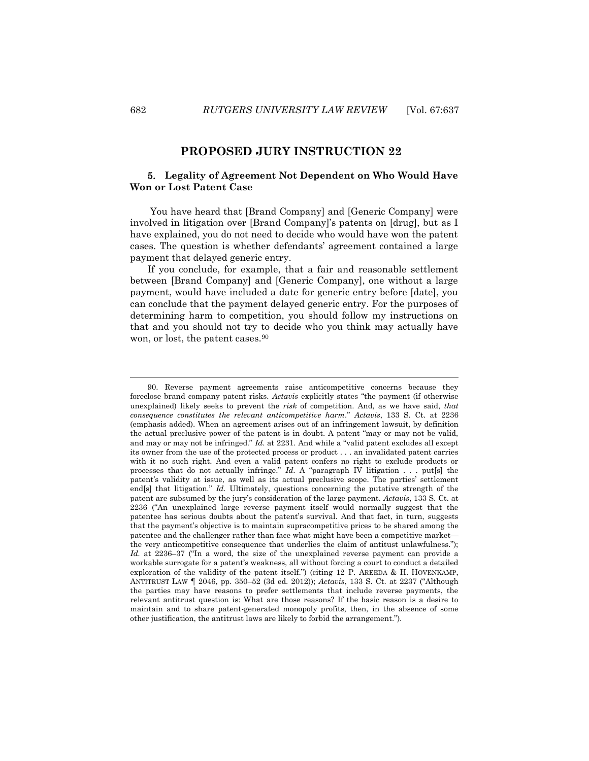## PROPOSED JURY INSTRUCTION 22

### 5. Legality of Agreement Not Dependent on Who Would Have Won or Lost Patent Case

You have heard that [Brand Company] and [Generic Company] were involved in litigation over [Brand Company]'s patents on [drug], but as I have explained, you do not need to decide who would have won the patent cases. The question is whether defendants' agreement contained a large payment that delayed generic entry.

If you conclude, for example, that a fair and reasonable settlement between [Brand Company] and [Generic Company], one without a large payment, would have included a date for generic entry before [date], you can conclude that the payment delayed generic entry. For the purposes of determining harm to competition, you should follow my instructions on that and you should not try to decide who you think may actually have won, or lost, the patent cases.[90]

---

90. Reverse payment agreements raise anticompetitive concerns because they foreclose brand company patent risks. *Actavis* explicitly states "the payment (if otherwise unexplained) likely seeks to prevent the *risk* of competition. And, as we have said, *that consequence constitutes the relevant anticompetitive harm*." *Actavis*, 133 S. Ct. at 2236 (emphasis added). When an agreement arises out of an infringement lawsuit, by definition the actual preclusive power of the patent is in doubt. A patent "may or may not be valid, and may or may not be infringed." *Id.* at 2231. And while a "valid patent excludes all except its owner from the use of the protected process or product . . . an invalidated patent carries with it no such right. And even a valid patent confers no right to exclude products or processes that do not actually infringe." *Id.* A "paragraph IV litigation . . . put[s] the patent's validity at issue, as well as its actual preclusive scope. The parties' settlement end[s] that litigation." *Id.* Ultimately, questions concerning the putative strength of the patent are subsumed by the jury's consideration of the large payment. *Actavis*, 133 S. Ct. at 2236 ("An unexplained large reverse payment itself would normally suggest that the patentee has serious doubts about the patent's survival. And that fact, in turn, suggests that the payment's objective is to maintain supracompetitive prices to be shared among the patentee and the challenger rather than face what might have been a competitive market—the very anticompetitive consequence that underlies the claim of antitust unlawfulness."); *Id.* at 2236–37 ("In a word, the size of the unexplained reverse payment can provide a workable surrogate for a patent's weakness, all without forcing a court to conduct a detailed exploration of the validity of the patent itself.") (citing 12 P. AREEDA & H. HOVENKAMP, ANTITRUST LAW ¶ 2046, pp. 350–52 (3d ed. 2012)); *Actavis*, 133 S. Ct. at 2237 ("Although the parties may have reasons to prefer settlements that include reverse payments, the relevant antitrust question is: What are those reasons? If the basic reason is a desire to maintain and to share patent-generated monopoly profits, then, in the absence of some other justification, the antitrust laws are likely to forbid the arrangement.").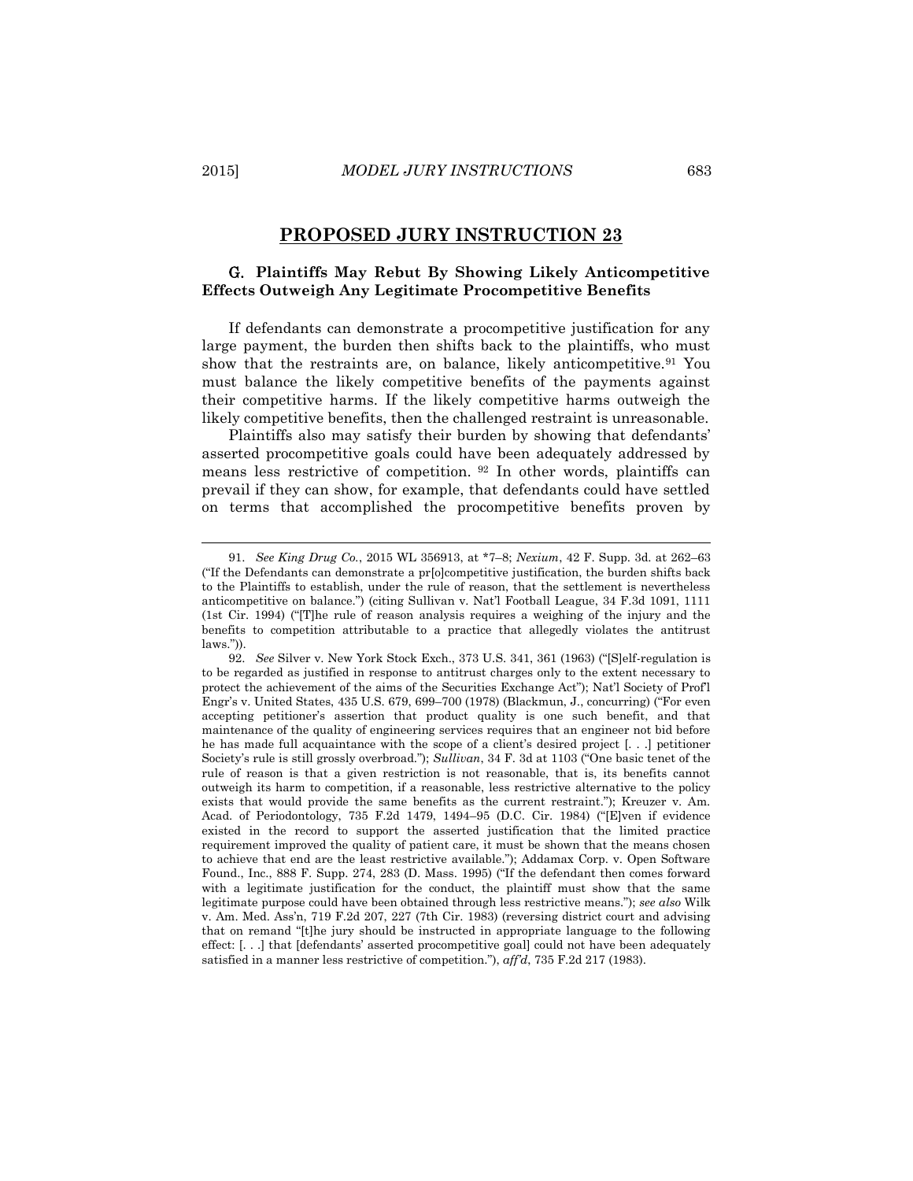## PROPOSED JURY INSTRUCTION 23

### G. Plaintiffs May Rebut By Showing Likely Anticompetitive Effects Outweigh Any Legitimate Procompetitive Benefits

If defendants can demonstrate a procompetitive justification for any large payment, the burden then shifts back to the plaintiffs, who must show that the restraints are, on balance, likely anticompetitive.[91] You must balance the likely competitive benefits of the payments against their competitive harms. If the likely competitive harms outweigh the likely competitive benefits, then the challenged restraint is unreasonable.

Plaintiffs also may satisfy their burden by showing that defendants' asserted procompetitive goals could have been adequately addressed by means less restrictive of competition. [92] In other words, plaintiffs can prevail if they can show, for example, that defendants could have settled on terms that accomplished the procompetitive benefits proven by

---

91. *See King Drug Co.*, 2015 WL 356913, at *7–8; *Nexium*, 42 F. Supp. 3d. at 262–63 ("If the Defendants can demonstrate a pr[o]competitive justification, the burden shifts back to the Plaintiffs to establish, under the rule of reason, that the settlement is nevertheless anticompetitive on balance.") (citing Sullivan v. Nat'l Football League, 34 F.3d 1091, 1111 (1st Cir. 1994) ("[T]he rule of reason analysis requires a weighing of the injury and the benefits to competition attributable to a practice that allegedly violates the antitrust laws.")).

92. *See* Silver v. New York Stock Exch., 373 U.S. 341, 361 (1963) ("[S]elf-regulation is to be regarded as justified in response to antitrust charges only to the extent necessary to protect the achievement of the aims of the Securities Exchange Act"); Nat'l Society of Prof'l Engr's v. United States, 435 U.S. 679, 699–700 (1978) (Blackmun, J., concurring) ("For even accepting petitioner's assertion that product quality is one such benefit, and that maintenance of the quality of engineering services requires that an engineer not bid before he has made full acquaintance with the scope of a client's desired project [. . .] petitioner Society's rule is still grossly overbroad."); *Sullivan*, 34 F. 3d at 1103 ("One basic tenet of the rule of reason is that a given restriction is not reasonable, that is, its benefits cannot outweigh its harm to competition, if a reasonable, less restrictive alternative to the policy exists that would provide the same benefits as the current restraint."); Kreuzer v. Am. Acad. of Periodontology, 735 F.2d 1479, 1494–95 (D.C. Cir. 1984) ("[E]ven if evidence existed in the record to support the asserted justification that the limited practice requirement improved the quality of patient care, it must be shown that the means chosen to achieve that end are the least restrictive available."); Addamax Corp. v. Open Software Found., Inc., 888 F. Supp. 274, 283 (D. Mass. 1995) ("If the defendant then comes forward with a legitimate justification for the conduct, the plaintiff must show that the same legitimate purpose could have been obtained through less restrictive means."); *see also* Wilk v. Am. Med. Ass'n, 719 F.2d 207, 227 (7th Cir. 1983) (reversing district court and advising that on remand "[t]he jury should be instructed in appropriate language to the following effect: [. . .] that [defendants' asserted procompetitive goal] could not have been adequately satisfied in a manner less restrictive of competition."), *aff'd*, 735 F.2d 217 (1983).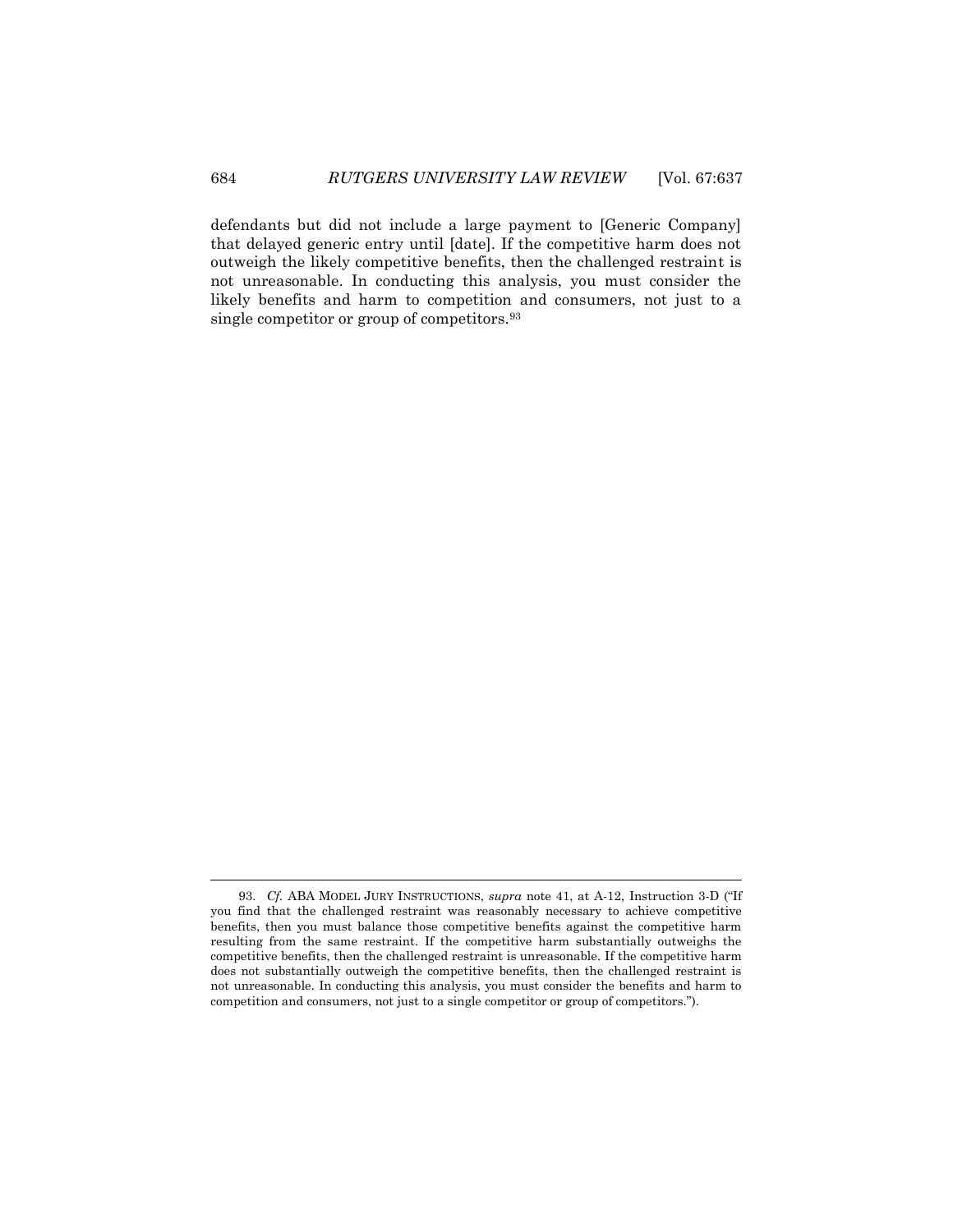defendants but did not include a large payment to [Generic Company] that delayed generic entry until [date]. If the competitive harm does not outweigh the likely competitive benefits, then the challenged restraint is not unreasonable. In conducting this analysis, you must consider the likely benefits and harm to competition and consumers, not just to a single competitor or group of competitors.[93]

---

93. *Cf.* ABA MODEL JURY INSTRUCTIONS, *supra* note 41, at A-12, Instruction 3-D ("If you find that the challenged restraint was reasonably necessary to achieve competitive benefits, then you must balance those competitive benefits against the competitive harm resulting from the same restraint. If the competitive harm substantially outweighs the competitive benefits, then the challenged restraint is unreasonable. If the competitive harm does not substantially outweigh the competitive benefits, then the challenged restraint is not unreasonable. In conducting this analysis, you must consider the benefits and harm to competition and consumers, not just to a single competitor or group of competitors.").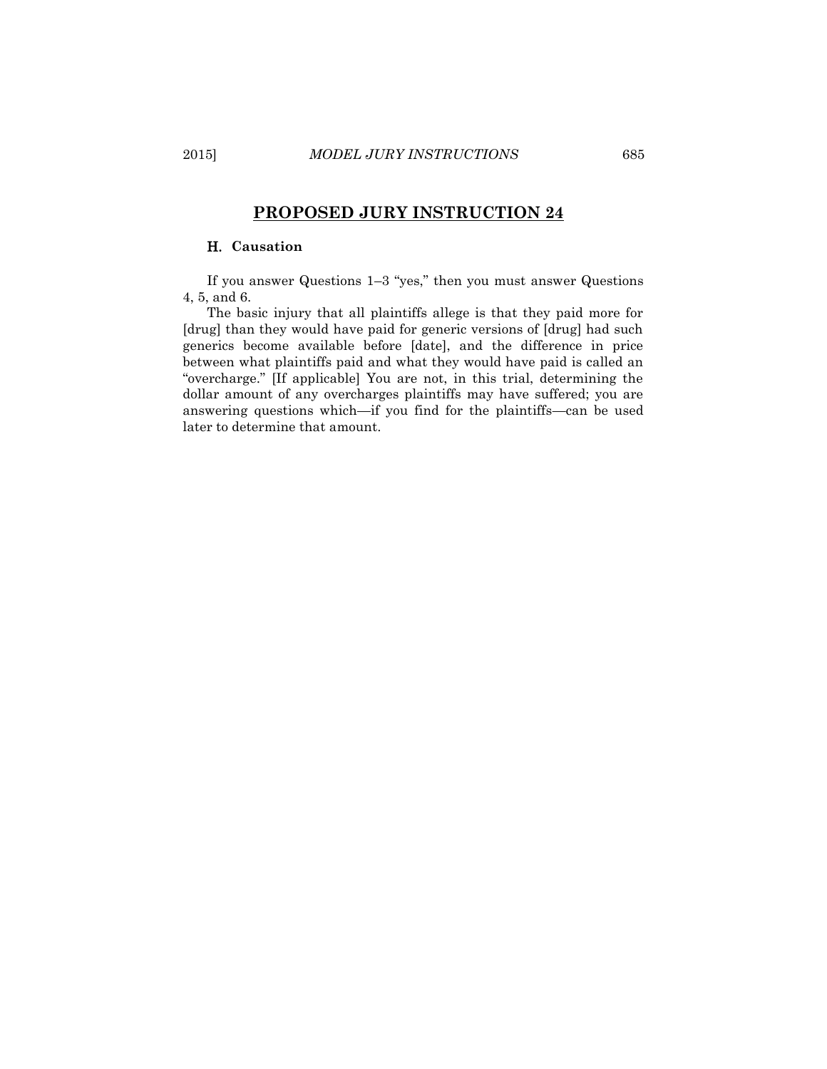## PROPOSED JURY INSTRUCTION 24

### H. Causation

If you answer Questions 1–3 “yes,” then you must answer Questions 4, 5, and 6.

The basic injury that all plaintiffs allege is that they paid more for [drug] than they would have paid for generic versions of [drug] had such generics become available before [date], and the difference in price between what plaintiffs paid and what they would have paid is called an “overcharge.” [If applicable] You are not, in this trial, determining the dollar amount of any overcharges plaintiffs may have suffered; you are answering questions which—if you find for the plaintiffs—can be used later to determine that amount.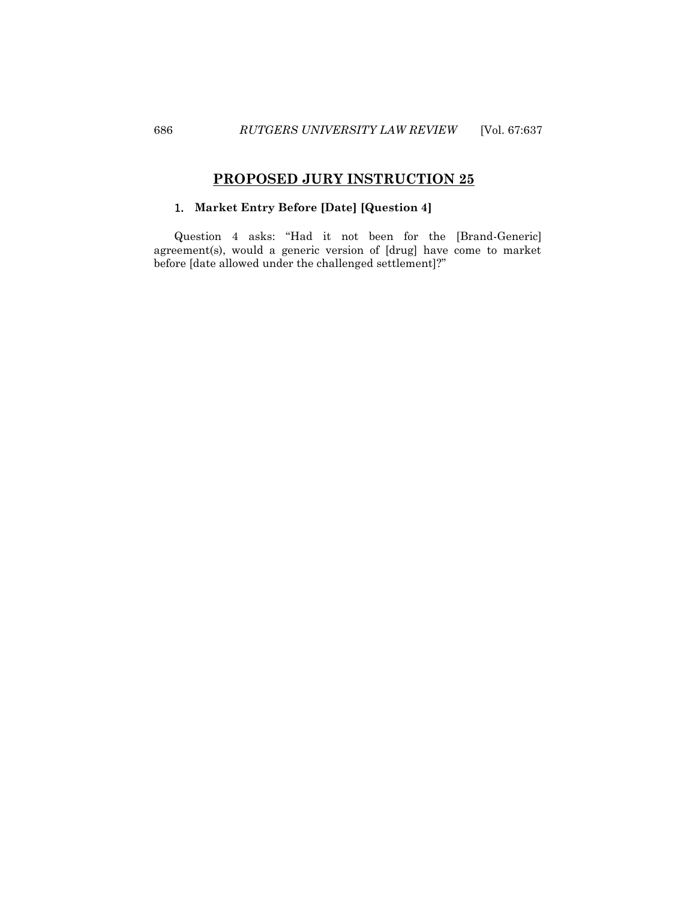## PROPOSED JURY INSTRUCTION 25

### 1. Market Entry Before [Date] [Question 4]

Question 4 asks: "Had it not been for the [Brand-Generic] agreement(s), would a generic version of [drug] have come to market before [date allowed under the challenged settlement]?"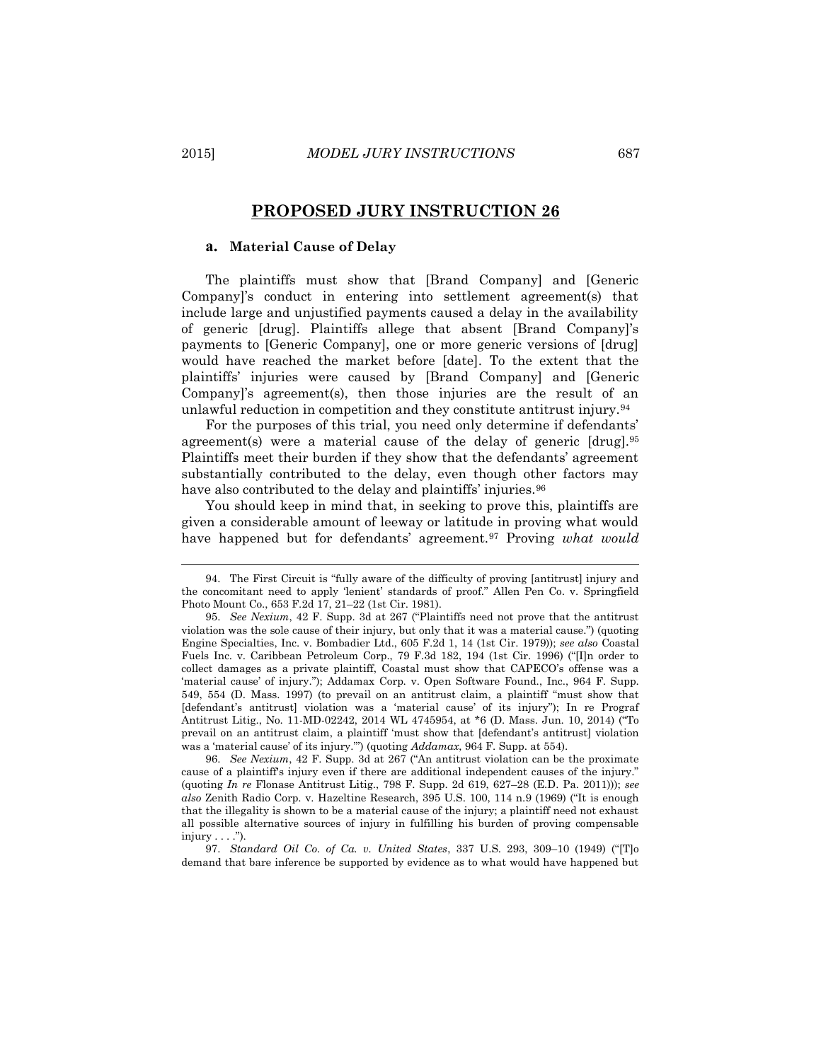## PROPOSED JURY INSTRUCTION 26

### a. Material Cause of Delay

The plaintiffs must show that [Brand Company] and [Generic Company]'s conduct in entering into settlement agreement(s) that include large and unjustified payments caused a delay in the availability of generic [drug]. Plaintiffs allege that absent [Brand Company]'s payments to [Generic Company], one or more generic versions of [drug] would have reached the market before [date]. To the extent that the plaintiffs' injuries were caused by [Brand Company] and [Generic Company]'s agreement(s), then those injuries are the result of an unlawful reduction in competition and they constitute antitrust injury.[94]

For the purposes of this trial, you need only determine if defendants' agreement(s) were a material cause of the delay of generic [drug].[95] Plaintiffs meet their burden if they show that the defendants' agreement substantially contributed to the delay, even though other factors may have also contributed to the delay and plaintiffs' injuries.[96]

You should keep in mind that, in seeking to prove this, plaintiffs are given a considerable amount of leeway or latitude in proving what would have happened but for defendants' agreement.[97] Proving *what would*

---

94. The First Circuit is "fully aware of the difficulty of proving [antitrust] injury and the concomitant need to apply 'lenient' standards of proof." Allen Pen Co. v. Springfield Photo Mount Co., 653 F.2d 17, 21–22 (1st Cir. 1981).

95. *See Nexium*, 42 F. Supp. 3d at 267 ("Plaintiffs need not prove that the antitrust violation was the sole cause of their injury, but only that it was a material cause.") (quoting Engine Specialties, Inc. v. Bombadier Ltd., 605 F.2d 1, 14 (1st Cir. 1979)); *see also* Coastal Fuels Inc. v. Caribbean Petroleum Corp., 79 F.3d 182, 194 (1st Cir. 1996) ("[I]n order to collect damages as a private plaintiff, Coastal must show that CAPECO's offense was a 'material cause' of injury."); Addamax Corp. v. Open Software Found., Inc., 964 F. Supp. 549, 554 (D. Mass. 1997) (to prevail on an antitrust claim, a plaintiff "must show that [defendant's antitrust] violation was a 'material cause' of its injury"); In re Prograf Antitrust Litig., No. 11-MD-02242, 2014 WL 4745954, at *6 (D. Mass. Jun. 10, 2014) ("To prevail on an antitrust claim, a plaintiff 'must show that [defendant's antitrust] violation was a 'material cause' of its injury.'") (quoting *Addamax*, 964 F. Supp. at 554).

96. *See Nexium*, 42 F. Supp. 3d at 267 ("An antitrust violation can be the proximate cause of a plaintiff's injury even if there are additional independent causes of the injury." (quoting *In re* Flonase Antitrust Litig., 798 F. Supp. 2d 619, 627–28 (E.D. Pa. 2011))); *see also* Zenith Radio Corp. v. Hazeltine Research, 395 U.S. 100, 114 n.9 (1969) ("It is enough that the illegality is shown to be a material cause of the injury; a plaintiff need not exhaust all possible alternative sources of injury in fulfilling his burden of proving compensable injury . . . .").

97. *Standard Oil Co. of Ca. v. United States*, 337 U.S. 293, 309–10 (1949) ("[T]o demand that bare inference be supported by evidence as to what would have happened but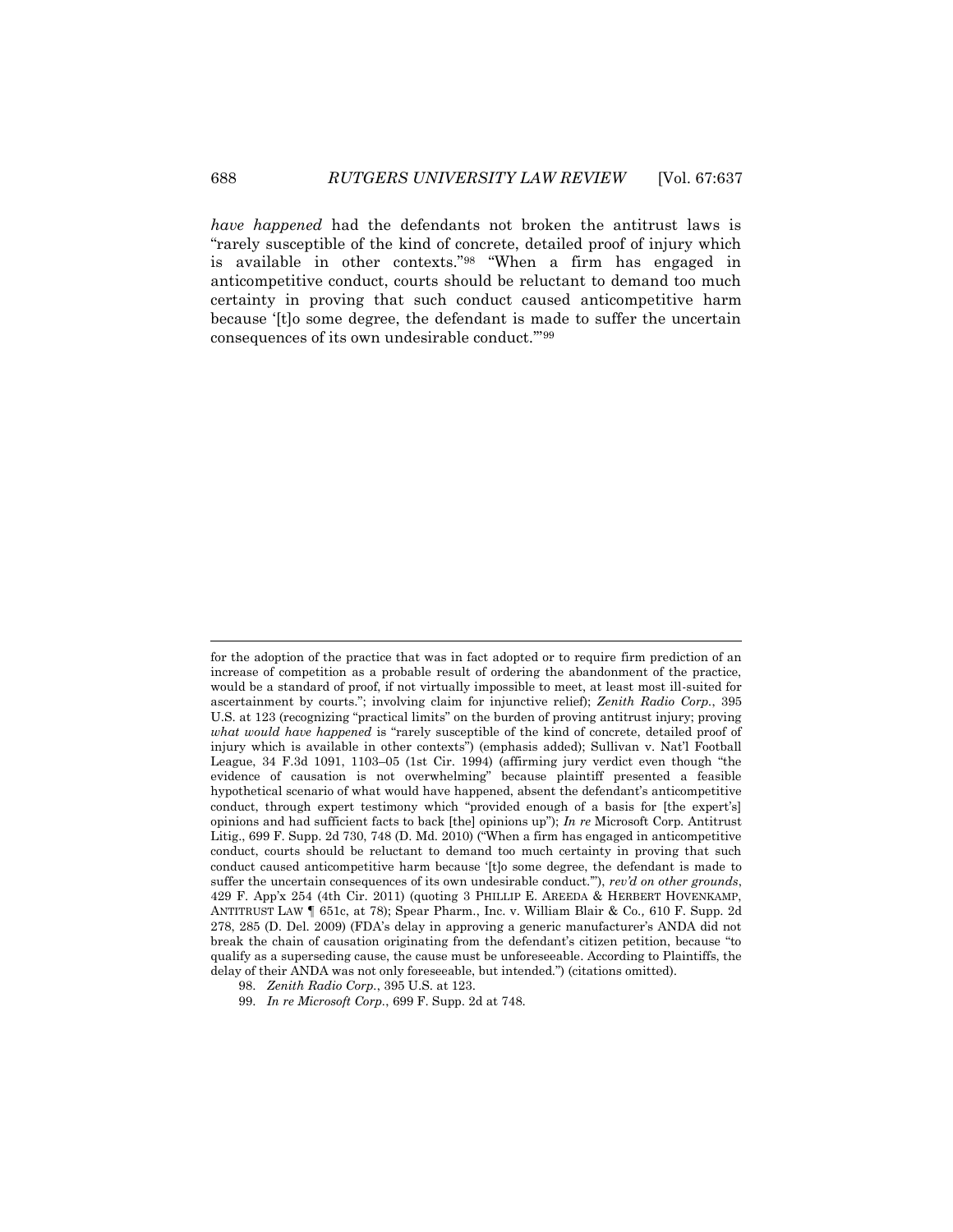*have happened* had the defendants not broken the antitrust laws is "rarely susceptible of the kind of concrete, detailed proof of injury which is available in other contexts."[98] "When a firm has engaged in anticompetitive conduct, courts should be reluctant to demand too much certainty in proving that such conduct caused anticompetitive harm because '[t]o some degree, the defendant is made to suffer the uncertain consequences of its own undesirable conduct.'"[99]

---

for the adoption of the practice that was in fact adopted or to require firm prediction of an increase of competition as a probable result of ordering the abandonment of the practice, would be a standard of proof, if not virtually impossible to meet, at least most ill-suited for ascertainment by courts."; involving claim for injunctive relief); *Zenith Radio Corp.*, 395 U.S. at 123 (recognizing "practical limits" on the burden of proving antitrust injury; proving *what would have happened* is "rarely susceptible of the kind of concrete, detailed proof of injury which is available in other contexts") (emphasis added); Sullivan v. Nat'l Football League, 34 F.3d 1091, 1103–05 (1st Cir. 1994) (affirming jury verdict even though "the evidence of causation is not overwhelming" because plaintiff presented a feasible hypothetical scenario of what would have happened, absent the defendant's anticompetitive conduct, through expert testimony which "provided enough of a basis for [the expert's] opinions and had sufficient facts to back [the] opinions up"); *In re* Microsoft Corp. Antitrust Litig., 699 F. Supp. 2d 730, 748 (D. Md. 2010) ("When a firm has engaged in anticompetitive conduct, courts should be reluctant to demand too much certainty in proving that such conduct caused anticompetitive harm because '[t]o some degree, the defendant is made to suffer the uncertain consequences of its own undesirable conduct.'"), *rev'd on other grounds*, 429 F. App'x 254 (4th Cir. 2011) (quoting 3 PHILLIP E. AREEDA & HERBERT HOVENKAMP, ANTITRUST LAW ¶ 651c, at 78); Spear Pharm., Inc. v. William Blair & Co*.,* 610 F. Supp. 2d 278, 285 (D. Del. 2009) (FDA's delay in approving a generic manufacturer's ANDA did not break the chain of causation originating from the defendant's citizen petition, because "to qualify as a superseding cause, the cause must be unforeseeable. According to Plaintiffs, the delay of their ANDA was not only foreseeable, but intended.") (citations omitted).

98. *Zenith Radio Corp.*, 395 U.S. at 123.

99. *In re Microsoft Corp.*, 699 F. Supp. 2d at 748.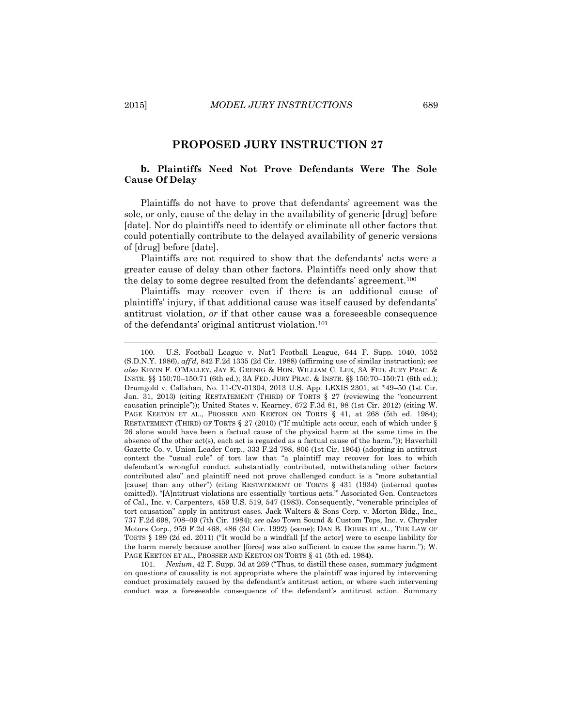## PROPOSED JURY INSTRUCTION 27

**b. Plaintiffs Need Not Prove Defendants Were The Sole Cause Of Delay**

Plaintiffs do not have to prove that defendants' agreement was the sole, or only, cause of the delay in the availability of generic [drug] before [date]. Nor do plaintiffs need to identify or eliminate all other factors that could potentially contribute to the delayed availability of generic versions of [drug] before [date].

Plaintiffs are not required to show that the defendants' acts were a greater cause of delay than other factors. Plaintiffs need only show that the delay to some degree resulted from the defendants' agreement.[100]

Plaintiffs may recover even if there is an additional cause of plaintiffs' injury, if that additional cause was itself caused by defendants' antitrust violation, *or* if that other cause was a foreseeable consequence of the defendants' original antitrust violation.[101]

---

100. U.S. Football League v. Nat'l Football League, 644 F. Supp. 1040, 1052 (S.D.N.Y. 1986), *aff'd*, 842 F.2d 1335 (2d Cir. 1988) (affirming use of similar instruction); *see also* KEVIN F. O'MALLEY, JAY E. GRENIG & HON. WILLIAM C. LEE, 3A FED. JURY PRAC. & INSTR. §§ 150:70–150:71 (6th ed.); 3A FED. JURY PRAC. & INSTR. §§ 150:70–150:71 (6th ed.); Drumgold v. Callahan, No. 11-CV-01304, 2013 U.S. App. LEXIS 2301, at *49–50 (1st Cir. Jan. 31, 2013) (citing RESTATEMENT (THIRD) OF TORTS § 27 (reviewing the "concurrent causation principle")); United States v. Kearney, 672 F.3d 81, 98 (1st Cir. 2012) (citing W. PAGE KEETON ET AL., PROSSER AND KEETON ON TORTS § 41, at 268 (5th ed. 1984); RESTATEMENT (THIRD) OF TORTS § 27 (2010) ("If multiple acts occur, each of which under § 26 alone would have been a factual cause of the physical harm at the same time in the absence of the other act(s), each act is regarded as a factual cause of the harm.")); Haverhill Gazette Co. v. Union Leader Corp., 333 F.2d 798, 806 (1st Cir. 1964) (adopting in antitrust context the "usual rule" of tort law that "a plaintiff may recover for loss to which defendant's wrongful conduct substantially contributed, notwithstanding other factors contributed also" and plaintiff need not prove challenged conduct is a "more substantial [cause] than any other") (citing RESTATEMENT OF TORTS § 431 (1934) (internal quotes omitted)). "[A]ntitrust violations are essentially 'tortious acts.'" Associated Gen. Contractors of Cal., Inc. v. Carpenters, 459 U.S. 519, 547 (1983). Consequently, "venerable principles of tort causation" apply in antitrust cases. Jack Walters & Sons Corp. v. Morton Bldg., Inc., 737 F.2d 698, 708–09 (7th Cir. 1984); *see also* Town Sound & Custom Tops, Inc. v. Chrysler Motors Corp., 959 F.2d 468, 486 (3d Cir. 1992) (same); DAN B. DOBBS ET AL., THE LAW OF TORTS § 189 (2d ed. 2011) ("It would be a windfall [if the actor] were to escape liability for the harm merely because another [force] was also sufficient to cause the same harm."); W. PAGE KEETON ET AL., PROSSER AND KEETON ON TORTS § 41 (5th ed. 1984).

101. *Nexium*, 42 F. Supp. 3d at 269 ("Thus, to distill these cases, summary judgment on questions of causality is not appropriate where the plaintiff was injured by intervening conduct proximately caused by the defendant's antitrust action, or where such intervening conduct was a foreseeable consequence of the defendant's antitrust action. Summary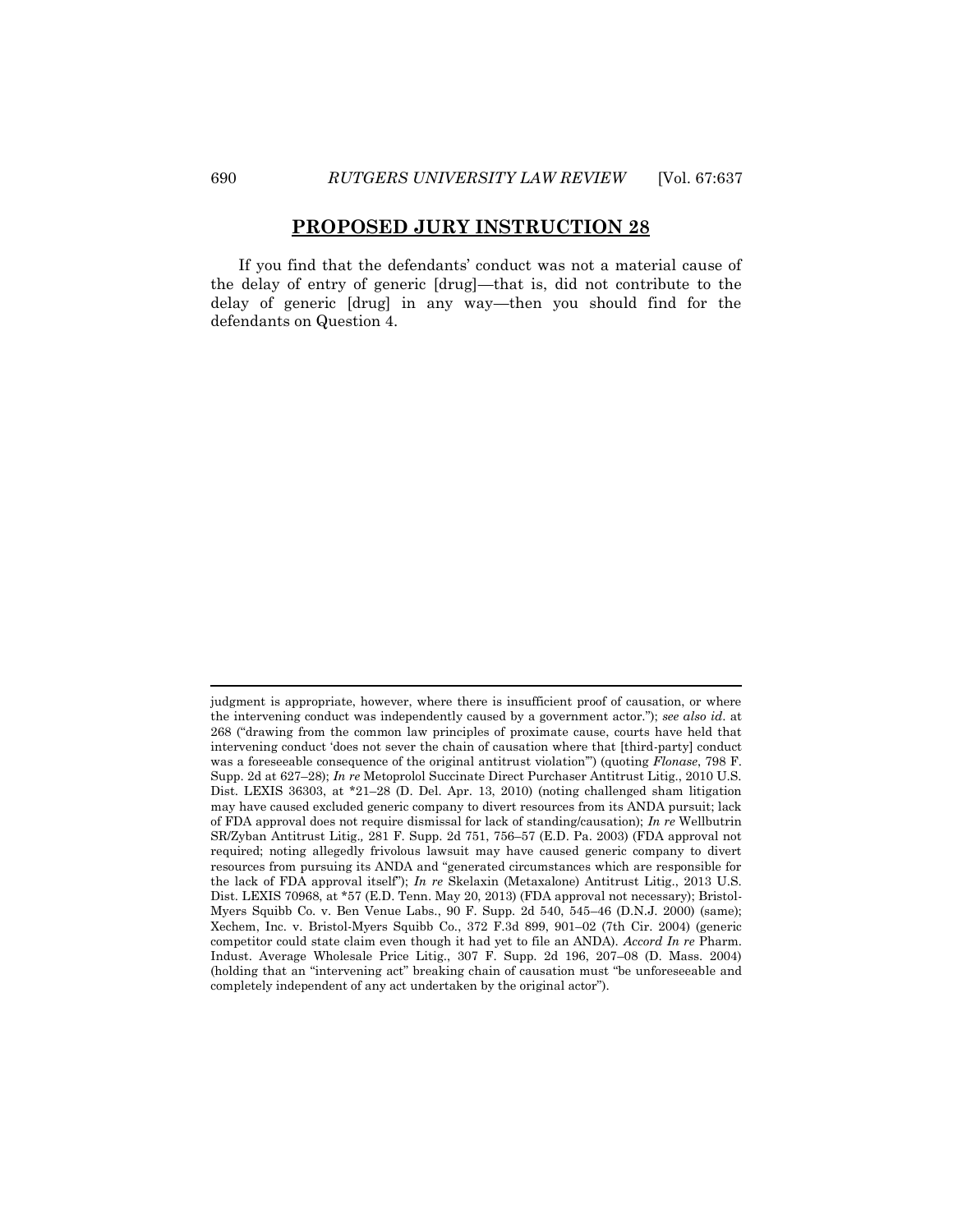## PROPOSED JURY INSTRUCTION 28

If you find that the defendants' conduct was not a material cause of the delay of entry of generic [drug]—that is, did not contribute to the delay of generic [drug] in any way—then you should find for the defendants on Question 4.

---

judgment is appropriate, however, where there is insufficient proof of causation, or where the intervening conduct was independently caused by a government actor."); *see also id.* at 268 ("drawing from the common law principles of proximate cause, courts have held that intervening conduct 'does not sever the chain of causation where that [third-party] conduct was a foreseeable consequence of the original antitrust violation'") (quoting *Flonase*, 798 F. Supp. 2d at 627–28); *In re* Metoprolol Succinate Direct Purchaser Antitrust Litig., 2010 U.S. Dist. LEXIS 36303, at *21–28 (D. Del. Apr. 13, 2010) (noting challenged sham litigation may have caused excluded generic company to divert resources from its ANDA pursuit; lack of FDA approval does not require dismissal for lack of standing/causation); *In re* Wellbutrin SR/Zyban Antitrust Litig., 281 F. Supp. 2d 751, 756–57 (E.D. Pa. 2003) (FDA approval not required; noting allegedly frivolous lawsuit may have caused generic company to divert resources from pursuing its ANDA and "generated circumstances which are responsible for the lack of FDA approval itself"); *In re* Skelaxin (Metaxalone) Antitrust Litig., 2013 U.S. Dist. LEXIS 70968, at *57 (E.D. Tenn. May 20, 2013) (FDA approval not necessary); Bristol-Myers Squibb Co. v. Ben Venue Labs., 90 F. Supp. 2d 540, 545–46 (D.N.J. 2000) (same); Xechem, Inc. v. Bristol-Myers Squibb Co., 372 F.3d 899, 901–02 (7th Cir. 2004) (generic competitor could state claim even though it had yet to file an ANDA). *Accord In re* Pharm. Indust. Average Wholesale Price Litig., 307 F. Supp. 2d 196, 207–08 (D. Mass. 2004) (holding that an "intervening act" breaking chain of causation must "be unforeseeable and completely independent of any act undertaken by the original actor").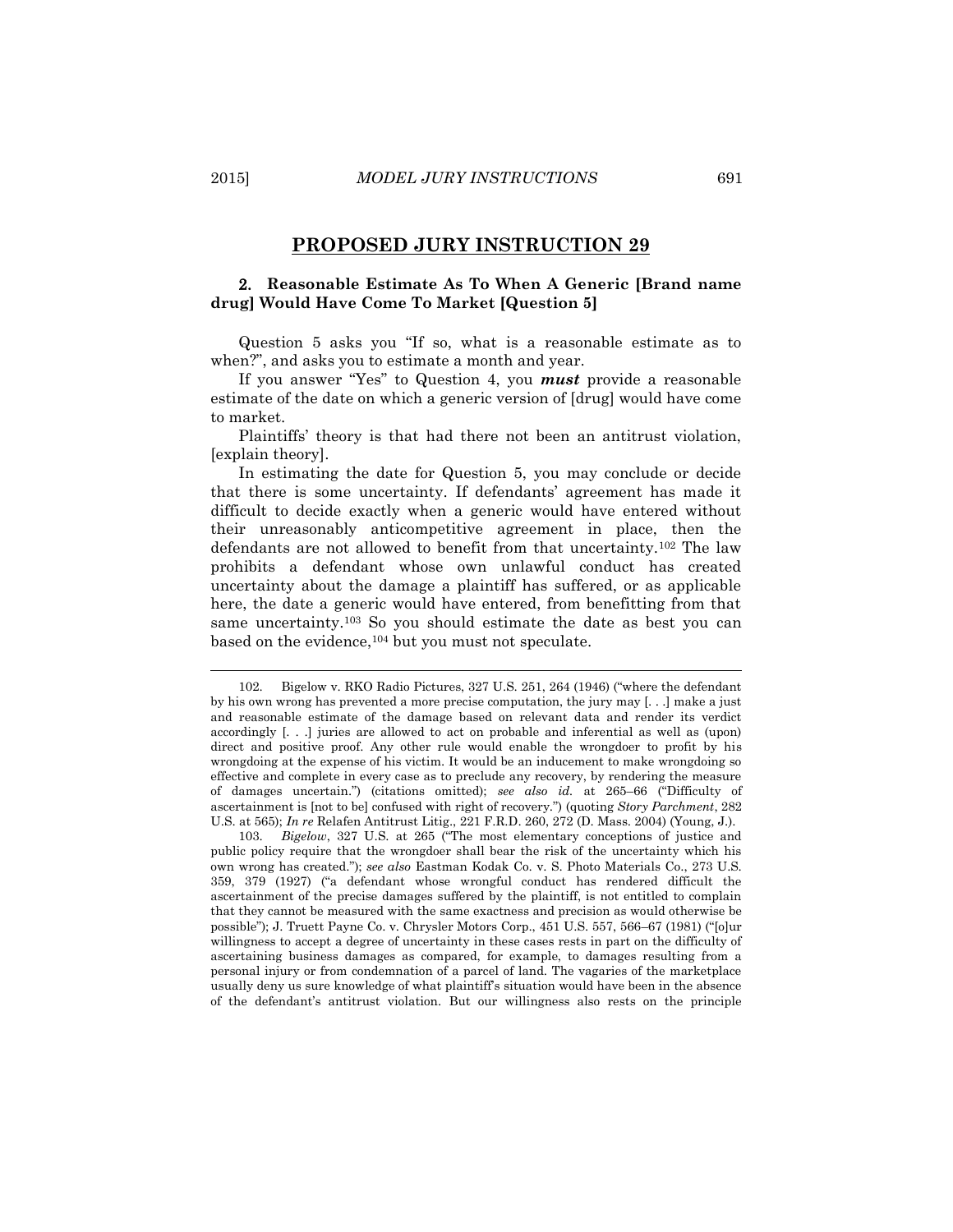## PROPOSED JURY INSTRUCTION 29

### 2. Reasonable Estimate As To When A Generic [Brand name drug] Would Have Come To Market [Question 5]

Question 5 asks you "If so, what is a reasonable estimate as to when?", and asks you to estimate a month and year.

If you answer "Yes" to Question 4, you ***must*** provide a reasonable estimate of the date on which a generic version of [drug] would have come to market.

Plaintiffs' theory is that had there not been an antitrust violation, [explain theory].

In estimating the date for Question 5, you may conclude or decide that there is some uncertainty. If defendants' agreement has made it difficult to decide exactly when a generic would have entered without their unreasonably anticompetitive agreement in place, then the defendants are not allowed to benefit from that uncertainty.[102] The law prohibits a defendant whose own unlawful conduct has created uncertainty about the damage a plaintiff has suffered, or as applicable here, the date a generic would have entered, from benefitting from that same uncertainty.[103] So you should estimate the date as best you can based on the evidence,[104] but you must not speculate.

---

102. Bigelow v. RKO Radio Pictures, 327 U.S. 251, 264 (1946) ("where the defendant by his own wrong has prevented a more precise computation, the jury may [. . .] make a just and reasonable estimate of the damage based on relevant data and render its verdict accordingly [. . .] juries are allowed to act on probable and inferential as well as (upon) direct and positive proof. Any other rule would enable the wrongdoer to profit by his wrongdoing at the expense of his victim. It would be an inducement to make wrongdoing so effective and complete in every case as to preclude any recovery, by rendering the measure of damages uncertain.") (citations omitted); *see also id.* at 265–66 ("Difficulty of ascertainment is [not to be] confused with right of recovery.") (quoting *Story Parchment*, 282 U.S. at 565); *In re* Relafen Antitrust Litig., 221 F.R.D. 260, 272 (D. Mass. 2004) (Young, J.).

103. *Bigelow*, 327 U.S. at 265 ("The most elementary conceptions of justice and public policy require that the wrongdoer shall bear the risk of the uncertainty which his own wrong has created."); *see also* Eastman Kodak Co. v. S. Photo Materials Co., 273 U.S. 359, 379 (1927) ("a defendant whose wrongful conduct has rendered difficult the ascertainment of the precise damages suffered by the plaintiff, is not entitled to complain that they cannot be measured with the same exactness and precision as would otherwise be possible"); J. Truett Payne Co. v. Chrysler Motors Corp., 451 U.S. 557, 566–67 (1981) ("[o]ur willingness to accept a degree of uncertainty in these cases rests in part on the difficulty of ascertaining business damages as compared, for example, to damages resulting from a personal injury or from condemnation of a parcel of land. The vagaries of the marketplace usually deny us sure knowledge of what plaintiff's situation would have been in the absence of the defendant's antitrust violation. But our willingness also rests on the principle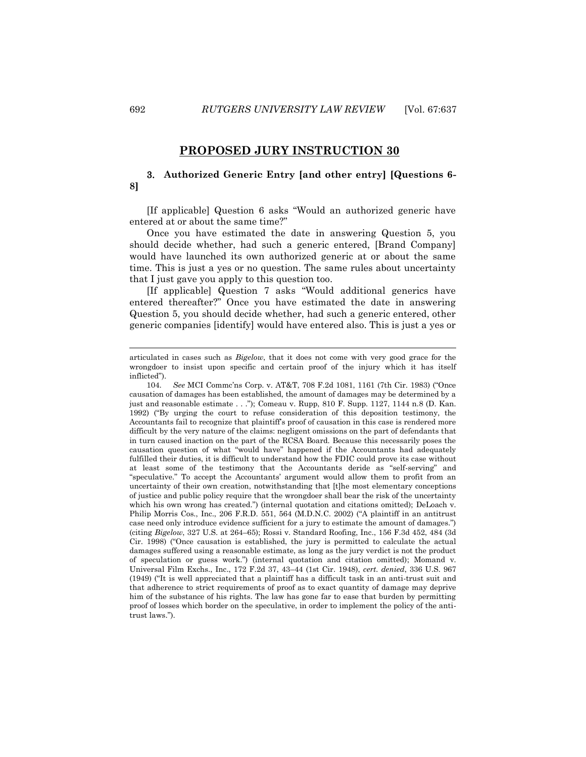## PROPOSED JURY INSTRUCTION 30

### 3. Authorized Generic Entry [and other entry] [Questions 6-8]

[If applicable] Question 6 asks "Would an authorized generic have entered at or about the same time?"

Once you have estimated the date in answering Question 5, you should decide whether, had such a generic entered, [Brand Company] would have launched its own authorized generic at or about the same time. This is just a yes or no question. The same rules about uncertainty that I just gave you apply to this question too.

[If applicable] Question 7 asks "Would additional generics have entered thereafter?" Once you have estimated the date in answering Question 5, you should decide whether, had such a generic entered, other generic companies [identify] would have entered also. This is just a yes or

---

articulated in cases such as *Bigelow*, that it does not come with very good grace for the wrongdoer to insist upon specific and certain proof of the injury which it has itself inflicted").

104. *See* MCI Commc'ns Corp. v. AT&T, 708 F.2d 1081, 1161 (7th Cir. 1983) ("Once causation of damages has been established, the amount of damages may be determined by a just and reasonable estimate . . ."); Comeau v. Rupp, 810 F. Supp. 1127, 1144 n.8 (D. Kan. 1992) ("By urging the court to refuse consideration of this deposition testimony, the Accountants fail to recognize that plaintiff's proof of causation in this case is rendered more difficult by the very nature of the claims: negligent omissions on the part of defendants that in turn caused inaction on the part of the RCSA Board. Because this necessarily poses the causation question of what "would have" happened if the Accountants had adequately fulfilled their duties, it is difficult to understand how the FDIC could prove its case without at least some of the testimony that the Accountants deride as "self-serving" and "speculative." To accept the Accountants' argument would allow them to profit from an uncertainty of their own creation, notwithstanding that [t]he most elementary conceptions of justice and public policy require that the wrongdoer shall bear the risk of the uncertainty which his own wrong has created.") (internal quotation and citations omitted); DeLoach v. Philip Morris Cos., Inc., 206 F.R.D. 551, 564 (M.D.N.C. 2002) ("A plaintiff in an antitrust case need only introduce evidence sufficient for a jury to estimate the amount of damages.") (citing *Bigelow*, 327 U.S. at 264–65); Rossi v. Standard Roofing, Inc., 156 F.3d 452, 484 (3d Cir. 1998) ("Once causation is established, the jury is permitted to calculate the actual damages suffered using a reasonable estimate, as long as the jury verdict is not the product of speculation or guess work.") (internal quotation and citation omitted); Momand v. Universal Film Exchs., Inc., 172 F.2d 37, 43–44 (1st Cir. 1948), *cert. denied*, 336 U.S. 967 (1949) ("It is well appreciated that a plaintiff has a difficult task in an anti-trust suit and that adherence to strict requirements of proof as to exact quantity of damage may deprive him of the substance of his rights. The law has gone far to ease that burden by permitting proof of losses which border on the speculative, in order to implement the policy of the anti-trust laws.").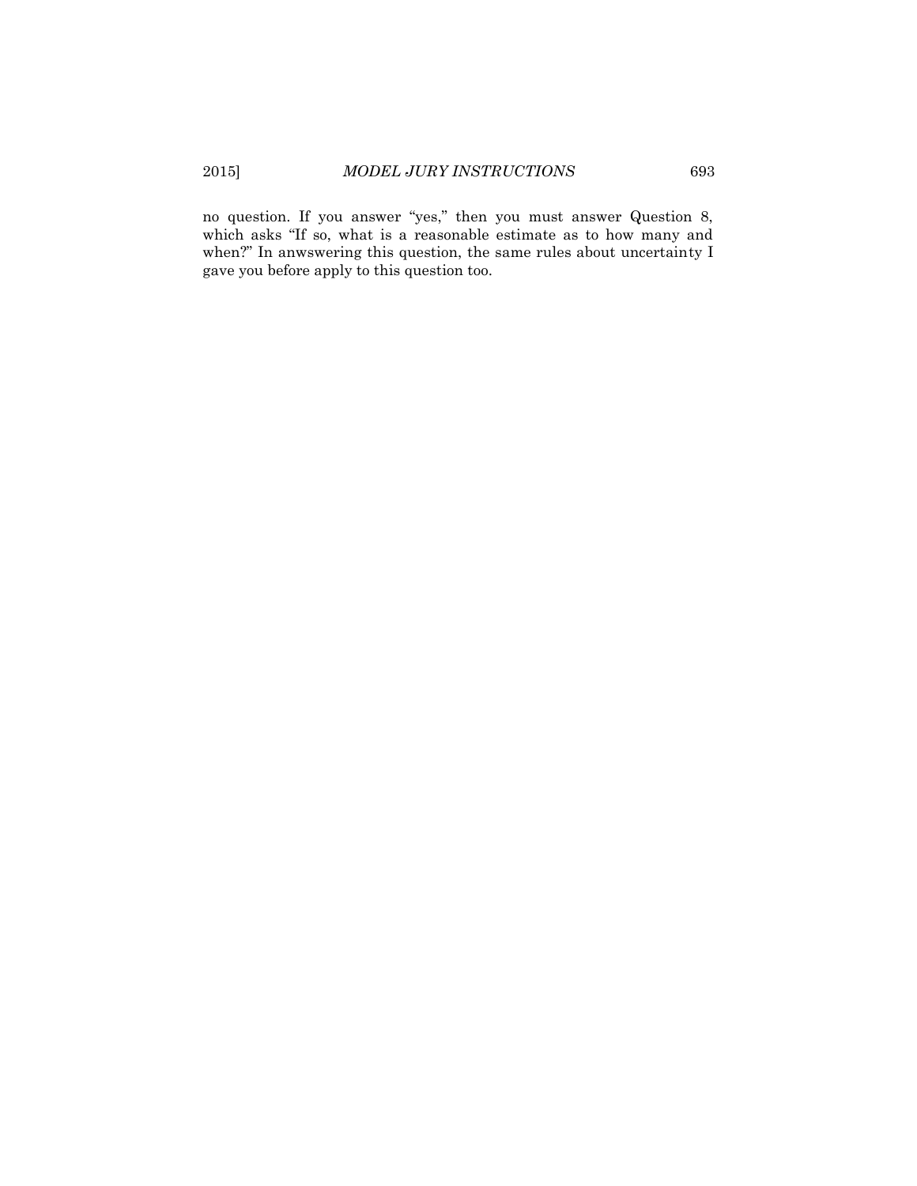no question. If you answer "yes," then you must answer Question 8, which asks "If so, what is a reasonable estimate as to how many and when?" In anwswering this question, the same rules about uncertainty I gave you before apply to this question too.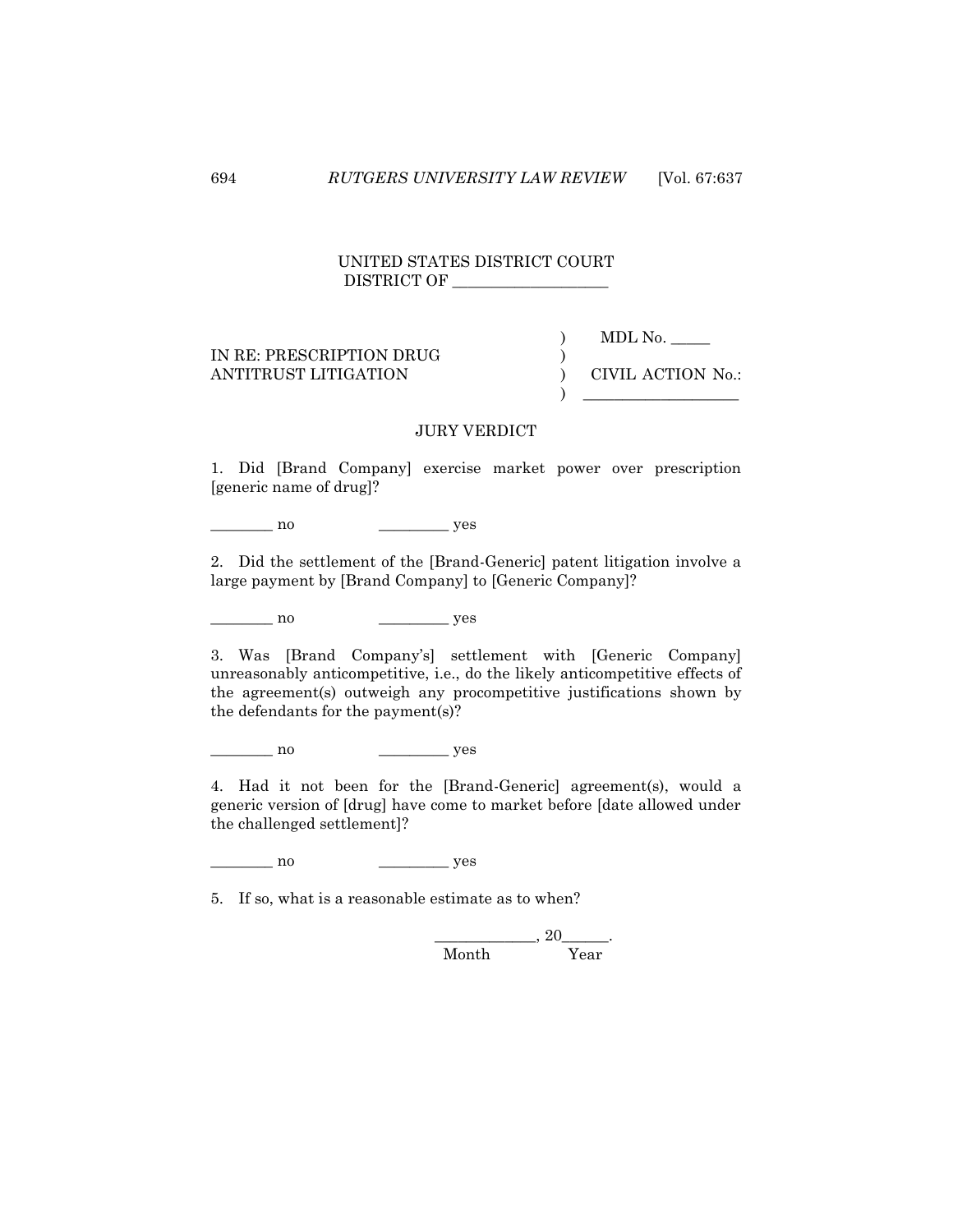UNITED STATES DISTRICT COURT
DISTRICT OF ___________________

| | | |
|---|---|---|
| IN RE: PRESCRIPTION DRUG ANTITRUST LITIGATION | ) ) ) ) | MDL No. _____ CIVIL ACTION No.: ___________________ |

JURY VERDICT

1. Did [Brand Company] exercise market power over prescription [generic name of drug]?

________ no                _________ yes

2. Did the settlement of the [Brand-Generic] patent litigation involve a large payment by [Brand Company] to [Generic Company]?

________ no                _________ yes

3. Was [Brand Company's] settlement with [Generic Company] unreasonably anticompetitive, i.e., do the likely anticompetitive effects of the agreement(s) outweigh any procompetitive justifications shown by the defendants for the payment(s)?

________ no                _________ yes

4. Had it not been for the [Brand-Generic] agreement(s), would a generic version of [drug] have come to market before [date allowed under the challenged settlement]?

________ no                _________ yes

5. If so, what is a reasonable estimate as to when?

_____________, 20______.
Month                Year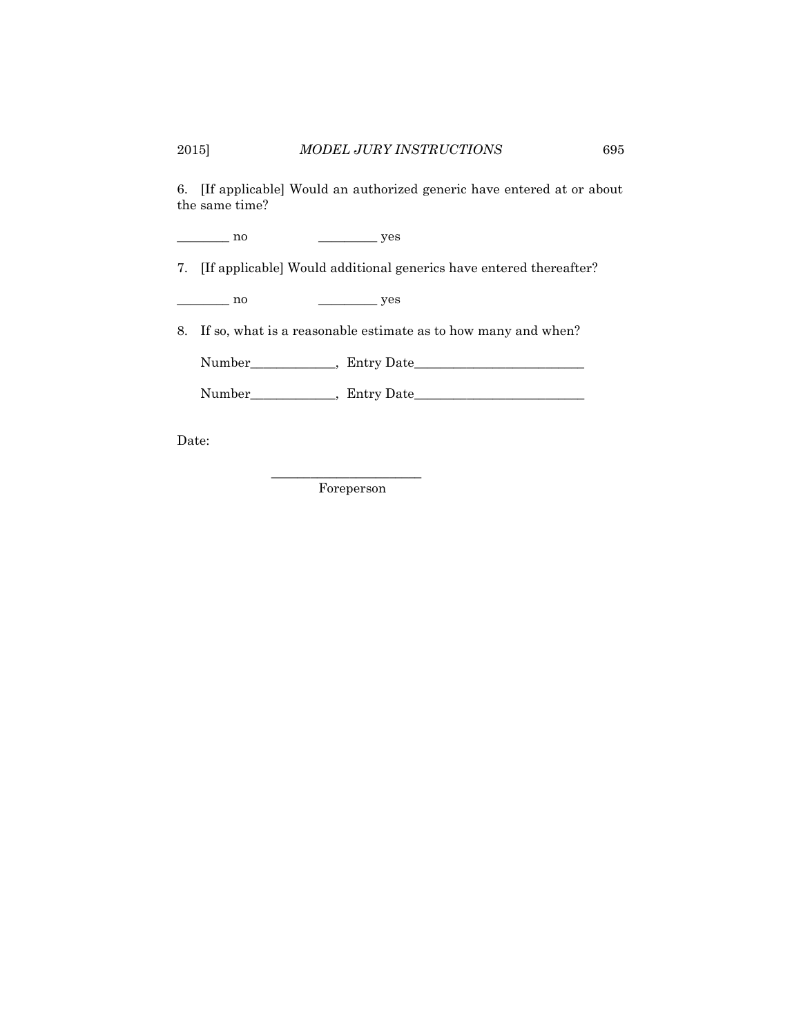6. [If applicable] Would an authorized generic have entered at or about the same time?

________ no                    _________ yes

7. [If applicable] Would additional generics have entered thereafter?

________ no                    _________ yes

8. If so, what is a reasonable estimate as to how many and when?

Number_____________, Entry Date__________________________

Number_____________, Entry Date__________________________

Date:

_______________________
Foreperson